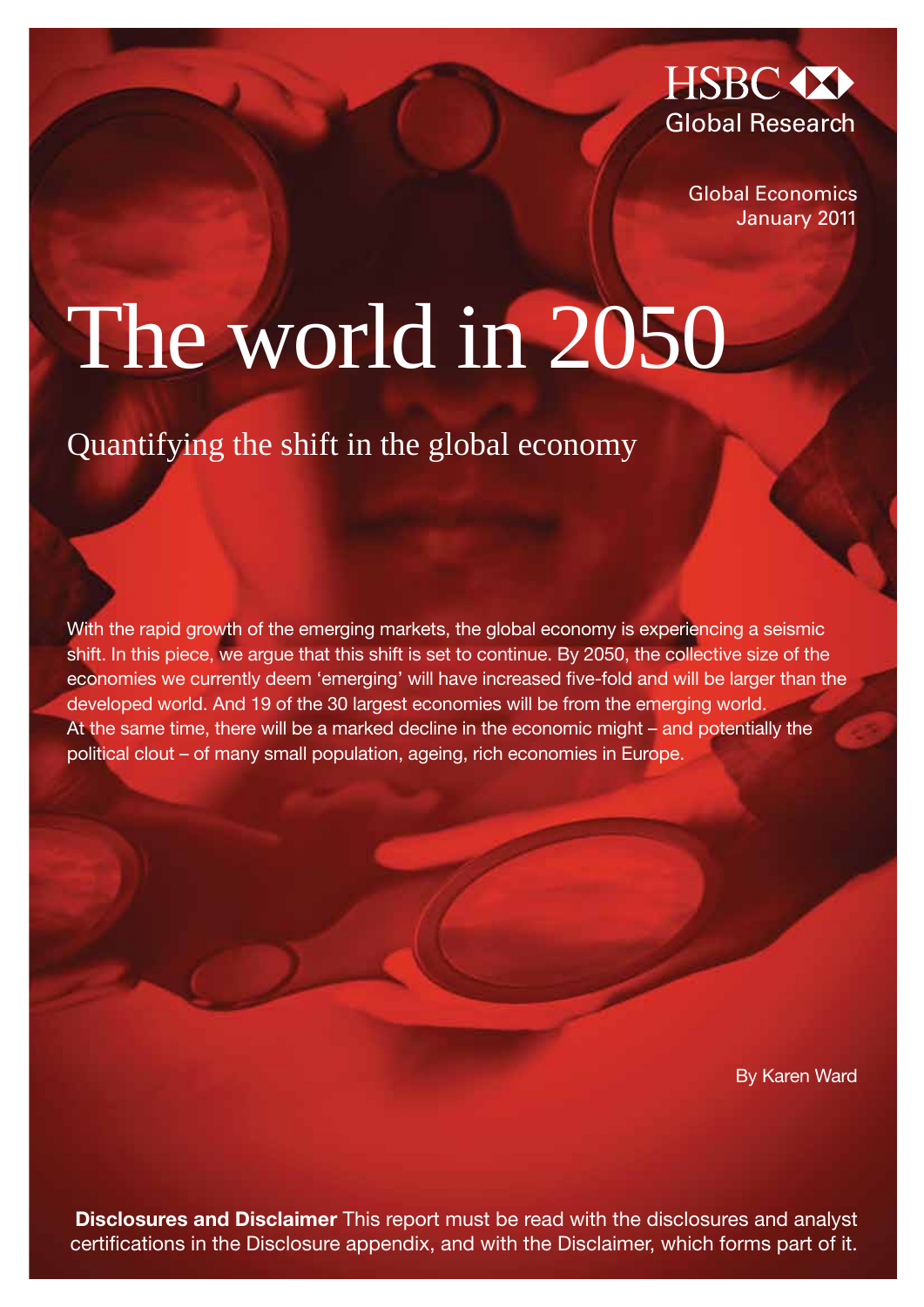HSBC
Global Research

Global Economics
January 2011

# The world in 2050

## Quantifying the shift in the global economy

With the rapid growth of the emerging markets, the global economy is experiencing a seismic shift. In this piece, we argue that this shift is set to continue. By 2050, the collective size of the economies we currently deem 'emerging' will have increased five-fold and will be larger than the developed world. And 19 of the 30 largest economies will be from the emerging world. At the same time, there will be a marked decline in the economic might – and potentially the political clout – of many small population, ageing, rich economies in Europe.

By Karen Ward

**Disclosures and Disclaimer** This report must be read with the disclosures and analyst certifications in the Disclosure appendix, and with the Disclaimer, which forms part of it.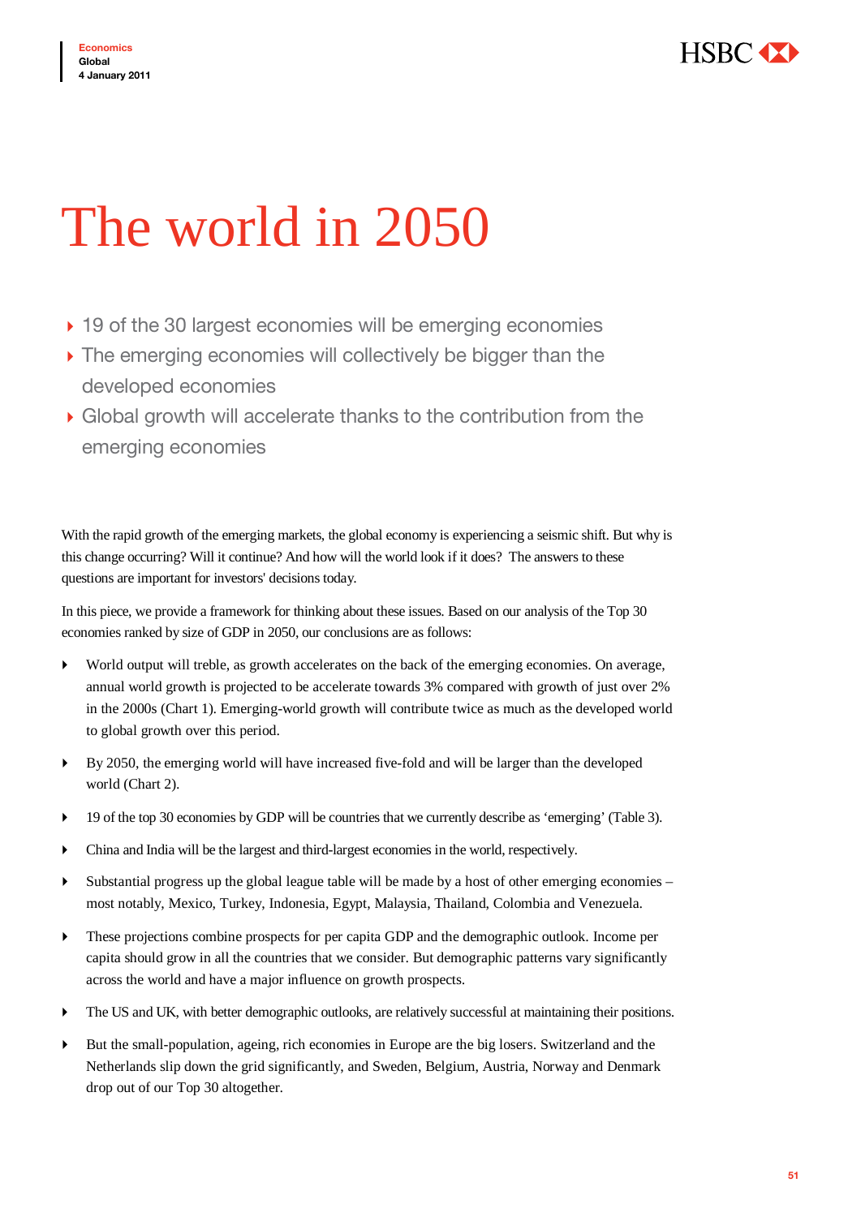# The world in 2050

- 19 of the 30 largest economies will be emerging economies
- The emerging economies will collectively be bigger than the developed economies
- Global growth will accelerate thanks to the contribution from the emerging economies

With the rapid growth of the emerging markets, the global economy is experiencing a seismic shift. But why is this change occurring? Will it continue? And how will the world look if it does? The answers to these questions are important for investors' decisions today.

In this piece, we provide a framework for thinking about these issues. Based on our analysis of the Top 30 economies ranked by size of GDP in 2050, our conclusions are as follows:

- World output will treble, as growth accelerates on the back of the emerging economies. On average, annual world growth is projected to be accelerate towards 3% compared with growth of just over 2% in the 2000s (Chart 1). Emerging-world growth will contribute twice as much as the developed world to global growth over this period.
- By 2050, the emerging world will have increased five-fold and will be larger than the developed world (Chart 2).
- 19 of the top 30 economies by GDP will be countries that we currently describe as 'emerging' (Table 3).
- China and India will be the largest and third-largest economies in the world, respectively.
- Substantial progress up the global league table will be made by a host of other emerging economies – most notably, Mexico, Turkey, Indonesia, Egypt, Malaysia, Thailand, Colombia and Venezuela.
- These projections combine prospects for per capita GDP and the demographic outlook. Income per capita should grow in all the countries that we consider. But demographic patterns vary significantly across the world and have a major influence on growth prospects.
- The US and UK, with better demographic outlooks, are relatively successful at maintaining their positions.
- But the small-population, ageing, rich economies in Europe are the big losers. Switzerland and the Netherlands slip down the grid significantly, and Sweden, Belgium, Austria, Norway and Denmark drop out of our Top 30 altogether.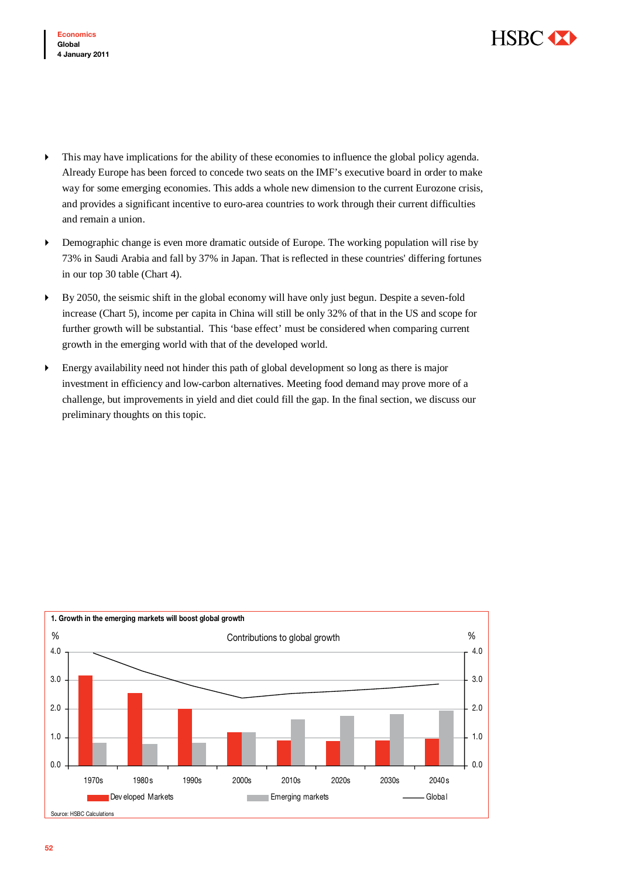- This may have implications for the ability of these economies to influence the global policy agenda. Already Europe has been forced to concede two seats on the IMF's executive board in order to make way for some emerging economies. This adds a whole new dimension to the current Eurozone crisis, and provides a significant incentive to euro-area countries to work through their current difficulties and remain a union.

- Demographic change is even more dramatic outside of Europe. The working population will rise by 73% in Saudi Arabia and fall by 37% in Japan. That is reflected in these countries' differing fortunes in our top 30 table (Chart 4).

- By 2050, the seismic shift in the global economy will have only just begun. Despite a seven-fold increase (Chart 5), income per capita in China will still be only 32% of that in the US and scope for further growth will be substantial. This 'base effect' must be considered when comparing current growth in the emerging world with that of the developed world.

- Energy availability need not hinder this path of global development so long as there is major investment in efficiency and low-carbon alternatives. Meeting food demand may prove more of a challenge, but improvements in yield and diet could fill the gap. In the final section, we discuss our preliminary thoughts on this topic.

**1. Growth in the emerging markets will boost global growth**

Contributions to global growth (%)

Legend: Developed Markets, Emerging markets, Global

Decades: 1970s, 1980s, 1990s, 2000s, 2010s, 2020s, 2030s, 2040s

Source: HSBC Calculations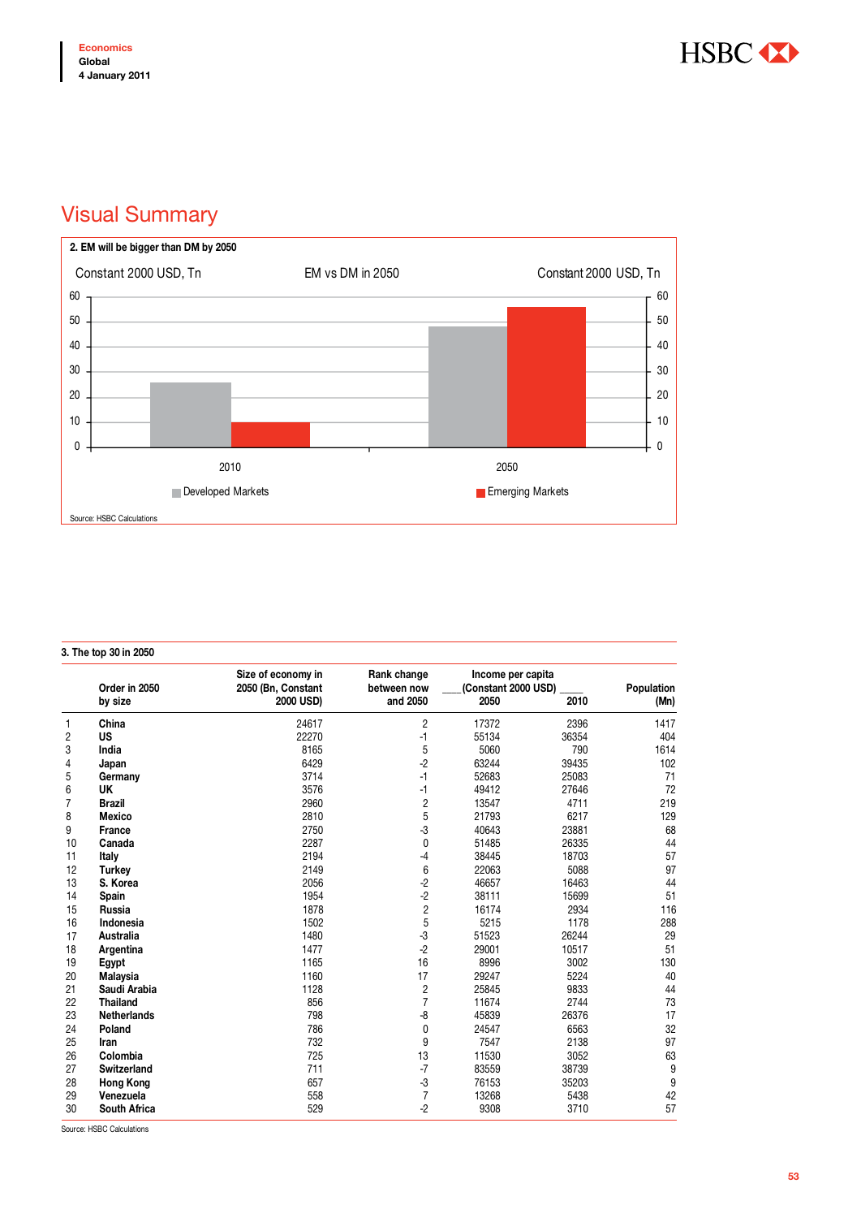# Visual Summary

**2. EM will be bigger than DM by 2050**

EM vs DM in 2050

Constant 2000 USD, Tn

| | Developed Markets | Emerging Markets |
|---|---|---|
| 2010 | ~26 | ~10 |
| 2050 | ~48 | ~56 |

Source: HSBC Calculations

**3. The top 30 in 2050**

| | Order in 2050 by size | Size of economy in 2050 (Bn, Constant 2000 USD) | Rank change between now and 2050 | Income per capita (Constant 2000 USD) 2050 | 2010 | Population (Mn) |
|---|---|---|---|---|---|---|
| 1 | **China** | 24617 | 2 | 17372 | 2396 | 1417 |
| 2 | **US** | 22270 | -1 | 55134 | 36354 | 404 |
| 3 | **India** | 8165 | 5 | 5060 | 790 | 1614 |
| 4 | **Japan** | 6429 | -2 | 63244 | 39435 | 102 |
| 5 | **Germany** | 3714 | -1 | 52683 | 25083 | 71 |
| 6 | **UK** | 3576 | -1 | 49412 | 27646 | 72 |
| 7 | **Brazil** | 2960 | 2 | 13547 | 4711 | 219 |
| 8 | **Mexico** | 2810 | 5 | 21793 | 6217 | 129 |
| 9 | **France** | 2750 | -3 | 40643 | 23881 | 68 |
| 10 | **Canada** | 2287 | 0 | 51485 | 26335 | 44 |
| 11 | **Italy** | 2194 | -4 | 38445 | 18703 | 57 |
| 12 | **Turkey** | 2149 | 6 | 22063 | 5088 | 97 |
| 13 | **S. Korea** | 2056 | -2 | 46657 | 16463 | 44 |
| 14 | **Spain** | 1954 | -2 | 38111 | 15699 | 51 |
| 15 | **Russia** | 1878 | 2 | 16174 | 2934 | 116 |
| 16 | **Indonesia** | 1502 | 5 | 5215 | 1178 | 288 |
| 17 | **Australia** | 1480 | -3 | 51523 | 26244 | 29 |
| 18 | **Argentina** | 1477 | -2 | 29001 | 10517 | 51 |
| 19 | **Egypt** | 1165 | 16 | 8996 | 3002 | 130 |
| 20 | **Malaysia** | 1160 | 17 | 29247 | 5224 | 40 |
| 21 | **Saudi Arabia** | 1128 | 2 | 25845 | 9833 | 44 |
| 22 | **Thailand** | 856 | 7 | 11674 | 2744 | 73 |
| 23 | **Netherlands** | 798 | -8 | 45839 | 26376 | 17 |
| 24 | **Poland** | 786 | 0 | 24547 | 6563 | 32 |
| 25 | **Iran** | 732 | 9 | 7547 | 2138 | 97 |
| 26 | **Colombia** | 725 | 13 | 11530 | 3052 | 63 |
| 27 | **Switzerland** | 711 | -7 | 83559 | 38739 | 9 |
| 28 | **Hong Kong** | 657 | -3 | 76153 | 35203 | 9 |
| 29 | **Venezuela** | 558 | 7 | 13268 | 5438 | 42 |
| 30 | **South Africa** | 529 | -2 | 9308 | 3710 | 57 |

Source: HSBC Calculations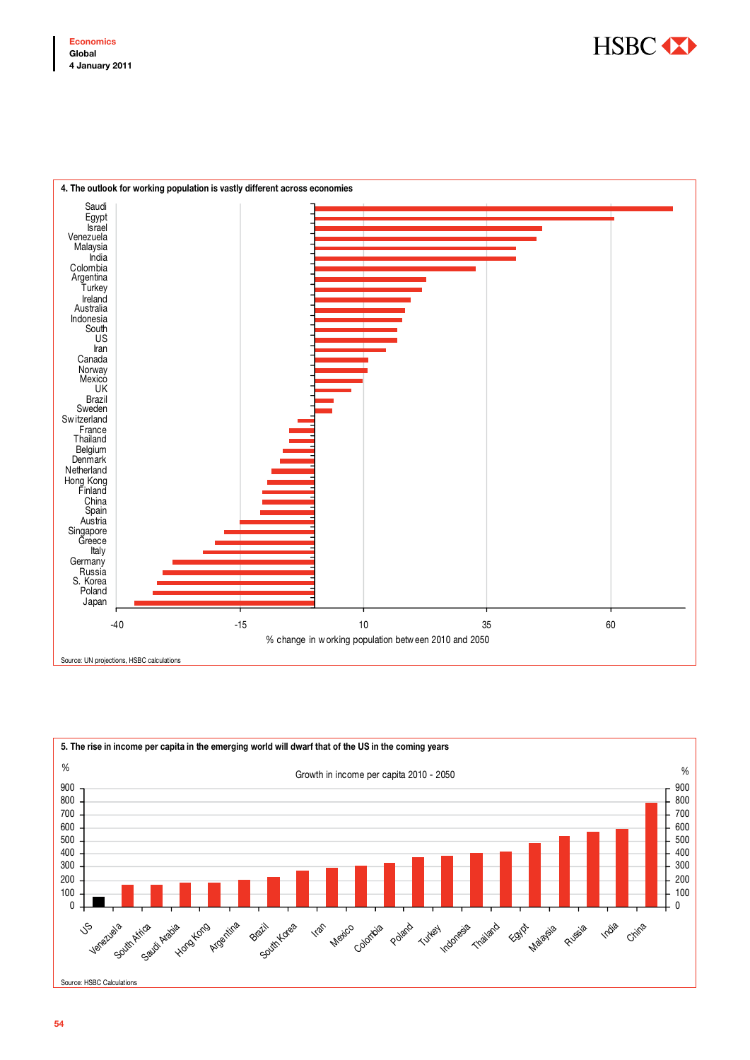**4. The outlook for working population is vastly different across economies**

Saudi, Egypt, Israel, Venezuela, Malaysia, India, Colombia, Argentina, Turkey, Ireland, Australia, Indonesia, South, US, Iran, Canada, Norway, Mexico, UK, Brazil, Sweden, Switzerland, France, Thailand, Belgium, Denmark, Netherland, Hong Kong, Finland, China, Spain, Austria, Singapore, Greece, Italy, Germany, Russia, S. Korea, Poland, Japan

-40 | -15 | 10 | 35 | 60

% change in working population between 2010 and 2050

Source: UN projections, HSBC calculations

**5. The rise in income per capita in the emerging world will dwarf that of the US in the coming years**

Growth in income per capita 2010 - 2050

% 0, 100, 200, 300, 400, 500, 600, 700, 800, 900

US, Venezuela, South Africa, Saudi Arabia, Hong Kong, Argentina, Brazil, South Korea, Iran, Mexico, Colombia, Poland, Turkey, Indonesia, Thailand, Egypt, Malaysia, Russia, India, China

Source: HSBC Calculations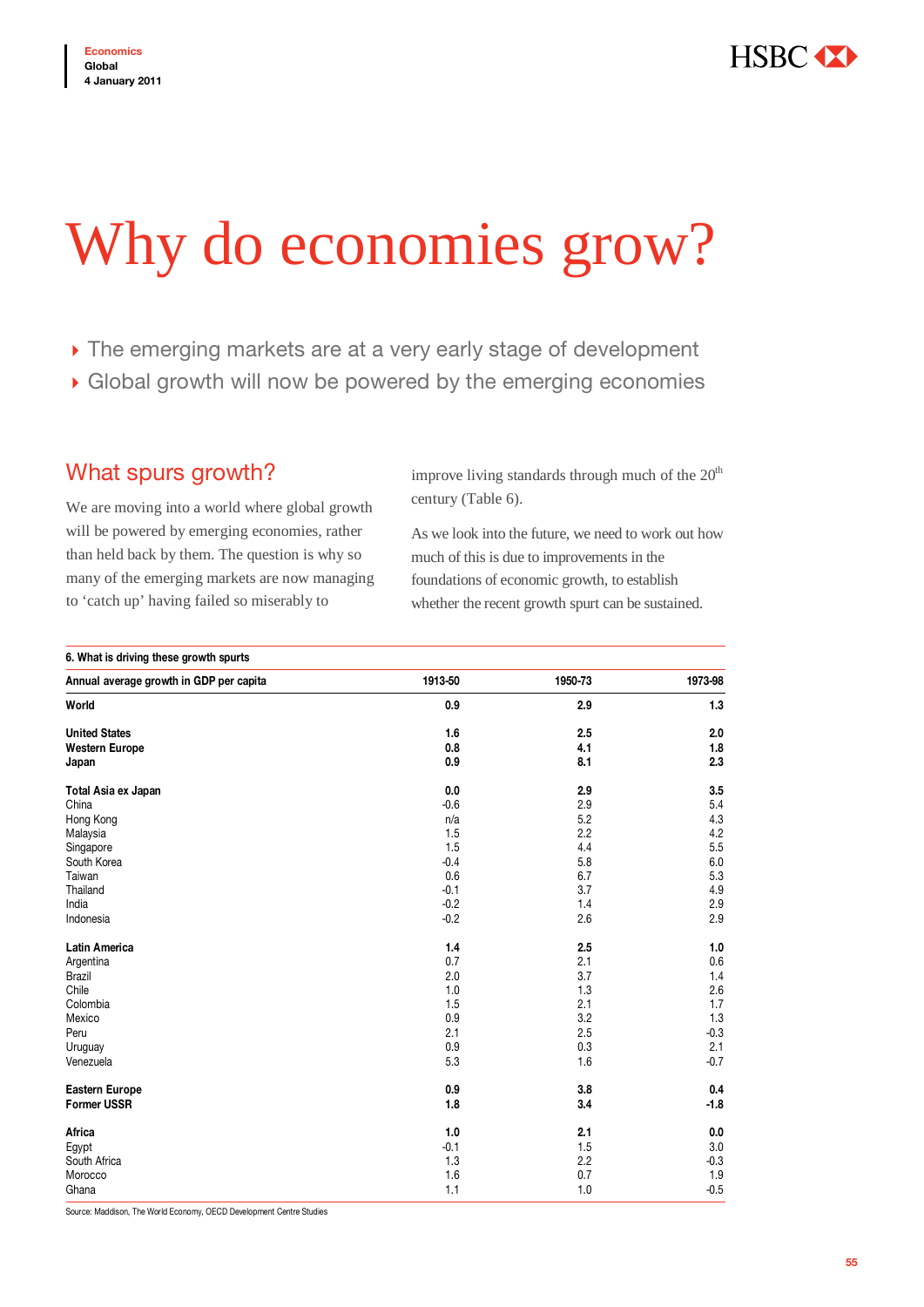# Why do economies grow?

- The emerging markets are at a very early stage of development
- Global growth will now be powered by the emerging economies

## What spurs growth?

We are moving into a world where global growth will be powered by emerging economies, rather than held back by them. The question is why so many of the emerging markets are now managing to 'catch up' having failed so miserably to improve living standards through much of the 20th century (Table 6).

As we look into the future, we need to work out how much of this is due to improvements in the foundations of economic growth, to establish whether the recent growth spurt can be sustained.

**6. What is driving these growth spurts**

| Annual average growth in GDP per capita | 1913-50 | 1950-73 | 1973-98 |
|---|---|---|---|
| **World** | **0.9** | **2.9** | **1.3** |
| **United States** | **1.6** | **2.5** | **2.0** |
| **Western Europe** | **0.8** | **4.1** | **1.8** |
| **Japan** | **0.9** | **8.1** | **2.3** |
| **Total Asia ex Japan** | **0.0** | **2.9** | **3.5** |
| China | -0.6 | 2.9 | 5.4 |
| Hong Kong | n/a | 5.2 | 4.3 |
| Malaysia | 1.5 | 2.2 | 4.2 |
| Singapore | 1.5 | 4.4 | 5.5 |
| South Korea | -0.4 | 5.8 | 6.0 |
| Taiwan | 0.6 | 6.7 | 5.3 |
| Thailand | -0.1 | 3.7 | 4.9 |
| India | -0.2 | 1.4 | 2.9 |
| Indonesia | -0.2 | 2.6 | 2.9 |
| **Latin America** | **1.4** | **2.5** | **1.0** |
| Argentina | 0.7 | 2.1 | 0.6 |
| Brazil | 2.0 | 3.7 | 1.4 |
| Chile | 1.0 | 1.3 | 2.6 |
| Colombia | 1.5 | 2.1 | 1.7 |
| Mexico | 0.9 | 3.2 | 1.3 |
| Peru | 2.1 | 2.5 | -0.3 |
| Uruguay | 0.9 | 0.3 | 2.1 |
| Venezuela | 5.3 | 1.6 | -0.7 |
| **Eastern Europe** | **0.9** | **3.8** | **0.4** |
| **Former USSR** | **1.8** | **3.4** | **-1.8** |
| **Africa** | **1.0** | **2.1** | **0.0** |
| Egypt | -0.1 | 1.5 | 3.0 |
| South Africa | 1.3 | 2.2 | -0.3 |
| Morocco | 1.6 | 0.7 | 1.9 |
| Ghana | 1.1 | 1.0 | -0.5 |

Source: Maddison, The World Economy, OECD Development Centre Studies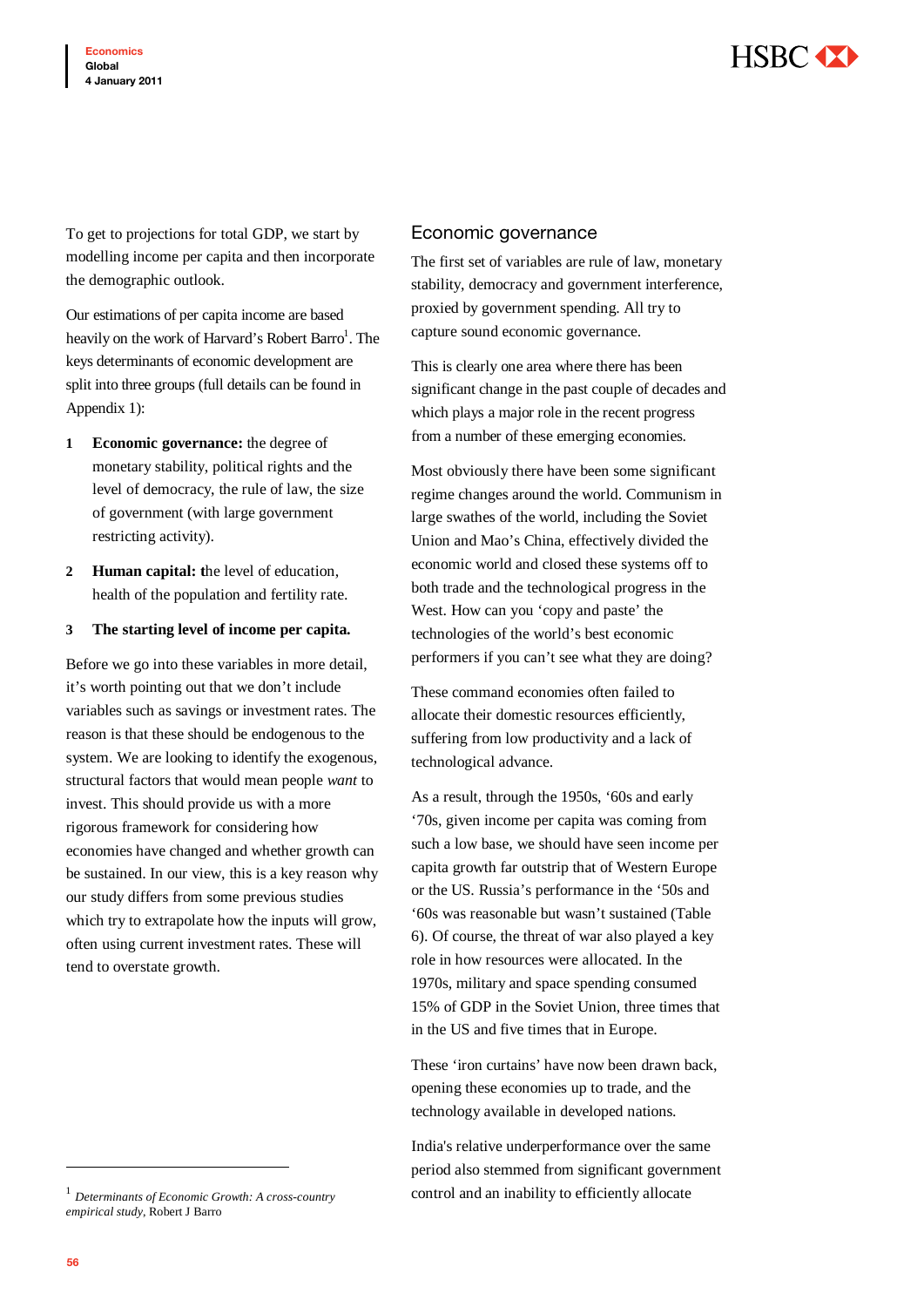To get to projections for total GDP, we start by modelling income per capita and then incorporate the demographic outlook.

Our estimations of per capita income are based heavily on the work of Harvard's Robert Barro[1]. The keys determinants of economic development are split into three groups (full details can be found in Appendix 1):

1. **Economic governance:** the degree of monetary stability, political rights and the level of democracy, the rule of law, the size of government (with large government restricting activity).
2. **Human capital:** the level of education, health of the population and fertility rate.
3. **The starting level of income per capita.**

Before we go into these variables in more detail, it's worth pointing out that we don't include variables such as savings or investment rates. The reason is that these should be endogenous to the system. We are looking to identify the exogenous, structural factors that would mean people *want* to invest. This should provide us with a more rigorous framework for considering how economies have changed and whether growth can be sustained. In our view, this is a key reason why our study differs from some previous studies which try to extrapolate how the inputs will grow, often using current investment rates. These will tend to overstate growth.

## Economic governance

The first set of variables are rule of law, monetary stability, democracy and government interference, proxied by government spending. All try to capture sound economic governance.

This is clearly one area where there has been significant change in the past couple of decades and which plays a major role in the recent progress from a number of these emerging economies.

Most obviously there have been some significant regime changes around the world. Communism in large swathes of the world, including the Soviet Union and Mao's China, effectively divided the economic world and closed these systems off to both trade and the technological progress in the West. How can you 'copy and paste' the technologies of the world's best economic performers if you can't see what they are doing?

These command economies often failed to allocate their domestic resources efficiently, suffering from low productivity and a lack of technological advance.

As a result, through the 1950s, '60s and early '70s, given income per capita was coming from such a low base, we should have seen income per capita growth far outstrip that of Western Europe or the US. Russia's performance in the '50s and '60s was reasonable but wasn't sustained (Table 6). Of course, the threat of war also played a key role in how resources were allocated. In the 1970s, military and space spending consumed 15% of GDP in the Soviet Union, three times that in the US and five times that in Europe.

These 'iron curtains' have now been drawn back, opening these economies up to trade, and the technology available in developed nations.

India's relative underperformance over the same period also stemmed from significant government control and an inability to efficiently allocate

[1] *Determinants of Economic Growth: A cross-country empirical study*, Robert J Barro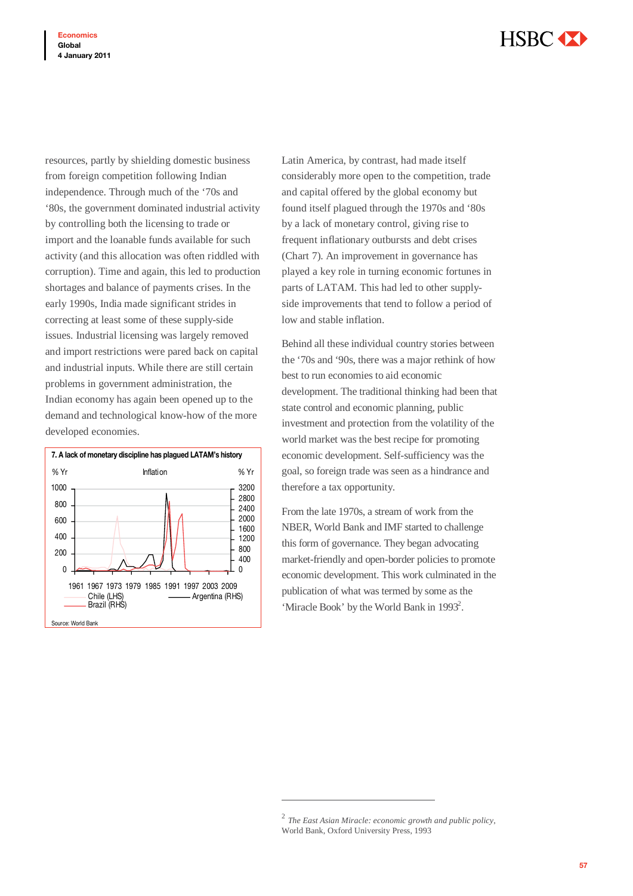resources, partly by shielding domestic business from foreign competition following Indian independence. Through much of the '70s and '80s, the government dominated industrial activity by controlling both the licensing to trade or import and the loanable funds available for such activity (and this allocation was often riddled with corruption). Time and again, this led to production shortages and balance of payments crises. In the early 1990s, India made significant strides in correcting at least some of these supply-side issues. Industrial licensing was largely removed and import restrictions were pared back on capital and industrial inputs. While there are still certain problems in government administration, the Indian economy has again been opened up to the demand and technological know-how of the more developed economies.

**7. A lack of monetary discipline has plagued LATAM's history**

Source: World Bank

Latin America, by contrast, had made itself considerably more open to the competition, trade and capital offered by the global economy but found itself plagued through the 1970s and '80s by a lack of monetary control, giving rise to frequent inflationary outbursts and debt crises (Chart 7). An improvement in governance has played a key role in turning economic fortunes in parts of LATAM. This had led to other supply-side improvements that tend to follow a period of low and stable inflation.

Behind all these individual country stories between the '70s and '90s, there was a major rethink of how best to run economies to aid economic development. The traditional thinking had been that state control and economic planning, public investment and protection from the volatility of the world market was the best recipe for promoting economic development. Self-sufficiency was the goal, so foreign trade was seen as a hindrance and therefore a tax opportunity.

From the late 1970s, a stream of work from the NBER, World Bank and IMF started to challenge this form of governance. They began advocating market-friendly and open-border policies to promote economic development. This work culminated in the publication of what was termed by some as the 'Miracle Book' by the World Bank in 1993[2].

---

[2] *The East Asian Miracle: economic growth and public policy*, World Bank, Oxford University Press, 1993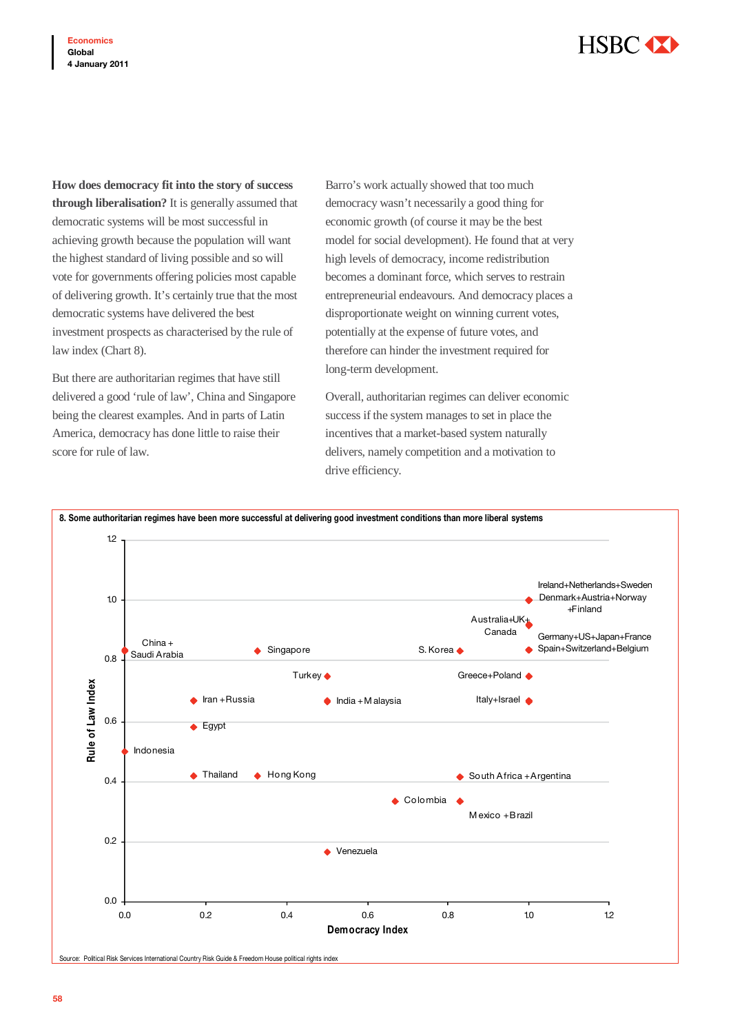**How does democracy fit into the story of success through liberalisation?** It is generally assumed that democratic systems will be most successful in achieving growth because the population will want the highest standard of living possible and so will vote for governments offering policies most capable of delivering growth. It's certainly true that the most democratic systems have delivered the best investment prospects as characterised by the rule of law index (Chart 8).

But there are authoritarian regimes that have still delivered a good 'rule of law', China and Singapore being the clearest examples. And in parts of Latin America, democracy has done little to raise their score for rule of law.

Barro's work actually showed that too much democracy wasn't necessarily a good thing for economic growth (of course it may be the best model for social development). He found that at very high levels of democracy, income redistribution becomes a dominant force, which serves to restrain entrepreneurial endeavours. And democracy places a disproportionate weight on winning current votes, potentially at the expense of future votes, and therefore can hinder the investment required for long-term development.

Overall, authoritarian regimes can deliver economic success if the system manages to set in place the incentives that a market-based system naturally delivers, namely competition and a motivation to drive efficiency.

**8. Some authoritarian regimes have been more successful at delivering good investment conditions than more liberal systems**

| Country | Democracy Index | Rule of Law Index |
|---|---|---|
| China + Saudi Arabia | 0.0 | ~0.83 |
| Indonesia | 0.0 | 0.5 |
| Iran + Russia | ~0.17 | ~0.67 |
| Egypt | ~0.17 | ~0.58 |
| Thailand | ~0.17 | ~0.42 |
| Singapore | ~0.33 | ~0.83 |
| Hong Kong | ~0.33 | ~0.42 |
| Turkey | 0.5 | 0.75 |
| India + Malaysia | 0.5 | ~0.67 |
| Venezuela | 0.5 | ~0.17 |
| Colombia | ~0.67 | ~0.33 |
| S. Korea | ~0.83 | ~0.83 |
| South Africa + Argentina | ~0.83 | ~0.42 |
| Mexico + Brazil | ~0.83 | ~0.33 |
| Ireland+Netherlands+Sweden Denmark+Austria+Norway +Finland | 1.0 | 1.0 |
| Australia+UK+Canada | 1.0 | ~0.92 |
| Germany+US+Japan+France Spain+Switzerland+Belgium | 1.0 | ~0.83 |
| Greece+Poland | 1.0 | 0.75 |
| Italy+Israel | 1.0 | ~0.67 |

Source: Political Risk Services International Country Risk Guide & Freedom House political rights index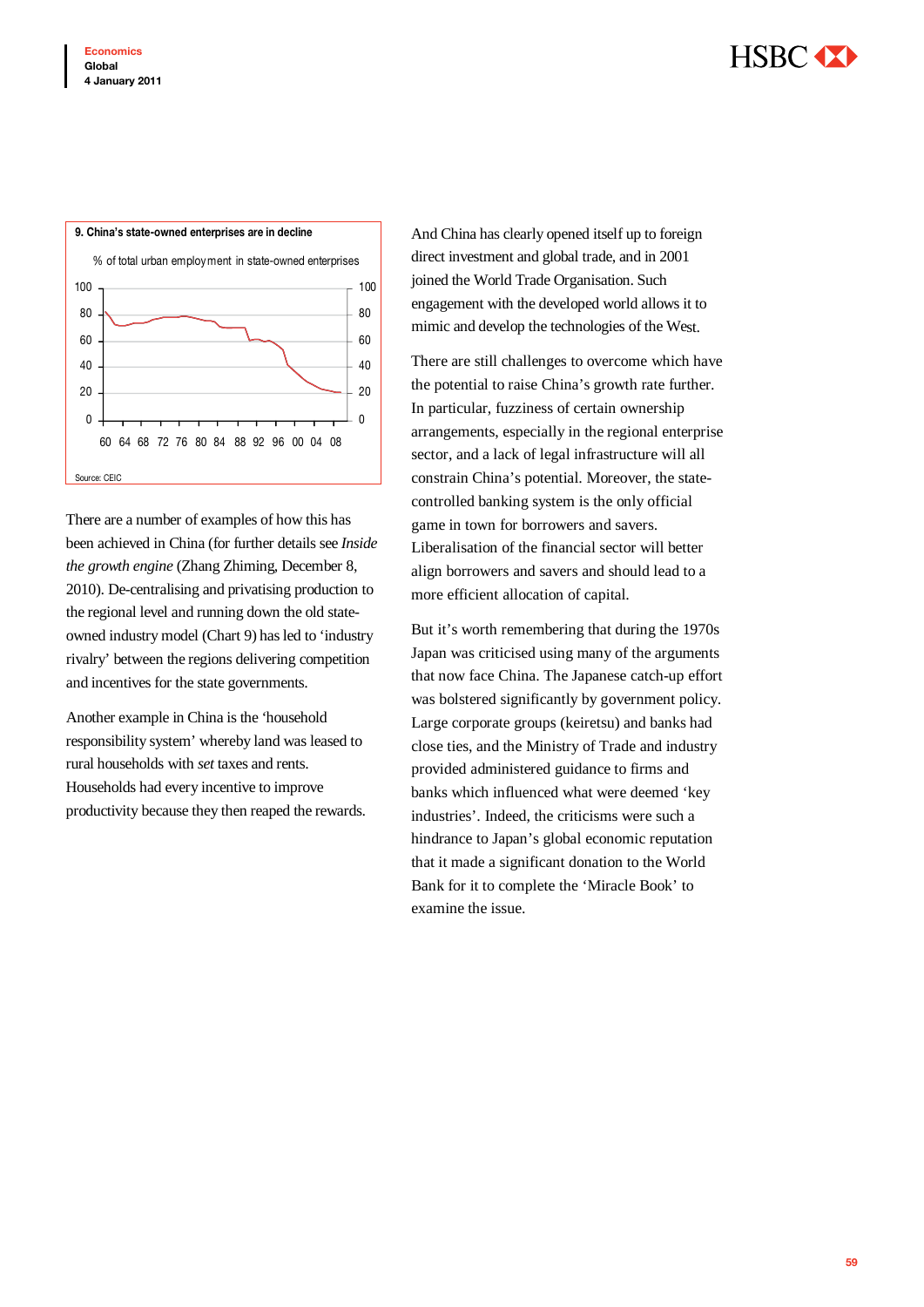**9. China's state-owned enterprises are in decline**

% of total urban employment in state-owned enterprises

Source: CEIC

There are a number of examples of how this has been achieved in China (for further details see *Inside the growth engine* (Zhang Zhiming, December 8, 2010). De-centralising and privatising production to the regional level and running down the old state-owned industry model (Chart 9) has led to 'industry rivalry' between the regions delivering competition and incentives for the state governments.

Another example in China is the 'household responsibility system' whereby land was leased to rural households with *set* taxes and rents. Households had every incentive to improve productivity because they then reaped the rewards.

And China has clearly opened itself up to foreign direct investment and global trade, and in 2001 joined the World Trade Organisation. Such engagement with the developed world allows it to mimic and develop the technologies of the West.

There are still challenges to overcome which have the potential to raise China's growth rate further. In particular, fuzziness of certain ownership arrangements, especially in the regional enterprise sector, and a lack of legal infrastructure will all constrain China's potential. Moreover, the state-controlled banking system is the only official game in town for borrowers and savers. Liberalisation of the financial sector will better align borrowers and savers and should lead to a more efficient allocation of capital.

But it's worth remembering that during the 1970s Japan was criticised using many of the arguments that now face China. The Japanese catch-up effort was bolstered significantly by government policy. Large corporate groups (keiretsu) and banks had close ties, and the Ministry of Trade and industry provided administered guidance to firms and banks which influenced what were deemed 'key industries'. Indeed, the criticisms were such a hindrance to Japan's global economic reputation that it made a significant donation to the World Bank for it to complete the 'Miracle Book' to examine the issue.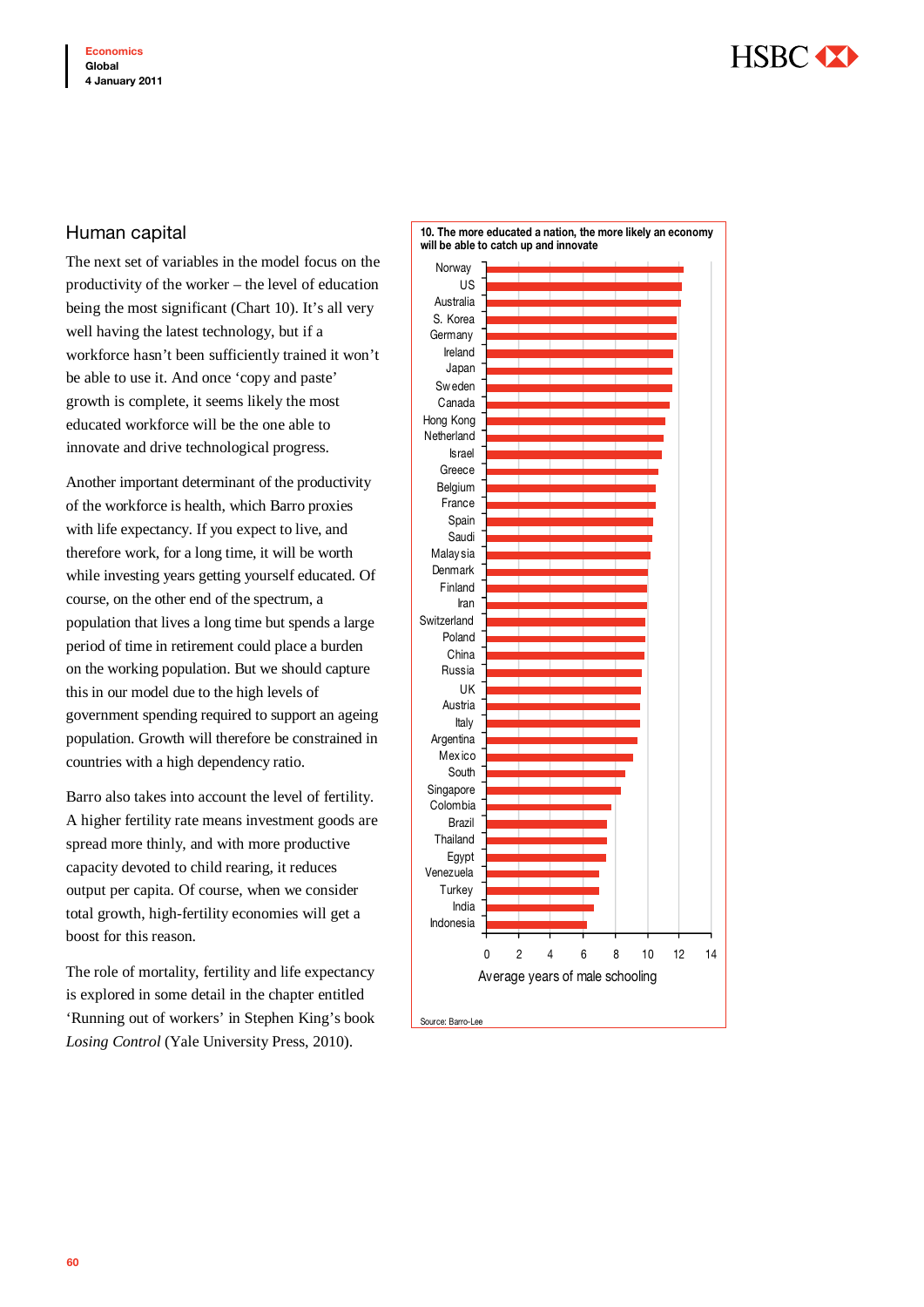## Human capital

The next set of variables in the model focus on the productivity of the worker – the level of education being the most significant (Chart 10). It's all very well having the latest technology, but if a workforce hasn't been sufficiently trained it won't be able to use it. And once 'copy and paste' growth is complete, it seems likely the most educated workforce will be the one able to innovate and drive technological progress.

Another important determinant of the productivity of the workforce is health, which Barro proxies with life expectancy. If you expect to live, and therefore work, for a long time, it will be worth while investing years getting yourself educated. Of course, on the other end of the spectrum, a population that lives a long time but spends a large period of time in retirement could place a burden on the working population. But we should capture this in our model due to the high levels of government spending required to support an ageing population. Growth will therefore be constrained in countries with a high dependency ratio.

Barro also takes into account the level of fertility. A higher fertility rate means investment goods are spread more thinly, and with more productive capacity devoted to child rearing, it reduces output per capita. Of course, when we consider total growth, high-fertility economies will get a boost for this reason.

The role of mortality, fertility and life expectancy is explored in some detail in the chapter entitled 'Running out of workers' in Stephen King's book *Losing Control* (Yale University Press, 2010).

**10. The more educated a nation, the more likely an economy will be able to catch up and innovate**

Norway
US
Australia
S. Korea
Germany
Ireland
Japan
Sweden
Canada
Hong Kong
Netherland
Israel
Greece
Belgium
France
Spain
Saudi
Malaysia
Denmark
Finland
Iran
Switzerland
Poland
China
Russia
UK
Austria
Italy
Argentina
Mexico
South
Singapore
Colombia
Brazil
Thailand
Egypt
Venezuela
Turkey
India
Indonesia

0 2 4 6 8 10 12 14

Average years of male schooling

Source: Barro-Lee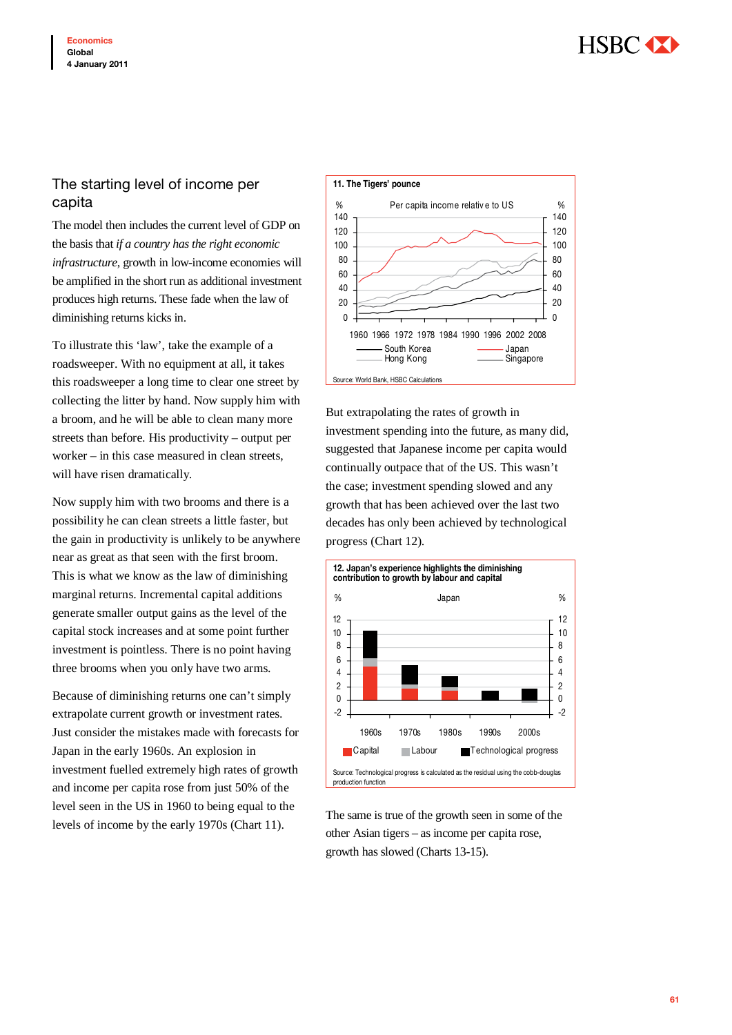## The starting level of income per capita

The model then includes the current level of GDP on the basis that *if a country has the right economic infrastructure*, growth in low-income economies will be amplified in the short run as additional investment produces high returns. These fade when the law of diminishing returns kicks in.

To illustrate this 'law', take the example of a roadsweeper. With no equipment at all, it takes this roadsweeper a long time to clear one street by collecting the litter by hand. Now supply him with a broom, and he will be able to clean many more streets than before. His productivity – output per worker – in this case measured in clean streets, will have risen dramatically.

Now supply him with two brooms and there is a possibility he can clean streets a little faster, but the gain in productivity is unlikely to be anywhere near as great as that seen with the first broom. This is what we know as the law of diminishing marginal returns. Incremental capital additions generate smaller output gains as the level of the capital stock increases and at some point further investment is pointless. There is no point having three brooms when you only have two arms.

Because of diminishing returns one can't simply extrapolate current growth or investment rates. Just consider the mistakes made with forecasts for Japan in the early 1960s. An explosion in investment fuelled extremely high rates of growth and income per capita rose from just 50% of the level seen in the US in 1960 to being equal to the levels of income by the early 1970s (Chart 11).

**11. The Tigers' pounce**

Per capita income relative to US (%)

Legend: South Korea, Japan, Hong Kong, Singapore

Source: World Bank, HSBC Calculations

But extrapolating the rates of growth in investment spending into the future, as many did, suggested that Japanese income per capita would continually outpace that of the US. This wasn't the case; investment spending slowed and any growth that has been achieved over the last two decades has only been achieved by technological progress (Chart 12).

**12. Japan's experience highlights the diminishing contribution to growth by labour and capital**

Japan (%)

Legend: Capital, Labour, Technological progress

Source: Technological progress is calculated as the residual using the cobb-douglas production function

The same is true of the growth seen in some of the other Asian tigers – as income per capita rose, growth has slowed (Charts 13-15).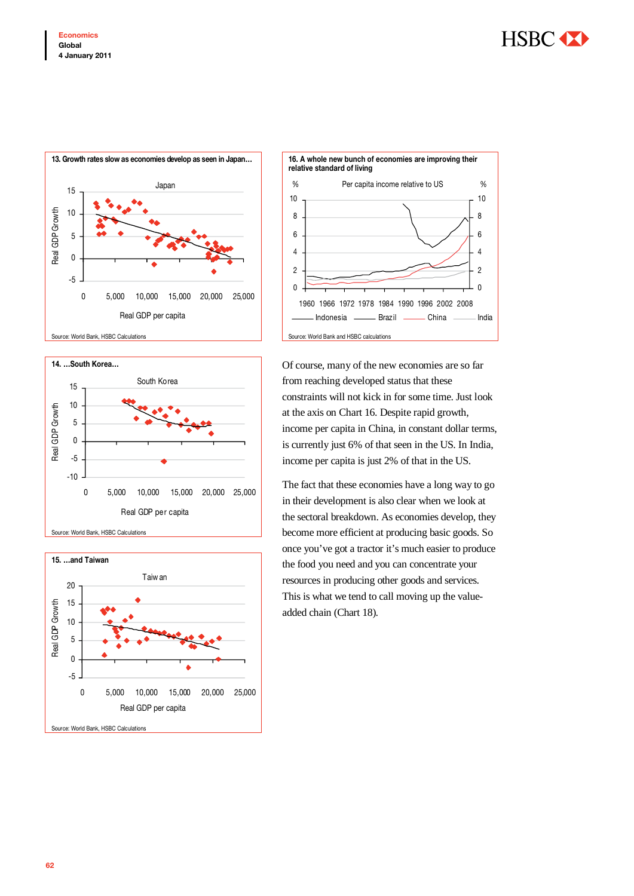13. Growth rates slow as economies develop as seen in Japan…

Source: World Bank, HSBC Calculations

14. …South Korea…

Source: World Bank, HSBC Calculations

15. …and Taiwan

Source: World Bank, HSBC Calculations

16. A whole new bunch of economies are improving their relative standard of living

Source: World Bank and HSBC calculations

Of course, many of the new economies are so far from reaching developed status that these constraints will not kick in for some time. Just look at the axis on Chart 16. Despite rapid growth, income per capita in China, in constant dollar terms, is currently just 6% of that seen in the US. In India, income per capita is just 2% of that in the US.

The fact that these economies have a long way to go in their development is also clear when we look at the sectoral breakdown. As economies develop, they become more efficient at producing basic goods. So once you've got a tractor it's much easier to produce the food you need and you can concentrate your resources in producing other goods and services. This is what we tend to call moving up the value-added chain (Chart 18).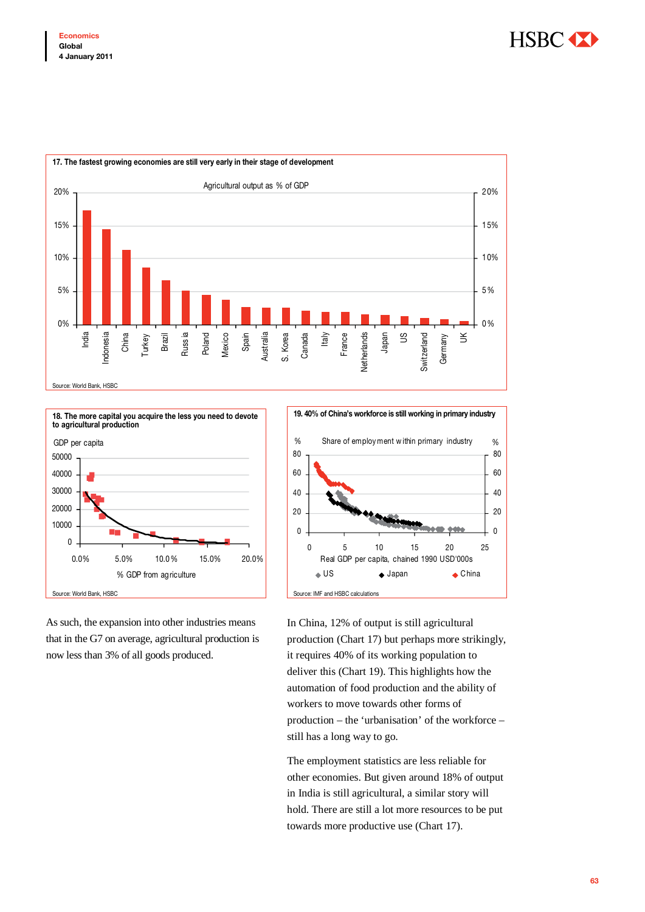**17. The fastest growing economies are still very early in their stage of development**

Agricultural output as % of GDP

Source: World Bank, HSBC

**18. The more capital you acquire the less you need to devote to agricultural production**

Source: World Bank, HSBC

**19. 40% of China's workforce is still working in primary industry**

Source: IMF and HSBC calculations

As such, the expansion into other industries means that in the G7 on average, agricultural production is now less than 3% of all goods produced.

In China, 12% of output is still agricultural production (Chart 17) but perhaps more strikingly, it requires 40% of its working population to deliver this (Chart 19). This highlights how the automation of food production and the ability of workers to move towards other forms of production – the 'urbanisation' of the workforce – still has a long way to go.

The employment statistics are less reliable for other economies. But given around 18% of output in India is still agricultural, a similar story will hold. There are still a lot more resources to be put towards more productive use (Chart 17).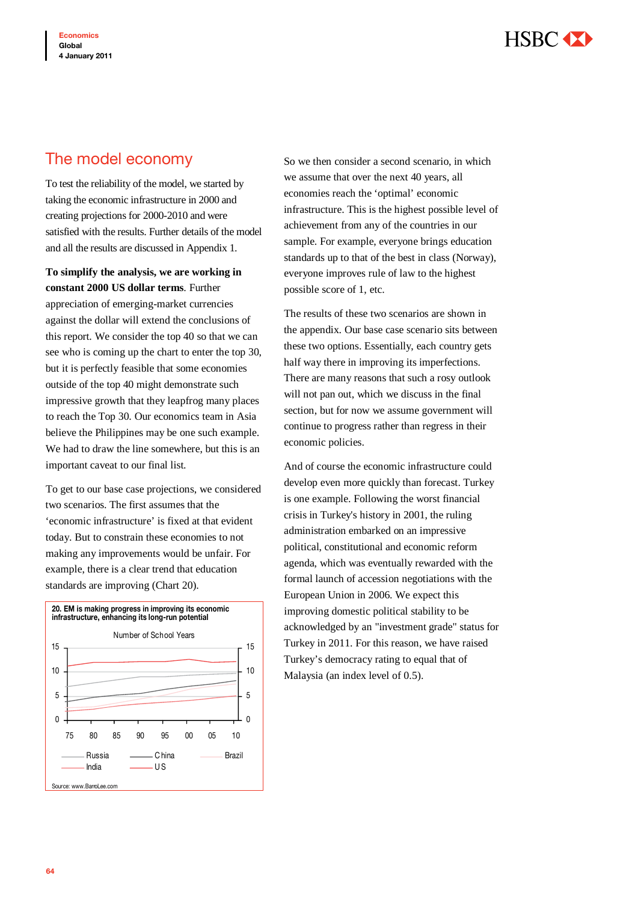## The model economy

To test the reliability of the model, we started by taking the economic infrastructure in 2000 and creating projections for 2000-2010 and were satisfied with the results. Further details of the model and all the results are discussed in Appendix 1.

**To simplify the analysis, we are working in constant 2000 US dollar terms**. Further appreciation of emerging-market currencies against the dollar will extend the conclusions of this report. We consider the top 40 so that we can see who is coming up the chart to enter the top 30, but it is perfectly feasible that some economies outside of the top 40 might demonstrate such impressive growth that they leapfrog many places to reach the Top 30. Our economics team in Asia believe the Philippines may be one such example. We had to draw the line somewhere, but this is an important caveat to our final list.

To get to our base case projections, we considered two scenarios. The first assumes that the 'economic infrastructure' is fixed at that evident today. But to constrain these economies to not making any improvements would be unfair. For example, there is a clear trend that education standards are improving (Chart 20).

**20. EM is making progress in improving its economic infrastructure, enhancing its long-run potential**

Number of School Years

Legend: Russia, China, Brazil, India, US

Source: www.BarroLee.com

So we then consider a second scenario, in which we assume that over the next 40 years, all economies reach the 'optimal' economic infrastructure. This is the highest possible level of achievement from any of the countries in our sample. For example, everyone brings education standards up to that of the best in class (Norway), everyone improves rule of law to the highest possible score of 1, etc.

The results of these two scenarios are shown in the appendix. Our base case scenario sits between these two options. Essentially, each country gets half way there in improving its imperfections. There are many reasons that such a rosy outlook will not pan out, which we discuss in the final section, but for now we assume government will continue to progress rather than regress in their economic policies.

And of course the economic infrastructure could develop even more quickly than forecast. Turkey is one example. Following the worst financial crisis in Turkey's history in 2001, the ruling administration embarked on an impressive political, constitutional and economic reform agenda, which was eventually rewarded with the formal launch of accession negotiations with the European Union in 2006. We expect this improving domestic political stability to be acknowledged by an "investment grade" status for Turkey in 2011. For this reason, we have raised Turkey's democracy rating to equal that of Malaysia (an index level of 0.5).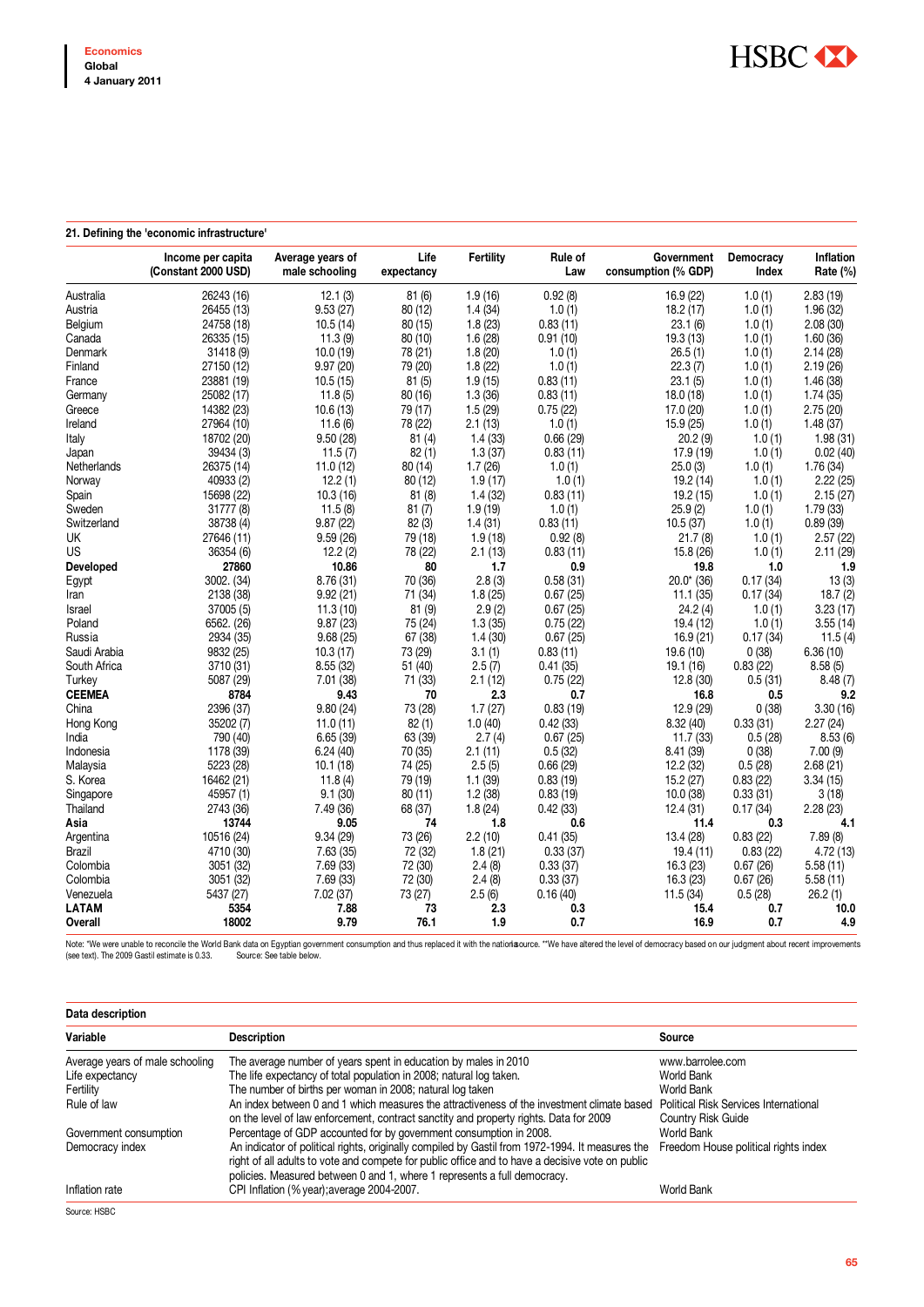## 21. Defining the 'economic infrastructure'

| | Income per capita (Constant 2000 USD) | Average years of male schooling | Life expectancy | Fertility | Rule of Law | Government consumption (% GDP) | Democracy Index | Inflation Rate (%) |
|---|---|---|---|---|---|---|---|---|
| Australia | 26243 (16) | 12.1 (3) | 81 (6) | 1.9 (16) | 0.92 (8) | 16.9 (22) | 1.0 (1) | 2.83 (19) |
| Austria | 26455 (13) | 9.53 (27) | 80 (12) | 1.4 (34) | 1.0 (1) | 18.2 (17) | 1.0 (1) | 1.96 (32) |
| Belgium | 24758 (18) | 10.5 (14) | 80 (15) | 1.8 (23) | 0.83 (11) | 23.1 (6) | 1.0 (1) | 2.08 (30) |
| Canada | 26335 (15) | 11.3 (9) | 80 (10) | 1.6 (28) | 0.91 (10) | 19.3 (13) | 1.0 (1) | 1.60 (36) |
| Denmark | 31418 (9) | 10.0 (19) | 78 (21) | 1.8 (20) | 1.0 (1) | 26.5 (1) | 1.0 (1) | 2.14 (28) |
| Finland | 27150 (12) | 9.97 (20) | 79 (20) | 1.8 (22) | 1.0 (1) | 22.3 (7) | 1.0 (1) | 2.19 (26) |
| France | 23881 (19) | 10.5 (15) | 81 (5) | 1.9 (15) | 0.83 (11) | 23.1 (5) | 1.0 (1) | 1.46 (38) |
| Germany | 25082 (17) | 11.8 (5) | 80 (16) | 1.3 (36) | 0.83 (11) | 18.0 (18) | 1.0 (1) | 1.74 (35) |
| Greece | 14382 (23) | 10.6 (13) | 79 (17) | 1.5 (29) | 0.75 (22) | 17.0 (20) | 1.0 (1) | 2.75 (20) |
| Ireland | 27964 (10) | 11.6 (6) | 78 (22) | 2.1 (13) | 1.0 (1) | 15.9 (25) | 1.0 (1) | 1.48 (37) |
| Italy | 18702 (20) | 9.50 (28) | 81 (4) | 1.4 (33) | 0.66 (29) | 20.2 (9) | 1.0 (1) | 1.98 (31) |
| Japan | 39434 (3) | 11.5 (7) | 82 (1) | 1.3 (37) | 0.83 (11) | 17.9 (19) | 1.0 (1) | 0.02 (40) |
| Netherlands | 26375 (14) | 11.0 (12) | 80 (14) | 1.7 (26) | 1.0 (1) | 25.0 (3) | 1.0 (1) | 1.76 (34) |
| Norway | 40933 (2) | 12.2 (1) | 80 (12) | 1.9 (17) | 1.0 (1) | 19.2 (14) | 1.0 (1) | 2.22 (25) |
| Spain | 15698 (22) | 10.3 (16) | 81 (8) | 1.4 (32) | 0.83 (11) | 19.2 (15) | 1.0 (1) | 2.15 (27) |
| Sweden | 31777 (8) | 11.5 (8) | 81 (7) | 1.9 (19) | 1.0 (1) | 25.9 (2) | 1.0 (1) | 1.79 (33) |
| Switzerland | 38738 (4) | 9.87 (22) | 82 (3) | 1.4 (31) | 0.83 (11) | 10.5 (37) | 1.0 (1) | 0.89 (39) |
| UK | 27646 (11) | 9.59 (26) | 79 (18) | 1.9 (18) | 0.92 (8) | 21.7 (8) | 1.0 (1) | 2.57 (22) |
| US | 36354 (6) | 12.2 (2) | 78 (22) | 2.1 (13) | 0.83 (11) | 15.8 (26) | 1.0 (1) | 2.11 (29) |
| **Developed** | **27860** | **10.86** | **80** | **1.7** | **0.9** | **19.8** | **1.0** | **1.9** |
| Egypt | 3002. (34) | 8.76 (31) | 70 (36) | 2.8 (3) | 0.58 (31) | 20.0* (36) | 0.17 (34) | 13 (3) |
| Iran | 2138 (38) | 9.92 (21) | 71 (34) | 1.8 (25) | 0.67 (25) | 11.1 (35) | 0.17 (34) | 18.7 (2) |
| Israel | 37005 (5) | 11.3 (10) | 81 (9) | 2.9 (2) | 0.67 (25) | 24.2 (4) | 1.0 (1) | 3.23 (17) |
| Poland | 6562. (26) | 9.87 (23) | 75 (24) | 1.3 (35) | 0.75 (22) | 19.4 (12) | 1.0 (1) | 3.55 (14) |
| Russia | 2934 (35) | 9.68 (25) | 67 (38) | 1.4 (30) | 0.67 (25) | 16.9 (21) | 0.17 (34) | 11.5 (4) |
| Saudi Arabia | 9832 (25) | 10.3 (17) | 73 (29) | 3.1 (1) | 0.83 (11) | 19.6 (10) | 0 (38) | 6.36 (10) |
| South Africa | 3710 (31) | 8.55 (32) | 51 (40) | 2.5 (7) | 0.41 (35) | 19.1 (16) | 0.83 (22) | 8.58 (5) |
| Turkey | 5087 (29) | 7.01 (38) | 71 (33) | 2.1 (12) | 0.75 (22) | 12.8 (30) | 0.5 (31) | 8.48 (7) |
| **CEEMEA** | **8784** | **9.43** | **70** | **2.3** | **0.7** | **16.8** | **0.5** | **9.2** |
| China | 2396 (37) | 9.80 (24) | 73 (28) | 1.7 (27) | 0.83 (19) | 12.9 (29) | 0 (38) | 3.30 (16) |
| Hong Kong | 35202 (7) | 11.0 (11) | 82 (1) | 1.0 (40) | 0.42 (33) | 8.32 (40) | 0.33 (31) | 2.27 (24) |
| India | 790 (40) | 6.65 (39) | 63 (39) | 2.7 (4) | 0.67 (25) | 11.7 (33) | 0.5 (28) | 8.53 (6) |
| Indonesia | 1178 (39) | 6.24 (40) | 70 (35) | 2.1 (11) | 0.5 (32) | 8.41 (39) | 0 (38) | 7.00 (9) |
| Malaysia | 5223 (28) | 10.1 (18) | 74 (25) | 2.5 (5) | 0.66 (29) | 12.2 (32) | 0.5 (28) | 2.68 (21) |
| S. Korea | 16462 (21) | 11.8 (4) | 79 (19) | 1.1 (39) | 0.83 (19) | 15.2 (27) | 0.83 (22) | 3.34 (15) |
| Singapore | 45957 (1) | 9.1 (30) | 80 (11) | 1.2 (38) | 0.83 (19) | 10.0 (38) | 0.33 (31) | 3 (18) |
| Thailand | 2743 (36) | 7.49 (36) | 68 (37) | 1.8 (24) | 0.42 (33) | 12.4 (31) | 0.17 (34) | 2.28 (23) |
| **Asia** | **13744** | **9.05** | **74** | **1.8** | **0.6** | **11.4** | **0.3** | **4.1** |
| Argentina | 10516 (24) | 9.34 (29) | 73 (26) | 2.2 (10) | 0.41 (35) | 13.4 (28) | 0.83 (22) | 7.89 (8) |
| Brazil | 4710 (30) | 7.63 (35) | 72 (32) | 1.8 (21) | 0.33 (37) | 19.4 (11) | 0.83 (22) | 4.72 (13) |
| Colombia | 3051 (32) | 7.69 (33) | 72 (30) | 2.4 (8) | 0.33 (37) | 16.3 (23) | 0.67 (26) | 5.58 (11) |
| Colombia | 3051 (32) | 7.69 (33) | 72 (30) | 2.4 (8) | 0.33 (37) | 16.3 (23) | 0.67 (26) | 5.58 (11) |
| Venezuela | 5437 (27) | 7.02 (37) | 73 (27) | 2.5 (6) | 0.16 (40) | 11.5 (34) | 0.5 (28) | 26.2 (1) |
| **LATAM** | **5354** | **7.88** | **73** | **2.3** | **0.3** | **15.4** | **0.7** | **10.0** |
| **Overall** | **18002** | **9.79** | **76.1** | **1.9** | **0.7** | **16.9** | **0.7** | **4.9** |

Note: *We were unable to reconcile the World Bank data on Egyptian government consumption and thus replaced it with the national source. **We have altered the level of democracy based on our judgment about recent improvements (see text). The 2009 Gastil estimate is 0.33. Source: See table below.

### Data description

| Variable | Description | Source |
|---|---|---|
| Average years of male schooling | The average number of years spent in education by males in 2010 | www.barrolee.com |
| Life expectancy | The life expectancy of total population in 2008; natural log taken. | World Bank |
| Fertility | The number of births per woman in 2008; natural log taken | World Bank |
| Rule of law | An index between 0 and 1 which measures the attractiveness of the investment climate based on the level of law enforcement, contract sanctity and property rights. Data for 2009 | Political Risk Services International Country Risk Guide |
| Government consumption | Percentage of GDP accounted for by government consumption in 2008. | World Bank |
| Democracy index | An indicator of political rights, originally compiled by Gastil from 1972-1994. It measures the right of all adults to vote and compete for public office and to have a decisive vote on public policies. Measured between 0 and 1, where 1 represents a full democracy. | Freedom House political rights index |
| Inflation rate | CPI Inflation (% year);average 2004-2007. | World Bank |

Source: HSBC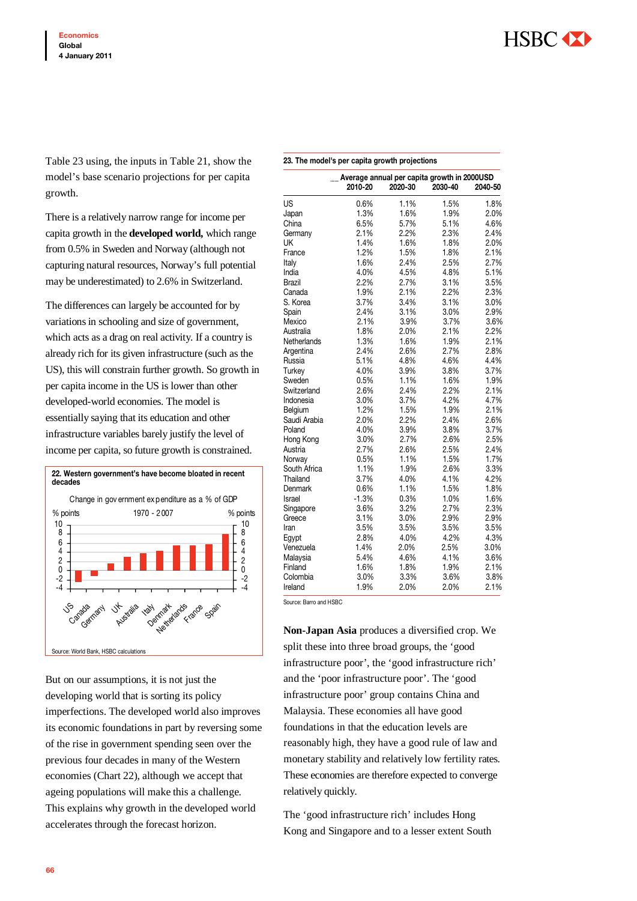Table 23 using, the inputs in Table 21, show the model's base scenario projections for per capita growth.

There is a relatively narrow range for income per capita growth in the **developed world,** which range from 0.5% in Sweden and Norway (although not capturing natural resources, Norway's full potential may be underestimated) to 2.6% in Switzerland.

The differences can largely be accounted for by variations in schooling and size of government, which acts as a drag on real activity. If a country is already rich for its given infrastructure (such as the US), this will constrain further growth. So growth in per capita income in the US is lower than other developed-world economies. The model is essentially saying that its education and other infrastructure variables barely justify the level of income per capita, so future growth is constrained.

**22. Western government's have become bloated in recent decades**

Change in government expenditure as a % of GDP, 1970 - 2007 (% points): US, Canada, Germany, UK, Australia, Italy, Denmark, Netherlands, France, Spain

Source: World Bank, HSBC calculations

But on our assumptions, it is not just the developing world that is sorting its policy imperfections. The developed world also improves its economic foundations in part by reversing some of the rise in government spending seen over the previous four decades in many of the Western economies (Chart 22), although we accept that ageing populations will make this a challenge. This explains why growth in the developed world accelerates through the forecast horizon.

**23. The model's per capita growth projections**

| | Average annual per capita growth in 2000USD | | | |
|---|---|---|---|---|
| | 2010-20 | 2020-30 | 2030-40 | 2040-50 |
| US | 0.6% | 1.1% | 1.5% | 1.8% |
| Japan | 1.3% | 1.6% | 1.9% | 2.0% |
| China | 6.5% | 5.7% | 5.1% | 4.6% |
| Germany | 2.1% | 2.2% | 2.3% | 2.4% |
| UK | 1.4% | 1.6% | 1.8% | 2.0% |
| France | 1.2% | 1.5% | 1.8% | 2.1% |
| Italy | 1.6% | 2.4% | 2.5% | 2.7% |
| India | 4.0% | 4.5% | 4.8% | 5.1% |
| Brazil | 2.2% | 2.7% | 3.1% | 3.5% |
| Canada | 1.9% | 2.1% | 2.2% | 2.3% |
| S. Korea | 3.7% | 3.4% | 3.1% | 3.0% |
| Spain | 2.4% | 3.1% | 3.0% | 2.9% |
| Mexico | 2.1% | 3.9% | 3.7% | 3.6% |
| Australia | 1.8% | 2.0% | 2.1% | 2.2% |
| Netherlands | 1.3% | 1.6% | 1.9% | 2.1% |
| Argentina | 2.4% | 2.6% | 2.7% | 2.8% |
| Russia | 5.1% | 4.8% | 4.6% | 4.4% |
| Turkey | 4.0% | 3.9% | 3.8% | 3.7% |
| Sweden | 0.5% | 1.1% | 1.6% | 1.9% |
| Switzerland | 2.6% | 2.4% | 2.2% | 2.1% |
| Indonesia | 3.0% | 3.7% | 4.2% | 4.7% |
| Belgium | 1.2% | 1.5% | 1.9% | 2.1% |
| Saudi Arabia | 2.0% | 2.2% | 2.4% | 2.6% |
| Poland | 4.0% | 3.9% | 3.8% | 3.7% |
| Hong Kong | 3.0% | 2.7% | 2.6% | 2.5% |
| Austria | 2.7% | 2.6% | 2.5% | 2.4% |
| Norway | 0.5% | 1.1% | 1.5% | 1.7% |
| South Africa | 1.1% | 1.9% | 2.6% | 3.3% |
| Thailand | 3.7% | 4.0% | 4.1% | 4.2% |
| Denmark | 0.6% | 1.1% | 1.5% | 1.8% |
| Israel | -1.3% | 0.3% | 1.0% | 1.6% |
| Singapore | 3.6% | 3.2% | 2.7% | 2.3% |
| Greece | 3.1% | 3.0% | 2.9% | 2.9% |
| Iran | 3.5% | 3.5% | 3.5% | 3.5% |
| Egypt | 2.8% | 4.0% | 4.2% | 4.3% |
| Venezuela | 1.4% | 2.0% | 2.5% | 3.0% |
| Malaysia | 5.4% | 4.6% | 4.1% | 3.6% |
| Finland | 1.6% | 1.8% | 1.9% | 2.1% |
| Colombia | 3.0% | 3.3% | 3.6% | 3.8% |
| Ireland | 1.9% | 2.0% | 2.0% | 2.1% |

Source: Barro and HSBC

**Non-Japan Asia** produces a diversified crop. We split these into three broad groups, the 'good infrastructure poor', the 'good infrastructure rich' and the 'poor infrastructure poor'. The 'good infrastructure poor' group contains China and Malaysia. These economies all have good foundations in that the education levels are reasonably high, they have a good rule of law and monetary stability and relatively low fertility rates. These economies are therefore expected to converge relatively quickly.

The 'good infrastructure rich' includes Hong Kong and Singapore and to a lesser extent South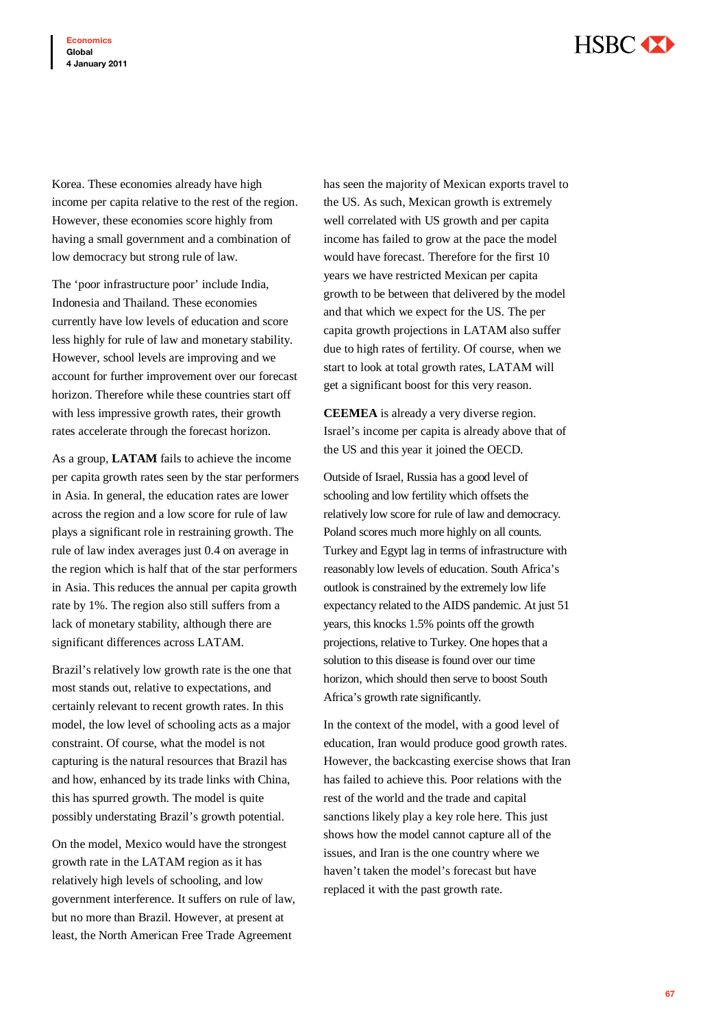Korea. These economies already have high income per capita relative to the rest of the region. However, these economies score highly from having a small government and a combination of low democracy but strong rule of law.

The 'poor infrastructure poor' include India, Indonesia and Thailand. These economies currently have low levels of education and score less highly for rule of law and monetary stability. However, school levels are improving and we account for further improvement over our forecast horizon. Therefore while these countries start off with less impressive growth rates, their growth rates accelerate through the forecast horizon.

As a group, **LATAM** fails to achieve the income per capita growth rates seen by the star performers in Asia. In general, the education rates are lower across the region and a low score for rule of law plays a significant role in restraining growth. The rule of law index averages just 0.4 on average in the region which is half that of the star performers in Asia. This reduces the annual per capita growth rate by 1%. The region also still suffers from a lack of monetary stability, although there are significant differences across LATAM.

Brazil's relatively low growth rate is the one that most stands out, relative to expectations, and certainly relevant to recent growth rates. In this model, the low level of schooling acts as a major constraint. Of course, what the model is not capturing is the natural resources that Brazil has and how, enhanced by its trade links with China, this has spurred growth. The model is quite possibly understating Brazil's growth potential.

On the model, Mexico would have the strongest growth rate in the LATAM region as it has relatively high levels of schooling, and low government interference. It suffers on rule of law, but no more than Brazil. However, at present at least, the North American Free Trade Agreement has seen the majority of Mexican exports travel to the US. As such, Mexican growth is extremely well correlated with US growth and per capita income has failed to grow at the pace the model would have forecast. Therefore for the first 10 years we have restricted Mexican per capita growth to be between that delivered by the model and that which we expect for the US. The per capita growth projections in LATAM also suffer due to high rates of fertility. Of course, when we start to look at total growth rates, LATAM will get a significant boost for this very reason.

**CEEMEA** is already a very diverse region. Israel's income per capita is already above that of the US and this year it joined the OECD.

Outside of Israel, Russia has a good level of schooling and low fertility which offsets the relatively low score for rule of law and democracy. Poland scores much more highly on all counts. Turkey and Egypt lag in terms of infrastructure with reasonably low levels of education. South Africa's outlook is constrained by the extremely low life expectancy related to the AIDS pandemic. At just 51 years, this knocks 1.5% points off the growth projections, relative to Turkey. One hopes that a solution to this disease is found over our time horizon, which should then serve to boost South Africa's growth rate significantly.

In the context of the model, with a good level of education, Iran would produce good growth rates. However, the backcasting exercise shows that Iran has failed to achieve this. Poor relations with the rest of the world and the trade and capital sanctions likely play a key role here. This just shows how the model cannot capture all of the issues, and Iran is the one country where we haven't taken the model's forecast but have replaced it with the past growth rate.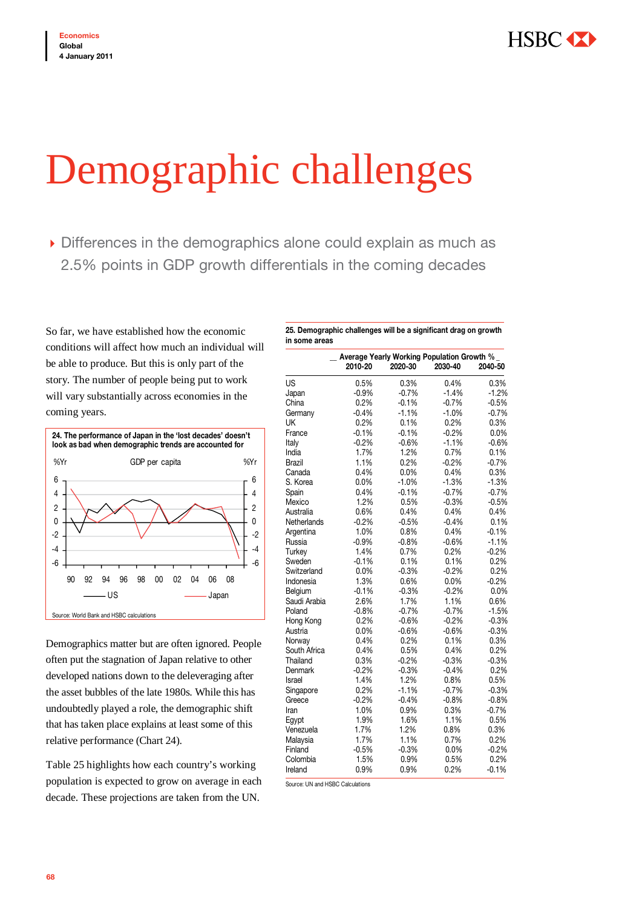# Demographic challenges

- Differences in the demographics alone could explain as much as 2.5% points in GDP growth differentials in the coming decades

So far, we have established how the economic conditions will affect how much an individual will be able to produce. But this is only part of the story. The number of people being put to work will vary substantially across economies in the coming years.

**24. The performance of Japan in the 'lost decades' doesn't look as bad when demographic trends are accounted for**

Source: World Bank and HSBC calculations

Demographics matter but are often ignored. People often put the stagnation of Japan relative to other developed nations down to the deleveraging after the asset bubbles of the late 1980s. While this has undoubtedly played a role, the demographic shift that has taken place explains at least some of this relative performance (Chart 24).

Table 25 highlights how each country's working population is expected to grow on average in each decade. These projections are taken from the UN.

**25. Demographic challenges will be a significant drag on growth in some areas**

| | Average Yearly Working Population Growth % | | | |
|---|---|---|---|---|
| | 2010-20 | 2020-30 | 2030-40 | 2040-50 |
| US | 0.5% | 0.3% | 0.4% | 0.3% |
| Japan | -0.9% | -0.7% | -1.4% | -1.2% |
| China | 0.2% | -0.1% | -0.7% | -0.5% |
| Germany | -0.4% | -1.1% | -1.0% | -0.7% |
| UK | 0.2% | 0.1% | 0.2% | 0.3% |
| France | -0.1% | -0.1% | -0.2% | 0.0% |
| Italy | -0.2% | -0.6% | -1.1% | -0.6% |
| India | 1.7% | 1.2% | 0.7% | 0.1% |
| Brazil | 1.1% | 0.2% | -0.2% | -0.7% |
| Canada | 0.4% | 0.0% | 0.4% | 0.3% |
| S. Korea | 0.0% | -1.0% | -1.3% | -1.3% |
| Spain | 0.4% | -0.1% | -0.7% | -0.7% |
| Mexico | 1.2% | 0.5% | -0.3% | -0.5% |
| Australia | 0.6% | 0.4% | 0.4% | 0.4% |
| Netherlands | -0.2% | -0.5% | -0.4% | 0.1% |
| Argentina | 1.0% | 0.8% | 0.4% | -0.1% |
| Russia | -0.9% | -0.8% | -0.6% | -1.1% |
| Turkey | 1.4% | 0.7% | 0.2% | -0.2% |
| Sweden | -0.1% | 0.1% | 0.1% | 0.2% |
| Switzerland | 0.0% | -0.3% | -0.2% | 0.2% |
| Indonesia | 1.3% | 0.6% | 0.0% | -0.2% |
| Belgium | -0.1% | -0.3% | -0.2% | 0.0% |
| Saudi Arabia | 2.6% | 1.7% | 1.1% | 0.6% |
| Poland | -0.8% | -0.7% | -0.7% | -1.5% |
| Hong Kong | 0.2% | -0.6% | -0.2% | -0.3% |
| Austria | 0.0% | -0.6% | -0.6% | -0.3% |
| Norway | 0.4% | 0.2% | 0.1% | 0.3% |
| South Africa | 0.4% | 0.5% | 0.4% | 0.2% |
| Thailand | 0.3% | -0.2% | -0.3% | -0.3% |
| Denmark | -0.2% | -0.3% | -0.4% | 0.2% |
| Israel | 1.4% | 1.2% | 0.8% | 0.5% |
| Singapore | 0.2% | -1.1% | -0.7% | -0.3% |
| Greece | -0.2% | -0.4% | -0.8% | -0.8% |
| Iran | 1.0% | 0.9% | 0.3% | -0.7% |
| Egypt | 1.9% | 1.6% | 1.1% | 0.5% |
| Venezuela | 1.7% | 1.2% | 0.8% | 0.3% |
| Malaysia | 1.7% | 1.1% | 0.7% | 0.2% |
| Finland | -0.5% | -0.3% | 0.0% | -0.2% |
| Colombia | 1.5% | 0.9% | 0.5% | 0.2% |
| Ireland | 0.9% | 0.9% | 0.2% | -0.1% |

Source: UN and HSBC Calculations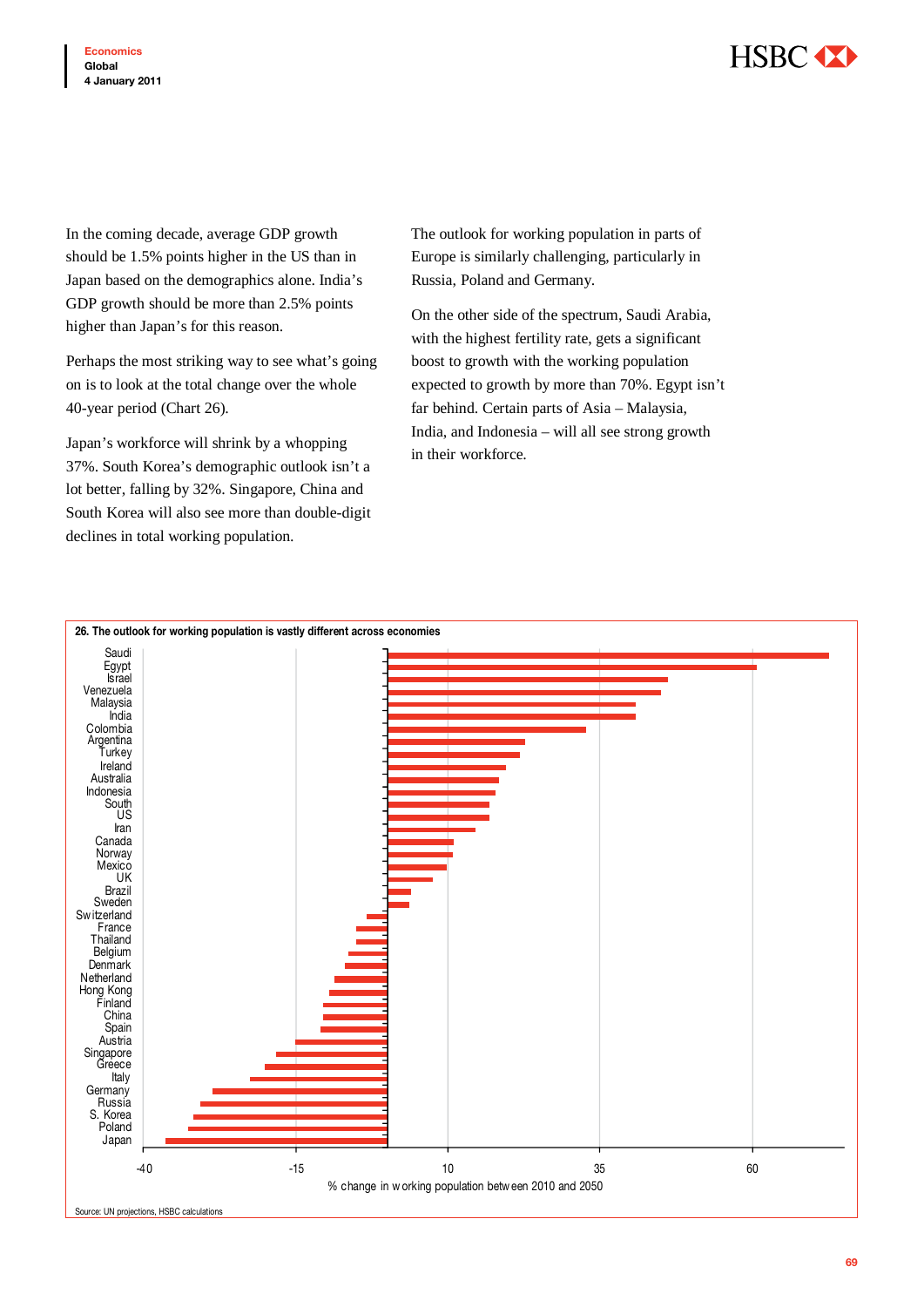In the coming decade, average GDP growth should be 1.5% points higher in the US than in Japan based on the demographics alone. India's GDP growth should be more than 2.5% points higher than Japan's for this reason.

Perhaps the most striking way to see what's going on is to look at the total change over the whole 40-year period (Chart 26).

Japan's workforce will shrink by a whopping 37%. South Korea's demographic outlook isn't a lot better, falling by 32%. Singapore, China and South Korea will also see more than double-digit declines in total working population.

The outlook for working population in parts of Europe is similarly challenging, particularly in Russia, Poland and Germany.

On the other side of the spectrum, Saudi Arabia, with the highest fertility rate, gets a significant boost to growth with the working population expected to growth by more than 70%. Egypt isn't far behind. Certain parts of Asia – Malaysia, India, and Indonesia – will all see strong growth in their workforce.

**26. The outlook for working population is vastly different across economies**

Countries (top to bottom): Saudi, Egypt, Israel, Venezuela, Malaysia, India, Colombia, Argentina, Turkey, Ireland, Australia, Indonesia, South, US, Iran, Canada, Norway, Mexico, UK, Brazil, Sweden, Switzerland, France, Thailand, Belgium, Denmark, Netherland, Hong Kong, Finland, China, Spain, Austria, Singapore, Greece, Italy, Germany, Russia, S. Korea, Poland, Japan

X-axis: -40, -15, 10, 35, 60

% change in working population between 2010 and 2050

Source: UN projections, HSBC calculations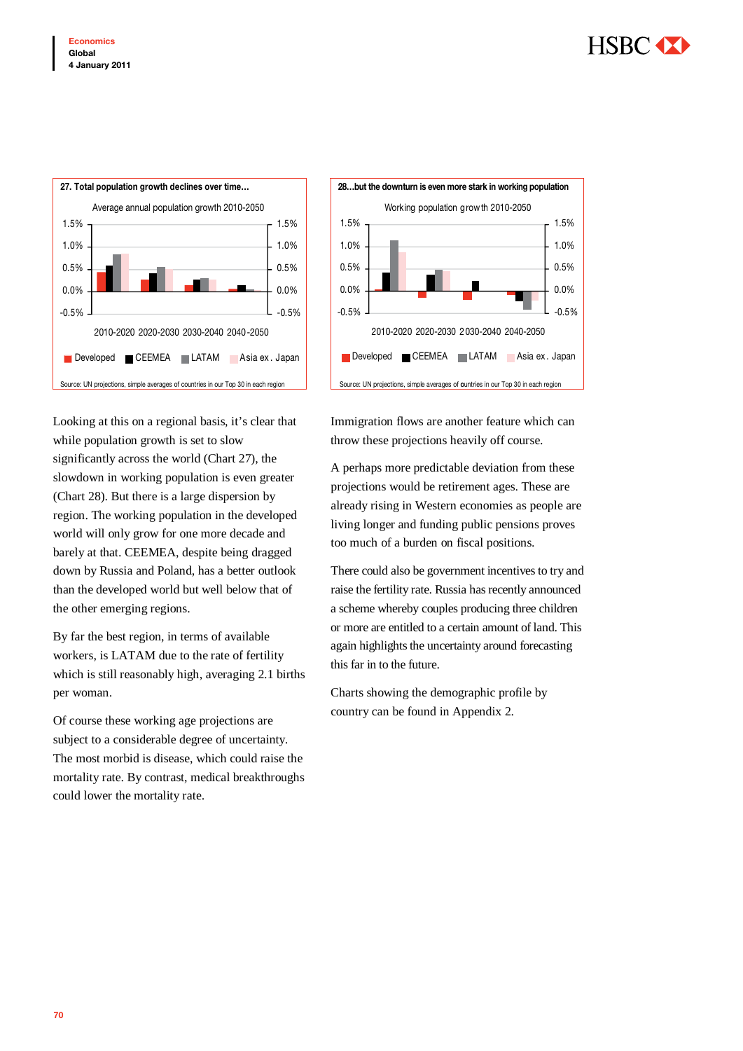**27. Total population growth declines over time...**

Average annual population growth 2010-2050

Developed | CEEMEA | LATAM | Asia ex. Japan

Source: UN projections, simple averages of countries in our Top 30 in each region

**28...but the downturn is even more stark in working population**

Working population growth 2010-2050

Developed | CEEMEA | LATAM | Asia ex. Japan

Source: UN projections, simple averages of countries in our Top 30 in each region

Looking at this on a regional basis, it's clear that while population growth is set to slow significantly across the world (Chart 27), the slowdown in working population is even greater (Chart 28). But there is a large dispersion by region. The working population in the developed world will only grow for one more decade and barely at that. CEEMEA, despite being dragged down by Russia and Poland, has a better outlook than the developed world but well below that of the other emerging regions.

By far the best region, in terms of available workers, is LATAM due to the rate of fertility which is still reasonably high, averaging 2.1 births per woman.

Of course these working age projections are subject to a considerable degree of uncertainty. The most morbid is disease, which could raise the mortality rate. By contrast, medical breakthroughs could lower the mortality rate.

Immigration flows are another feature which can throw these projections heavily off course.

A perhaps more predictable deviation from these projections would be retirement ages. These are already rising in Western economies as people are living longer and funding public pensions proves too much of a burden on fiscal positions.

There could also be government incentives to try and raise the fertility rate. Russia has recently announced a scheme whereby couples producing three children or more are entitled to a certain amount of land. This again highlights the uncertainty around forecasting this far in to the future.

Charts showing the demographic profile by country can be found in Appendix 2.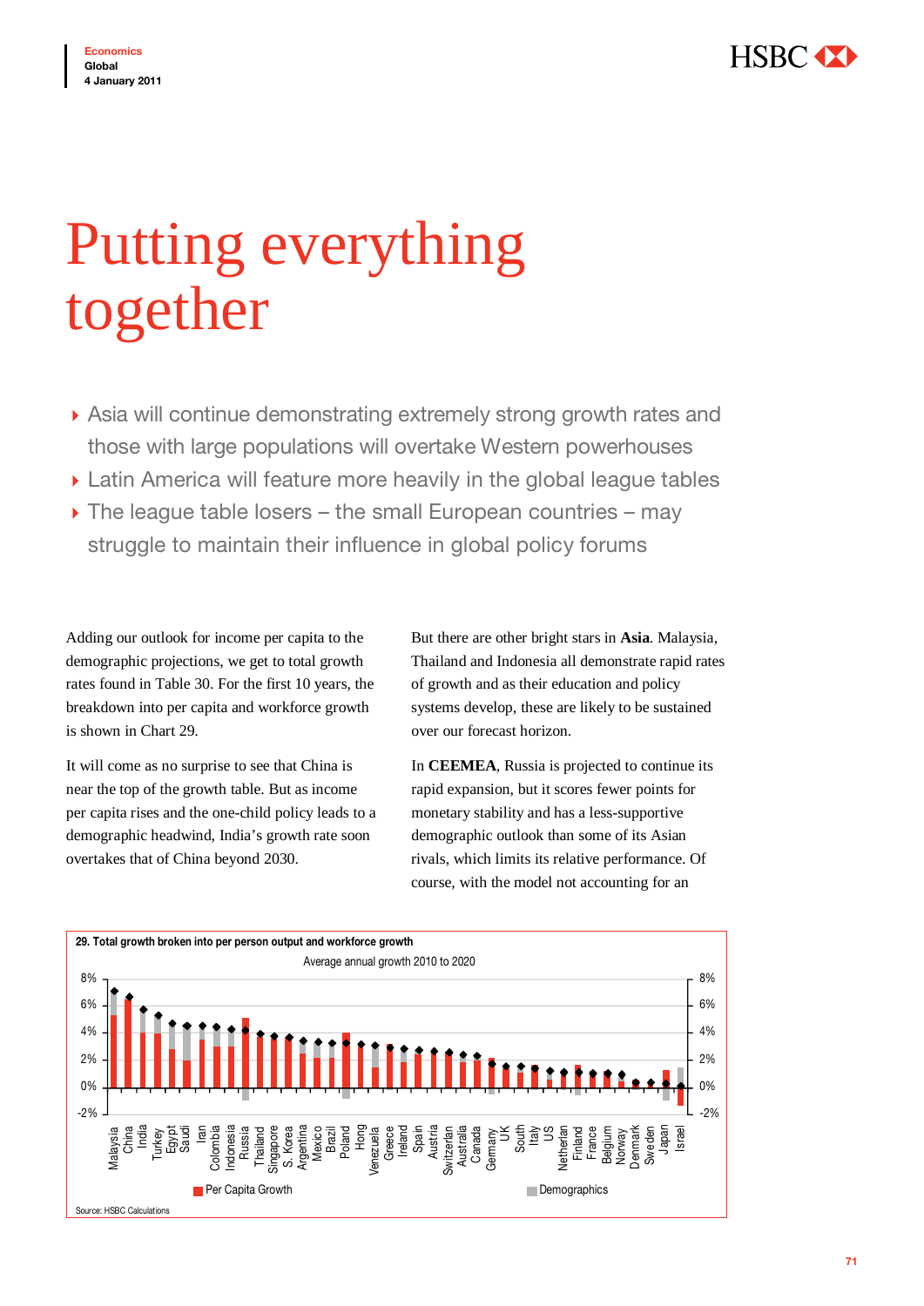# Putting everything together

- Asia will continue demonstrating extremely strong growth rates and those with large populations will overtake Western powerhouses
- Latin America will feature more heavily in the global league tables
- The league table losers – the small European countries – may struggle to maintain their influence in global policy forums

Adding our outlook for income per capita to the demographic projections, we get to total growth rates found in Table 30. For the first 10 years, the breakdown into per capita and workforce growth is shown in Chart 29.

It will come as no surprise to see that China is near the top of the growth table. But as income per capita rises and the one-child policy leads to a demographic headwind, India's growth rate soon overtakes that of China beyond 2030.

But there are other bright stars in **Asia**. Malaysia, Thailand and Indonesia all demonstrate rapid rates of growth and as their education and policy systems develop, these are likely to be sustained over our forecast horizon.

In **CEEMEA**, Russia is projected to continue its rapid expansion, but it scores fewer points for monetary stability and has a less-supportive demographic outlook than some of its Asian rivals, which limits its relative performance. Of course, with the model not accounting for an

**29. Total growth broken into per person output and workforce growth**

Average annual growth 2010 to 2020

Malaysia, China, India, Turkey, Egypt, Saudi, Iran, Colombia, Indonesia, Russia, Thailand, Singapore, S. Korea, Argentina, Mexico, Brazil, Poland, Hong, Venezuela, Greece, Ireland, Spain, Austria, Switzerlan, Australia, Canada, Germany, UK, South, Italy, US, Netherlan, Finland, France, Belgium, Norway, Denmark, Sweden, Japan, Israel

Per Capita Growth — Demographics

Source: HSBC Calculations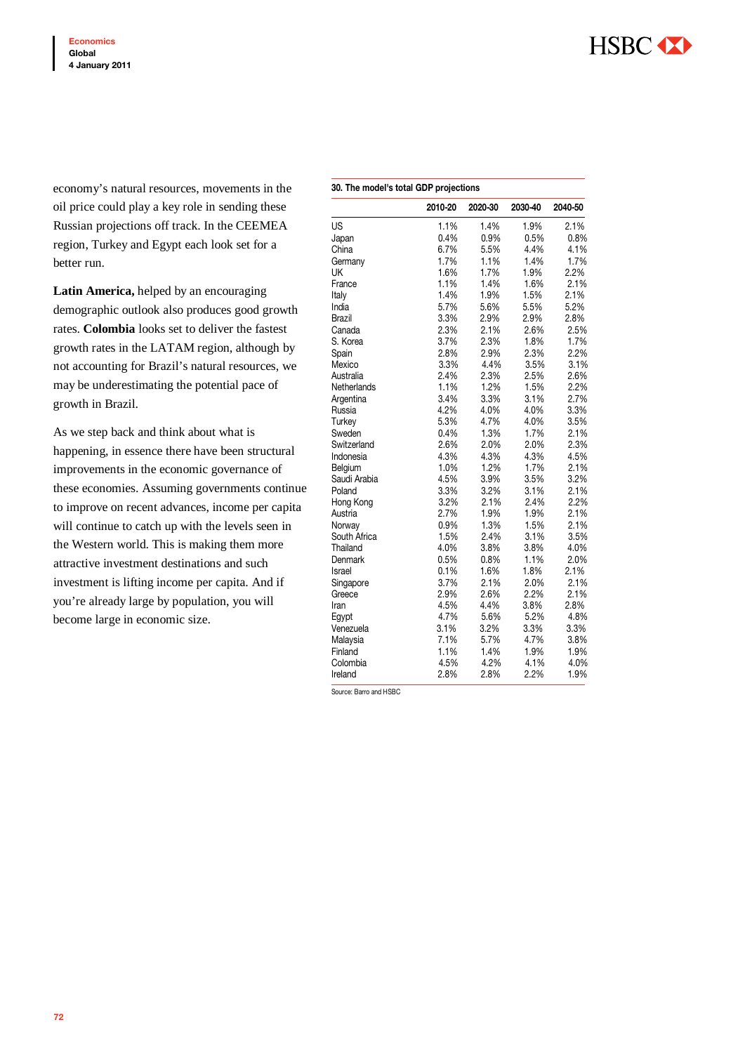economy's natural resources, movements in the oil price could play a key role in sending these Russian projections off track. In the CEEMEA region, Turkey and Egypt each look set for a better run.

**Latin America,** helped by an encouraging demographic outlook also produces good growth rates. **Colombia** looks set to deliver the fastest growth rates in the LATAM region, although by not accounting for Brazil's natural resources, we may be underestimating the potential pace of growth in Brazil.

As we step back and think about what is happening, in essence there have been structural improvements in the economic governance of these economies. Assuming governments continue to improve on recent advances, income per capita will continue to catch up with the levels seen in the Western world. This is making them more attractive investment destinations and such investment is lifting income per capita. And if you're already large by population, you will become large in economic size.

**30. The model's total GDP projections**

| | 2010-20 | 2020-30 | 2030-40 | 2040-50 |
|---|---|---|---|---|
| US | 1.1% | 1.4% | 1.9% | 2.1% |
| Japan | 0.4% | 0.9% | 0.5% | 0.8% |
| China | 6.7% | 5.5% | 4.4% | 4.1% |
| Germany | 1.7% | 1.1% | 1.4% | 1.7% |
| UK | 1.6% | 1.7% | 1.9% | 2.2% |
| France | 1.1% | 1.4% | 1.6% | 2.1% |
| Italy | 1.4% | 1.9% | 1.5% | 2.1% |
| India | 5.7% | 5.6% | 5.5% | 5.2% |
| Brazil | 3.3% | 2.9% | 2.9% | 2.8% |
| Canada | 2.3% | 2.1% | 2.6% | 2.5% |
| S. Korea | 3.7% | 2.3% | 1.8% | 1.7% |
| Spain | 2.8% | 2.9% | 2.3% | 2.2% |
| Mexico | 3.3% | 4.4% | 3.5% | 3.1% |
| Australia | 2.4% | 2.3% | 2.5% | 2.6% |
| Netherlands | 1.1% | 1.2% | 1.5% | 2.2% |
| Argentina | 3.4% | 3.3% | 3.1% | 2.7% |
| Russia | 4.2% | 4.0% | 4.0% | 3.3% |
| Turkey | 5.3% | 4.7% | 4.0% | 3.5% |
| Sweden | 0.4% | 1.3% | 1.7% | 2.1% |
| Switzerland | 2.6% | 2.0% | 2.0% | 2.3% |
| Indonesia | 4.3% | 4.3% | 4.3% | 4.5% |
| Belgium | 1.0% | 1.2% | 1.7% | 2.1% |
| Saudi Arabia | 4.5% | 3.9% | 3.5% | 3.2% |
| Poland | 3.3% | 3.2% | 3.1% | 2.1% |
| Hong Kong | 3.2% | 2.1% | 2.4% | 2.2% |
| Austria | 2.7% | 1.9% | 1.9% | 2.1% |
| Norway | 0.9% | 1.3% | 1.5% | 2.1% |
| South Africa | 1.5% | 2.4% | 3.1% | 3.5% |
| Thailand | 4.0% | 3.8% | 3.8% | 4.0% |
| Denmark | 0.5% | 0.8% | 1.1% | 2.0% |
| Israel | 0.1% | 1.6% | 1.8% | 2.1% |
| Singapore | 3.7% | 2.1% | 2.0% | 2.1% |
| Greece | 2.9% | 2.6% | 2.2% | 2.1% |
| Iran | 4.5% | 4.4% | 3.8% | 2.8% |
| Egypt | 4.7% | 5.6% | 5.2% | 4.8% |
| Venezuela | 3.1% | 3.2% | 3.3% | 3.3% |
| Malaysia | 7.1% | 5.7% | 4.7% | 3.8% |
| Finland | 1.1% | 1.4% | 1.9% | 1.9% |
| Colombia | 4.5% | 4.2% | 4.1% | 4.0% |
| Ireland | 2.8% | 2.8% | 2.2% | 1.9% |

Source: Barro and HSBC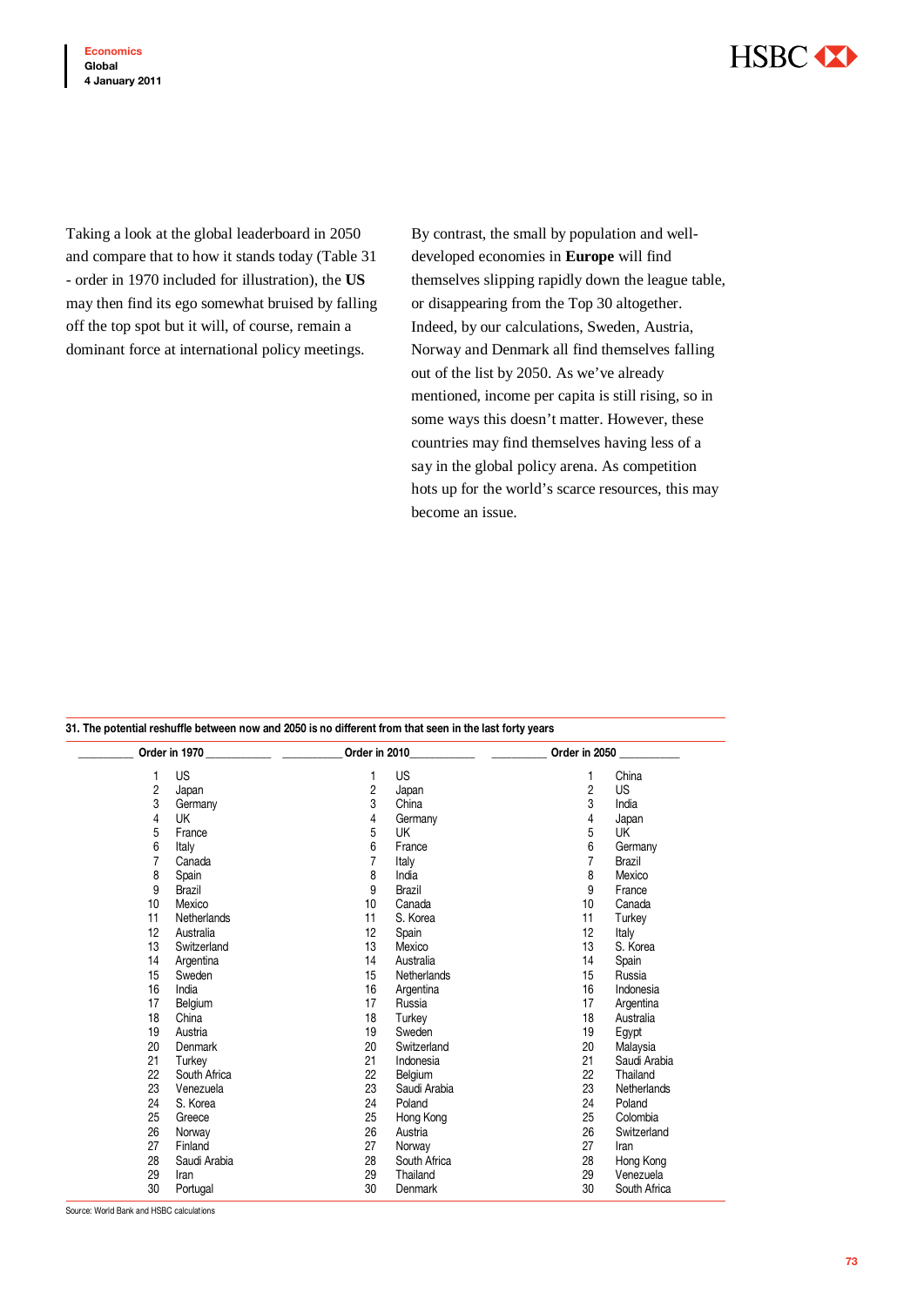Taking a look at the global leaderboard in 2050 and compare that to how it stands today (Table 31 - order in 1970 included for illustration), the **US** may then find its ego somewhat bruised by falling off the top spot but it will, of course, remain a dominant force at international policy meetings.

By contrast, the small by population and well-developed economies in **Europe** will find themselves slipping rapidly down the league table, or disappearing from the Top 30 altogether. Indeed, by our calculations, Sweden, Austria, Norway and Denmark all find themselves falling out of the list by 2050. As we've already mentioned, income per capita is still rising, so in some ways this doesn't matter. However, these countries may find themselves having less of a say in the global policy arena. As competition hots up for the world's scarce resources, this may become an issue.

**31. The potential reshuffle between now and 2050 is no different from that seen in the last forty years**

| | Order in 1970 | | Order in 2010 | | Order in 2050 |
|---|---|---|---|---|---|
| 1 | US | 1 | US | 1 | China |
| 2 | Japan | 2 | Japan | 2 | US |
| 3 | Germany | 3 | China | 3 | India |
| 4 | UK | 4 | Germany | 4 | Japan |
| 5 | France | 5 | UK | 5 | UK |
| 6 | Italy | 6 | France | 6 | Germany |
| 7 | Canada | 7 | Italy | 7 | Brazil |
| 8 | Spain | 8 | India | 8 | Mexico |
| 9 | Brazil | 9 | Brazil | 9 | France |
| 10 | Mexico | 10 | Canada | 10 | Canada |
| 11 | Netherlands | 11 | S. Korea | 11 | Turkey |
| 12 | Australia | 12 | Spain | 12 | Italy |
| 13 | Switzerland | 13 | Mexico | 13 | S. Korea |
| 14 | Argentina | 14 | Australia | 14 | Spain |
| 15 | Sweden | 15 | Netherlands | 15 | Russia |
| 16 | India | 16 | Argentina | 16 | Indonesia |
| 17 | Belgium | 17 | Russia | 17 | Argentina |
| 18 | China | 18 | Turkey | 18 | Australia |
| 19 | Austria | 19 | Sweden | 19 | Egypt |
| 20 | Denmark | 20 | Switzerland | 20 | Malaysia |
| 21 | Turkey | 21 | Indonesia | 21 | Saudi Arabia |
| 22 | South Africa | 22 | Belgium | 22 | Thailand |
| 23 | Venezuela | 23 | Saudi Arabia | 23 | Netherlands |
| 24 | S. Korea | 24 | Poland | 24 | Poland |
| 25 | Greece | 25 | Hong Kong | 25 | Colombia |
| 26 | Norway | 26 | Austria | 26 | Switzerland |
| 27 | Finland | 27 | Norway | 27 | Iran |
| 28 | Saudi Arabia | 28 | South Africa | 28 | Hong Kong |
| 29 | Iran | 29 | Thailand | 29 | Venezuela |
| 30 | Portugal | 30 | Denmark | 30 | South Africa |

Source: World Bank and HSBC calculations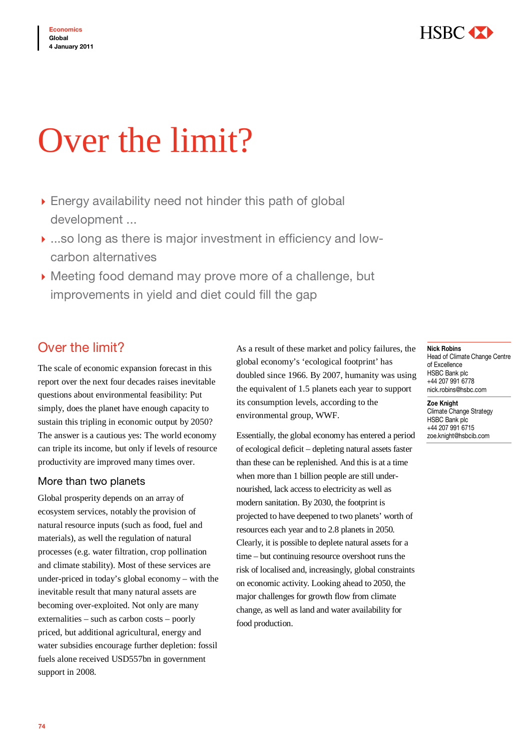# Over the limit?

- Energy availability need not hinder this path of global development ...
- ...so long as there is major investment in efficiency and low-carbon alternatives
- Meeting food demand may prove more of a challenge, but improvements in yield and diet could fill the gap

## Over the limit?

The scale of economic expansion forecast in this report over the next four decades raises inevitable questions about environmental feasibility: Put simply, does the planet have enough capacity to sustain this tripling in economic output by 2050? The answer is a cautious yes: The world economy can triple its income, but only if levels of resource productivity are improved many times over.

### More than two planets

Global prosperity depends on an array of ecosystem services, notably the provision of natural resource inputs (such as food, fuel and materials), as well the regulation of natural processes (e.g. water filtration, crop pollination and climate stability). Most of these services are under-priced in today's global economy – with the inevitable result that many natural assets are becoming over-exploited. Not only are many externalities – such as carbon costs – poorly priced, but additional agricultural, energy and water subsidies encourage further depletion: fossil fuels alone received USD557bn in government support in 2008.

As a result of these market and policy failures, the global economy's 'ecological footprint' has doubled since 1966. By 2007, humanity was using the equivalent of 1.5 planets each year to support its consumption levels, according to the environmental group, WWF.

Essentially, the global economy has entered a period of ecological deficit – depleting natural assets faster than these can be replenished. And this is at a time when more than 1 billion people are still under-nourished, lack access to electricity as well as modern sanitation. By 2030, the footprint is projected to have deepened to two planets' worth of resources each year and to 2.8 planets in 2050. Clearly, it is possible to deplete natural assets for a time – but continuing resource overshoot runs the risk of localised and, increasingly, global constraints on economic activity. Looking ahead to 2050, the major challenges for growth flow from climate change, as well as land and water availability for food production.

**Nick Robins**
Head of Climate Change Centre of Excellence
HSBC Bank plc
+44 207 991 6778
nick.robins@hsbc.com

**Zoe Knight**
Climate Change Strategy
HSBC Bank plc
+44 207 991 6715
zoe.knight@hsbcib.com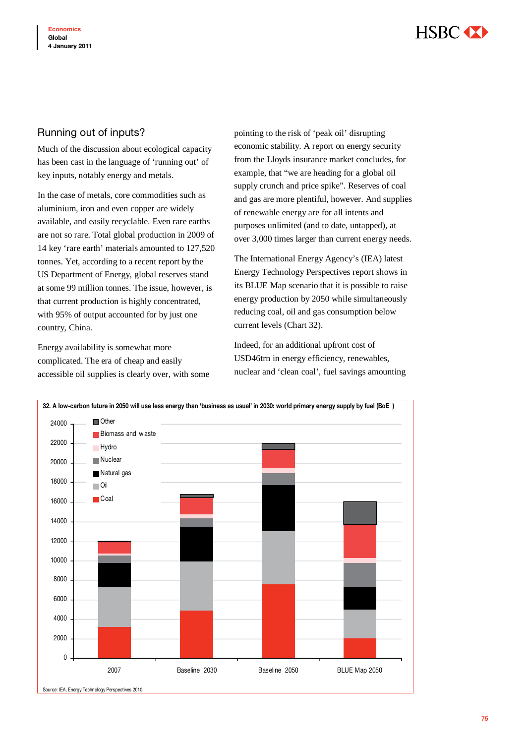## Running out of inputs?

Much of the discussion about ecological capacity has been cast in the language of 'running out' of key inputs, notably energy and metals.

In the case of metals, core commodities such as aluminium, iron and even copper are widely available, and easily recyclable. Even rare earths are not so rare. Total global production in 2009 of 14 key 'rare earth' materials amounted to 127,520 tonnes. Yet, according to a recent report by the US Department of Energy, global reserves stand at some 99 million tonnes. The issue, however, is that current production is highly concentrated, with 95% of output accounted for by just one country, China.

Energy availability is somewhat more complicated. The era of cheap and easily accessible oil supplies is clearly over, with some pointing to the risk of 'peak oil' disrupting economic stability. A report on energy security from the Lloyds insurance market concludes, for example, that "we are heading for a global oil supply crunch and price spike". Reserves of coal and gas are more plentiful, however. And supplies of renewable energy are for all intents and purposes unlimited (and to date, untapped), at over 3,000 times larger than current energy needs.

The International Energy Agency's (IEA) latest Energy Technology Perspectives report shows in its BLUE Map scenario that it is possible to raise energy production by 2050 while simultaneously reducing coal, oil and gas consumption below current levels (Chart 32).

Indeed, for an additional upfront cost of USD46trn in energy efficiency, renewables, nuclear and 'clean coal', fuel savings amounting

**32. A low-carbon future in 2050 will use less energy than 'business as usual' in 2030: world primary energy supply by fuel (BoE )**

Source: IEA, Energy Technology Perspectives 2010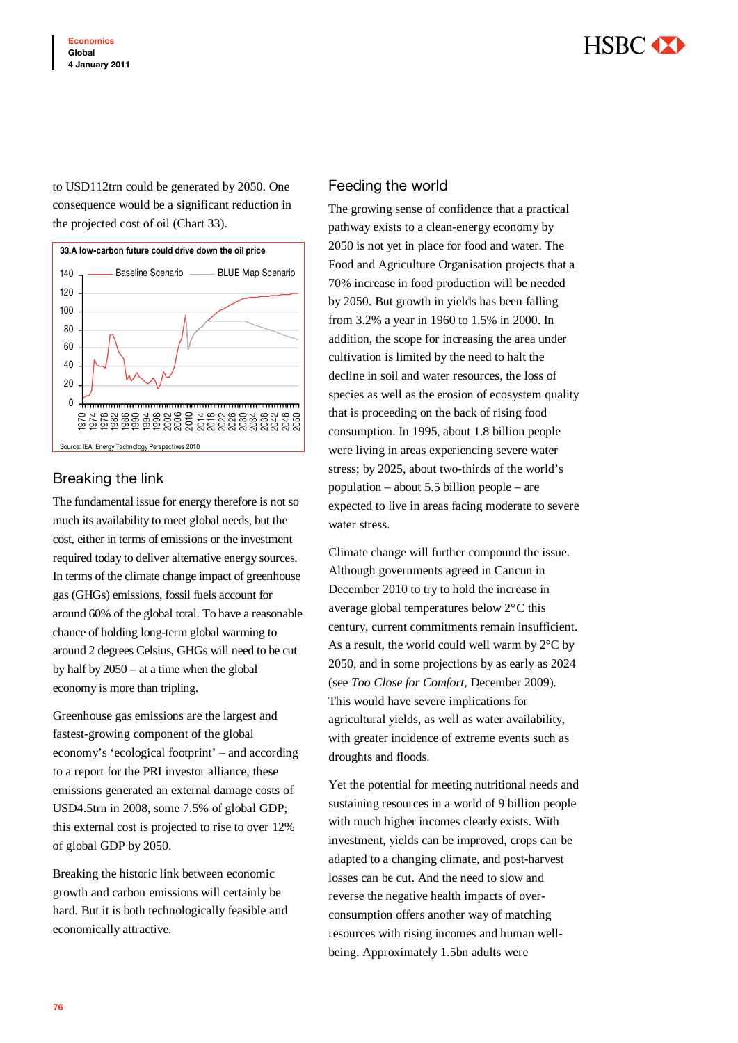to USD112trn could be generated by 2050. One consequence would be a significant reduction in the projected cost of oil (Chart 33).

**33.A low-carbon future could drive down the oil price**

Source: IEA, Energy Technology Perspectives 2010

## Breaking the link

The fundamental issue for energy therefore is not so much its availability to meet global needs, but the cost, either in terms of emissions or the investment required today to deliver alternative energy sources. In terms of the climate change impact of greenhouse gas (GHGs) emissions, fossil fuels account for around 60% of the global total. To have a reasonable chance of holding long-term global warming to around 2 degrees Celsius, GHGs will need to be cut by half by 2050 – at a time when the global economy is more than tripling.

Greenhouse gas emissions are the largest and fastest-growing component of the global economy's 'ecological footprint' – and according to a report for the PRI investor alliance, these emissions generated an external damage costs of USD4.5trn in 2008, some 7.5% of global GDP; this external cost is projected to rise to over 12% of global GDP by 2050.

Breaking the historic link between economic growth and carbon emissions will certainly be hard. But it is both technologically feasible and economically attractive.

## Feeding the world

The growing sense of confidence that a practical pathway exists to a clean-energy economy by 2050 is not yet in place for food and water. The Food and Agriculture Organisation projects that a 70% increase in food production will be needed by 2050. But growth in yields has been falling from 3.2% a year in 1960 to 1.5% in 2000. In addition, the scope for increasing the area under cultivation is limited by the need to halt the decline in soil and water resources, the loss of species as well as the erosion of ecosystem quality that is proceeding on the back of rising food consumption. In 1995, about 1.8 billion people were living in areas experiencing severe water stress; by 2025, about two-thirds of the world's population – about 5.5 billion people – are expected to live in areas facing moderate to severe water stress.

Climate change will further compound the issue. Although governments agreed in Cancun in December 2010 to try to hold the increase in average global temperatures below 2°C this century, current commitments remain insufficient. As a result, the world could well warm by 2°C by 2050, and in some projections by as early as 2024 (see *Too Close for Comfort*, December 2009). This would have severe implications for agricultural yields, as well as water availability, with greater incidence of extreme events such as droughts and floods.

Yet the potential for meeting nutritional needs and sustaining resources in a world of 9 billion people with much higher incomes clearly exists. With investment, yields can be improved, crops can be adapted to a changing climate, and post-harvest losses can be cut. And the need to slow and reverse the negative health impacts of over-consumption offers another way of matching resources with rising incomes and human well-being. Approximately 1.5bn adults were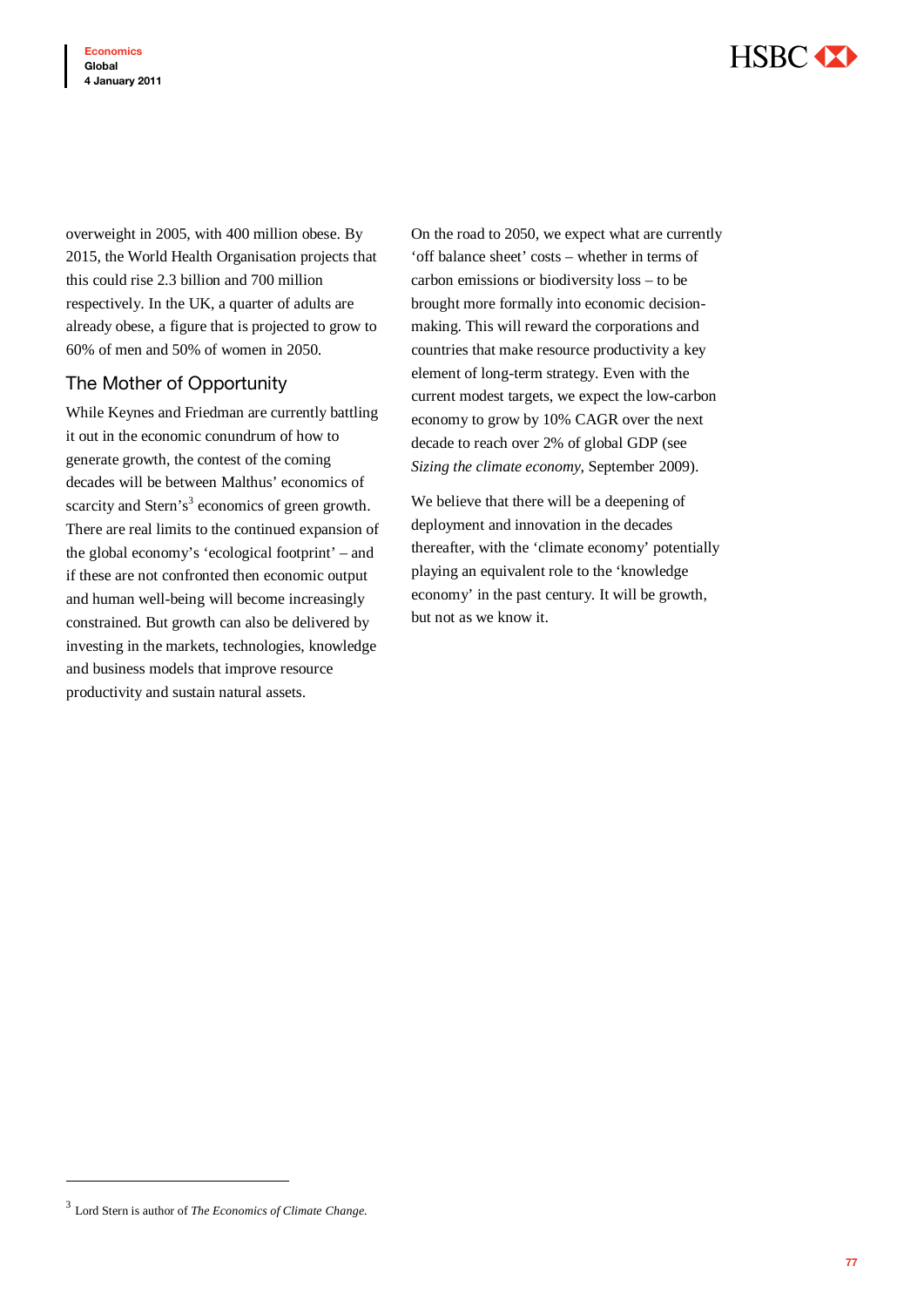overweight in 2005, with 400 million obese. By 2015, the World Health Organisation projects that this could rise 2.3 billion and 700 million respectively. In the UK, a quarter of adults are already obese, a figure that is projected to grow to 60% of men and 50% of women in 2050.

## The Mother of Opportunity

While Keynes and Friedman are currently battling it out in the economic conundrum of how to generate growth, the contest of the coming decades will be between Malthus' economics of scarcity and Stern's[3] economics of green growth. There are real limits to the continued expansion of the global economy's 'ecological footprint' – and if these are not confronted then economic output and human well-being will become increasingly constrained. But growth can also be delivered by investing in the markets, technologies, knowledge and business models that improve resource productivity and sustain natural assets.

On the road to 2050, we expect what are currently 'off balance sheet' costs – whether in terms of carbon emissions or biodiversity loss – to be brought more formally into economic decision-making. This will reward the corporations and countries that make resource productivity a key element of long-term strategy. Even with the current modest targets, we expect the low-carbon economy to grow by 10% CAGR over the next decade to reach over 2% of global GDP (see *Sizing the climate economy*, September 2009).

We believe that there will be a deepening of deployment and innovation in the decades thereafter, with the 'climate economy' potentially playing an equivalent role to the 'knowledge economy' in the past century. It will be growth, but not as we know it.

[3] Lord Stern is author of *The Economics of Climate Change.*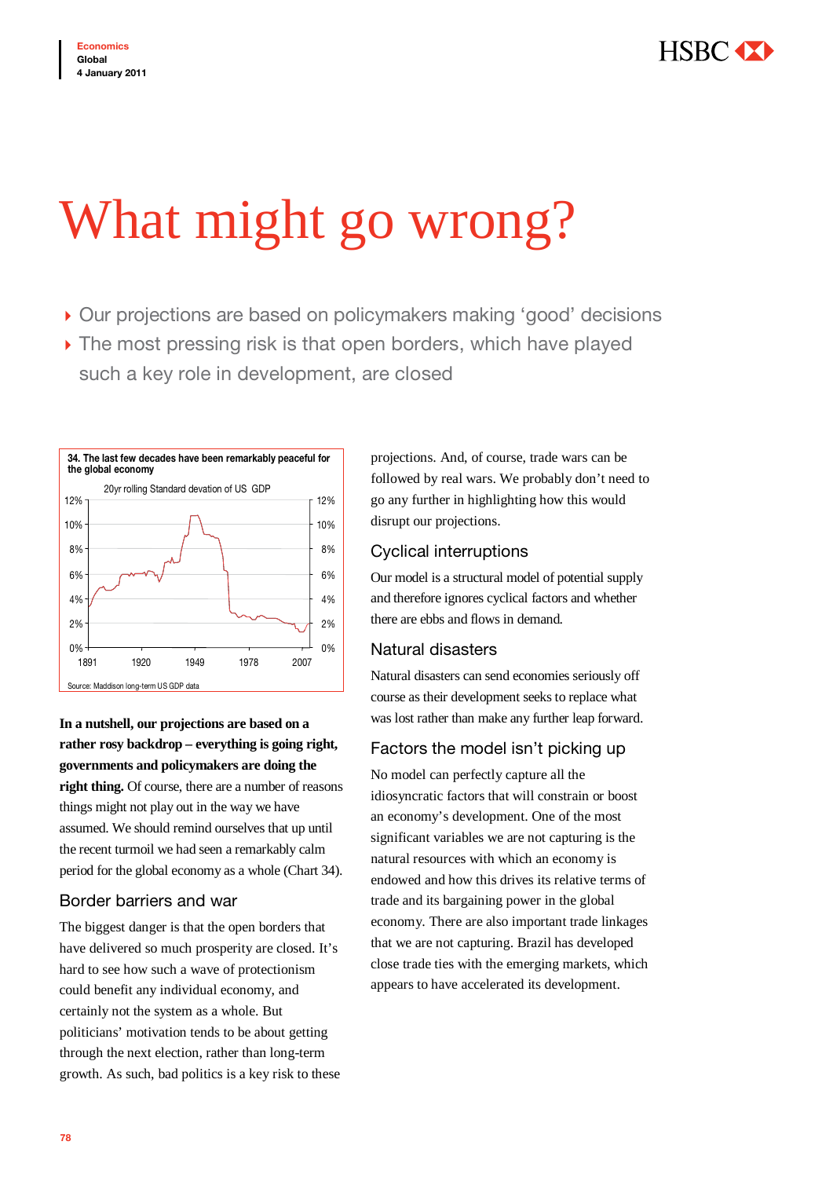# What might go wrong?

- Our projections are based on policymakers making 'good' decisions
- The most pressing risk is that open borders, which have played such a key role in development, are closed

34. The last few decades have been remarkably peaceful for the global economy

Source: Maddison long-term US GDP data

**In a nutshell, our projections are based on a rather rosy backdrop – everything is going right, governments and policymakers are doing the right thing.** Of course, there are a number of reasons things might not play out in the way we have assumed. We should remind ourselves that up until the recent turmoil we had seen a remarkably calm period for the global economy as a whole (Chart 34).

## Border barriers and war

The biggest danger is that the open borders that have delivered so much prosperity are closed. It's hard to see how such a wave of protectionism could benefit any individual economy, and certainly not the system as a whole. But politicians' motivation tends to be about getting through the next election, rather than long-term growth. As such, bad politics is a key risk to these projections. And, of course, trade wars can be followed by real wars. We probably don't need to go any further in highlighting how this would disrupt our projections.

## Cyclical interruptions

Our model is a structural model of potential supply and therefore ignores cyclical factors and whether there are ebbs and flows in demand.

## Natural disasters

Natural disasters can send economies seriously off course as their development seeks to replace what was lost rather than make any further leap forward.

## Factors the model isn't picking up

No model can perfectly capture all the idiosyncratic factors that will constrain or boost an economy's development. One of the most significant variables we are not capturing is the natural resources with which an economy is endowed and how this drives its relative terms of trade and its bargaining power in the global economy. There are also important trade linkages that we are not capturing. Brazil has developed close trade ties with the emerging markets, which appears to have accelerated its development.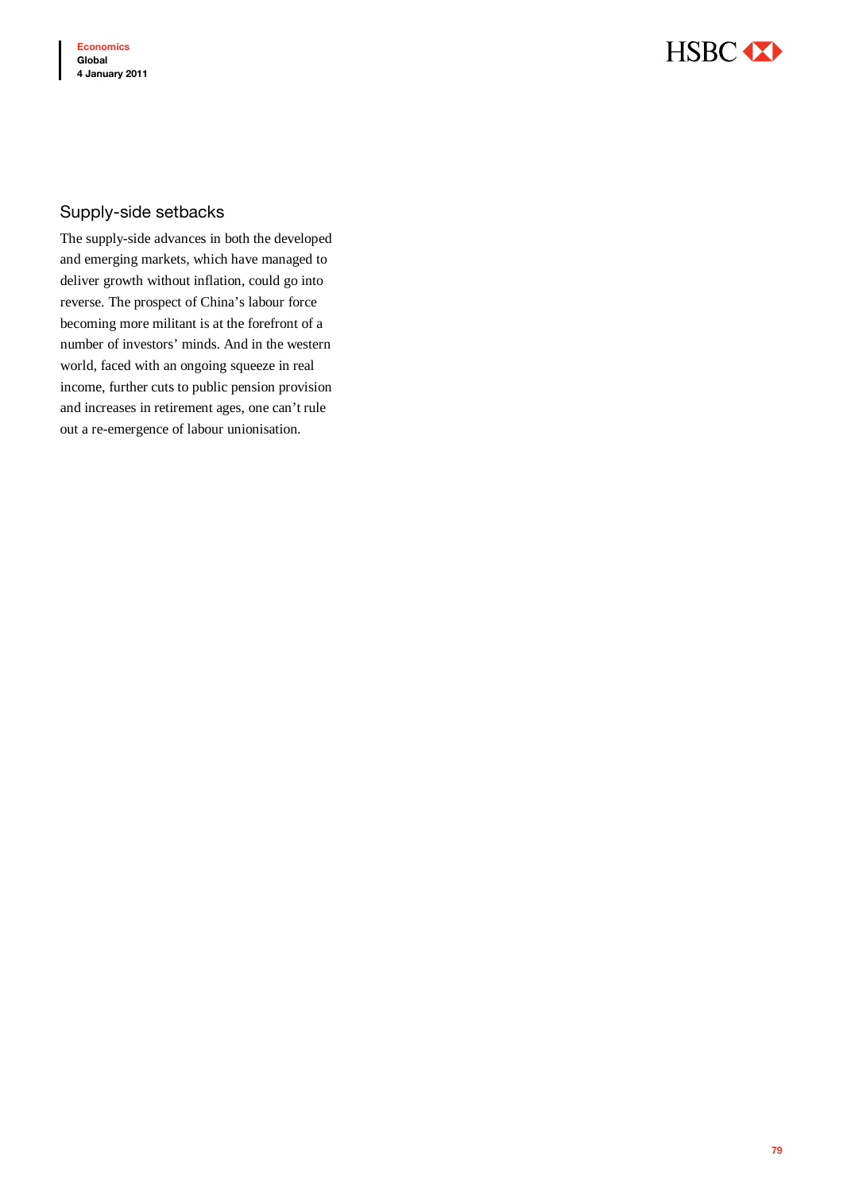## Supply-side setbacks

The supply-side advances in both the developed and emerging markets, which have managed to deliver growth without inflation, could go into reverse. The prospect of China's labour force becoming more militant is at the forefront of a number of investors' minds. And in the western world, faced with an ongoing squeeze in real income, further cuts to public pension provision and increases in retirement ages, one can't rule out a re-emergence of labour unionisation.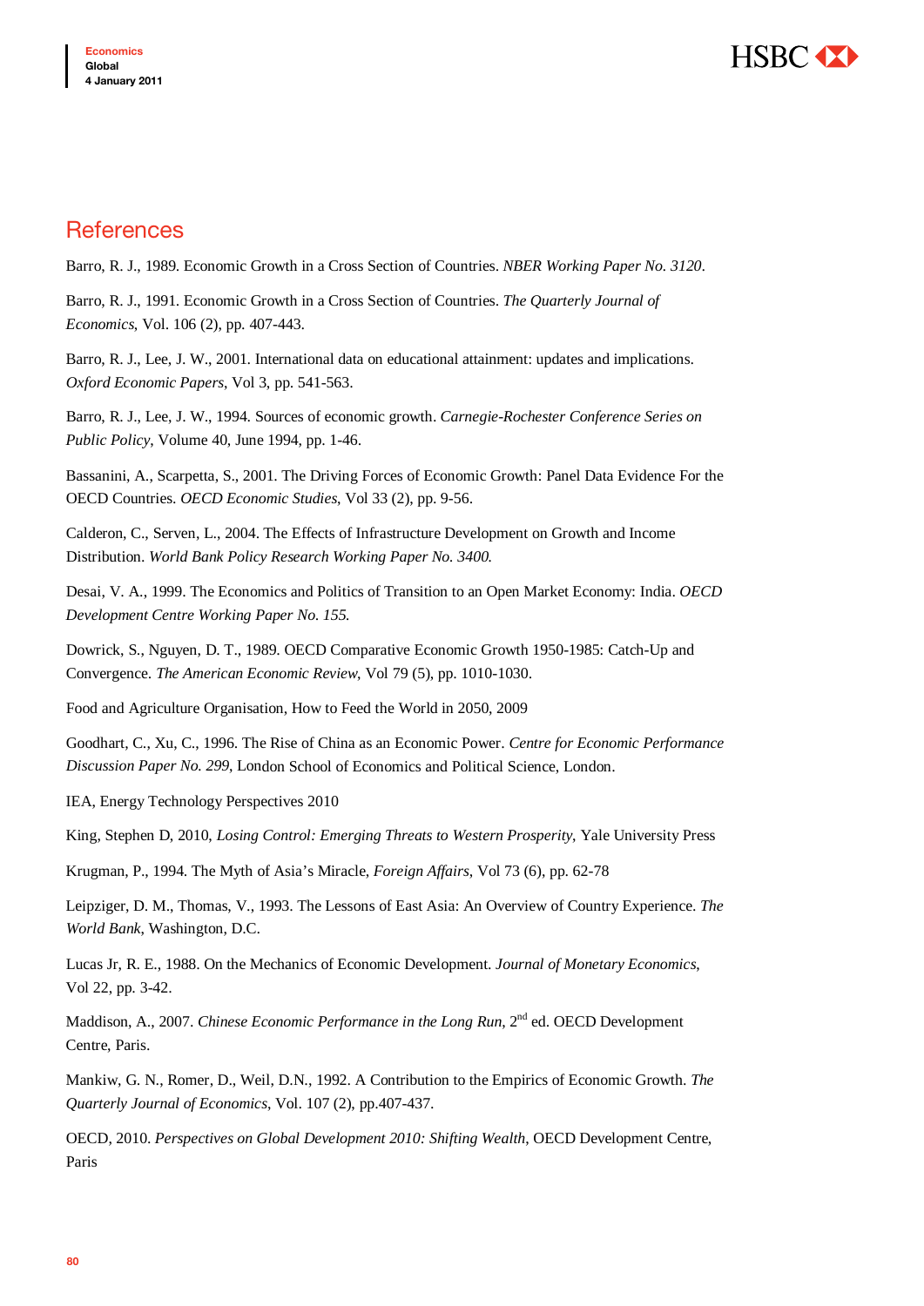## References

Barro, R. J., 1989. Economic Growth in a Cross Section of Countries. *NBER Working Paper No. 3120*.

Barro, R. J., 1991. Economic Growth in a Cross Section of Countries. *The Quarterly Journal of Economics*, Vol. 106 (2), pp. 407-443.

Barro, R. J., Lee, J. W., 2001. International data on educational attainment: updates and implications. *Oxford Economic Papers*, Vol 3, pp. 541-563.

Barro, R. J., Lee, J. W., 1994. Sources of economic growth. *Carnegie-Rochester Conference Series on Public Policy*, Volume 40, June 1994, pp. 1-46.

Bassanini, A., Scarpetta, S., 2001. The Driving Forces of Economic Growth: Panel Data Evidence For the OECD Countries. *OECD Economic Studies*, Vol 33 (2), pp. 9-56.

Calderon, C., Serven, L., 2004. The Effects of Infrastructure Development on Growth and Income Distribution. *World Bank Policy Research Working Paper No. 3400.*

Desai, V. A., 1999. The Economics and Politics of Transition to an Open Market Economy: India. *OECD Development Centre Working Paper No. 155.*

Dowrick, S., Nguyen, D. T., 1989. OECD Comparative Economic Growth 1950-1985: Catch-Up and Convergence. *The American Economic Review*, Vol 79 (5), pp. 1010-1030.

Food and Agriculture Organisation, How to Feed the World in 2050, 2009

Goodhart, C., Xu, C., 1996. The Rise of China as an Economic Power. *Centre for Economic Performance Discussion Paper No. 299*, London School of Economics and Political Science, London.

IEA, Energy Technology Perspectives 2010

King, Stephen D, 2010, *Losing Control: Emerging Threats to Western Prosperity*, Yale University Press

Krugman, P., 1994. The Myth of Asia's Miracle, *Foreign Affairs*, Vol 73 (6), pp. 62-78

Leipziger, D. M., Thomas, V., 1993. The Lessons of East Asia: An Overview of Country Experience. *The World Bank*, Washington, D.C.

Lucas Jr, R. E., 1988. On the Mechanics of Economic Development. *Journal of Monetary Economics*, Vol 22, pp. 3-42.

Maddison, A., 2007. *Chinese Economic Performance in the Long Run*, 2nd ed. OECD Development Centre, Paris.

Mankiw, G. N., Romer, D., Weil, D.N., 1992. A Contribution to the Empirics of Economic Growth. *The Quarterly Journal of Economics*, Vol. 107 (2), pp.407-437.

OECD, 2010. *Perspectives on Global Development 2010: Shifting Wealth*, OECD Development Centre, Paris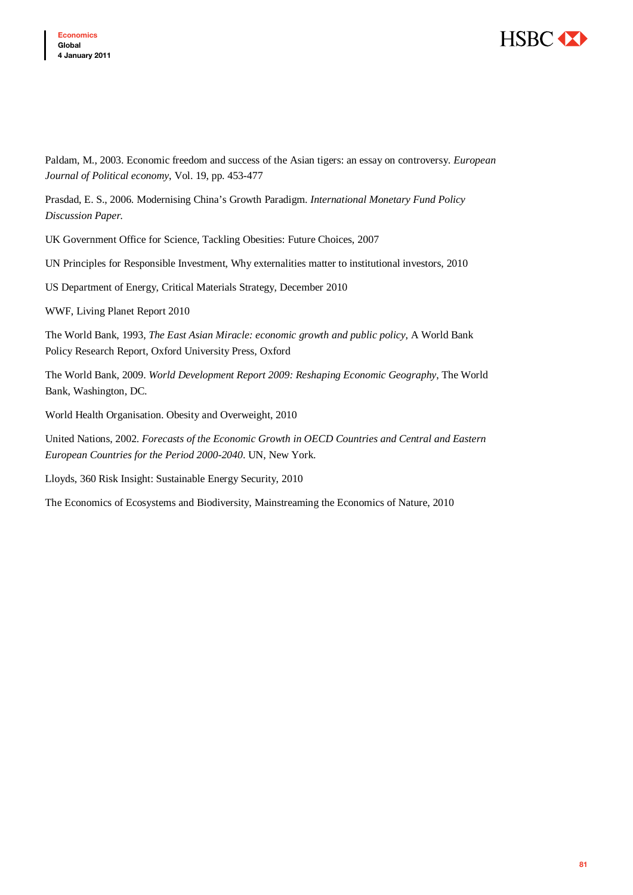Paldam, M., 2003. Economic freedom and success of the Asian tigers: an essay on controversy. *European Journal of Political economy*, Vol. 19, pp. 453-477

Prasdad, E. S., 2006. Modernising China's Growth Paradigm. *International Monetary Fund Policy Discussion Paper.*

UK Government Office for Science, Tackling Obesities: Future Choices, 2007

UN Principles for Responsible Investment, Why externalities matter to institutional investors, 2010

US Department of Energy, Critical Materials Strategy, December 2010

WWF, Living Planet Report 2010

The World Bank, 1993, *The East Asian Miracle: economic growth and public policy*, A World Bank Policy Research Report, Oxford University Press, Oxford

The World Bank, 2009. *World Development Report 2009: Reshaping Economic Geography*, The World Bank, Washington, DC.

World Health Organisation. Obesity and Overweight, 2010

United Nations, 2002. *Forecasts of the Economic Growth in OECD Countries and Central and Eastern European Countries for the Period 2000-2040*. UN, New York.

Lloyds, 360 Risk Insight: Sustainable Energy Security, 2010

The Economics of Ecosystems and Biodiversity, Mainstreaming the Economics of Nature, 2010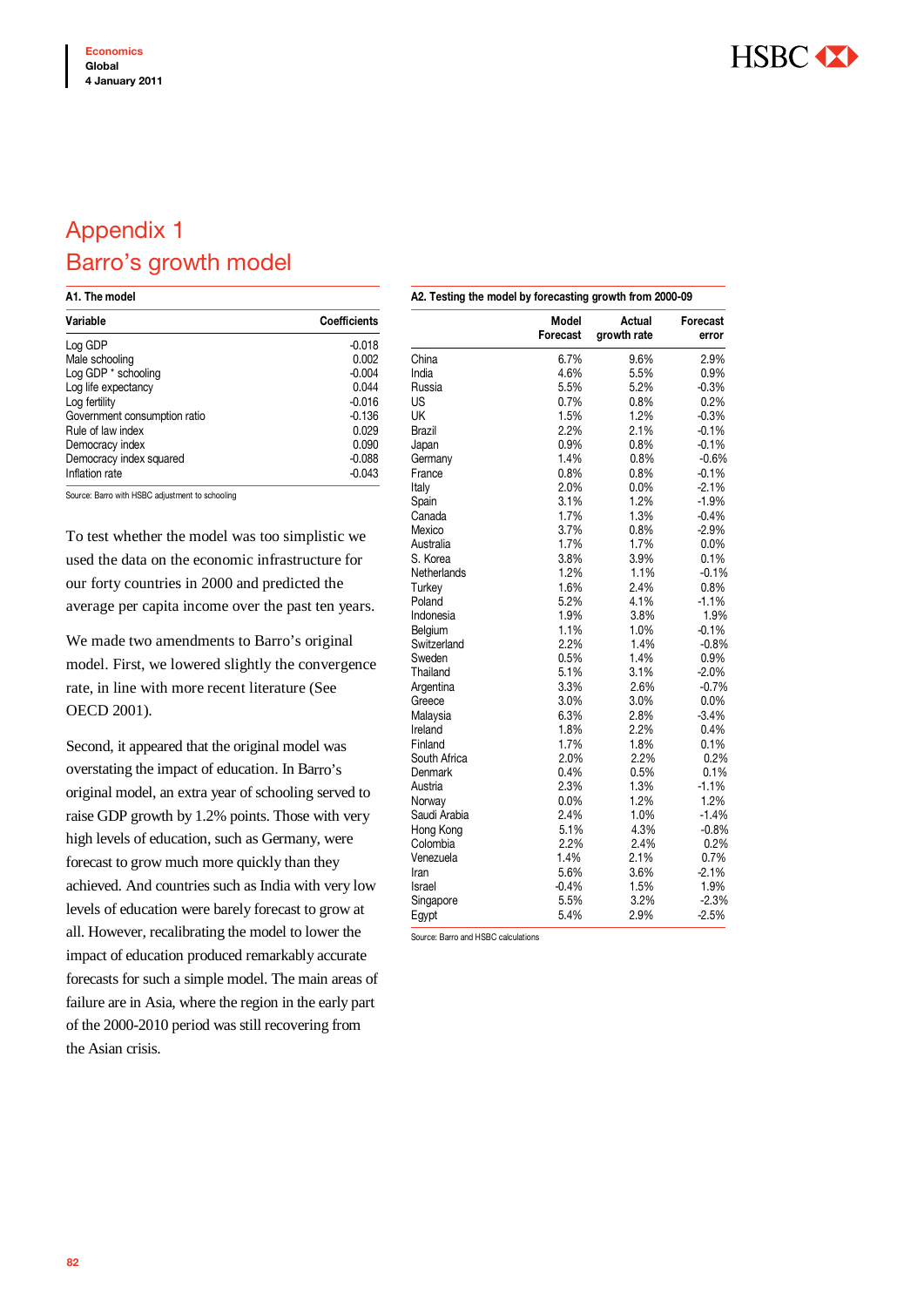# Appendix 1
# Barro's growth model

**A1. The model**

| Variable | Coefficients |
|---|---|
| Log GDP | -0.018 |
| Male schooling | 0.002 |
| Log GDP * schooling | -0.004 |
| Log life expectancy | 0.044 |
| Log fertility | -0.016 |
| Government consumption ratio | -0.136 |
| Rule of law index | 0.029 |
| Democracy index | 0.090 |
| Democracy index squared | -0.088 |
| Inflation rate | -0.043 |

Source: Barro with HSBC adjustment to schooling

To test whether the model was too simplistic we used the data on the economic infrastructure for our forty countries in 2000 and predicted the average per capita income over the past ten years.

We made two amendments to Barro's original model. First, we lowered slightly the convergence rate, in line with more recent literature (See OECD 2001).

Second, it appeared that the original model was overstating the impact of education. In Barro's original model, an extra year of schooling served to raise GDP growth by 1.2% points. Those with very high levels of education, such as Germany, were forecast to grow much more quickly than they achieved. And countries such as India with very low levels of education were barely forecast to grow at all. However, recalibrating the model to lower the impact of education produced remarkably accurate forecasts for such a simple model. The main areas of failure are in Asia, where the region in the early part of the 2000-2010 period was still recovering from the Asian crisis.

**A2. Testing the model by forecasting growth from 2000-09**

| | Model Forecast | Actual growth rate | Forecast error |
|---|---|---|---|
| China | 6.7% | 9.6% | 2.9% |
| India | 4.6% | 5.5% | 0.9% |
| Russia | 5.5% | 5.2% | -0.3% |
| US | 0.7% | 0.8% | 0.2% |
| UK | 1.5% | 1.2% | -0.3% |
| Brazil | 2.2% | 2.1% | -0.1% |
| Japan | 0.9% | 0.8% | -0.1% |
| Germany | 1.4% | 0.8% | -0.6% |
| France | 0.8% | 0.8% | -0.1% |
| Italy | 2.0% | 0.0% | -2.1% |
| Spain | 3.1% | 1.2% | -1.9% |
| Canada | 1.7% | 1.3% | -0.4% |
| Mexico | 3.7% | 0.8% | -2.9% |
| Australia | 1.7% | 1.7% | 0.0% |
| S. Korea | 3.8% | 3.9% | 0.1% |
| Netherlands | 1.2% | 1.1% | -0.1% |
| Turkey | 1.6% | 2.4% | 0.8% |
| Poland | 5.2% | 4.1% | -1.1% |
| Indonesia | 1.9% | 3.8% | 1.9% |
| Belgium | 1.1% | 1.0% | -0.1% |
| Switzerland | 2.2% | 1.4% | -0.8% |
| Sweden | 0.5% | 1.4% | 0.9% |
| Thailand | 5.1% | 3.1% | -2.0% |
| Argentina | 3.3% | 2.6% | -0.7% |
| Greece | 3.0% | 3.0% | 0.0% |
| Malaysia | 6.3% | 2.8% | -3.4% |
| Ireland | 1.8% | 2.2% | 0.4% |
| Finland | 1.7% | 1.8% | 0.1% |
| South Africa | 2.0% | 2.2% | 0.2% |
| Denmark | 0.4% | 0.5% | 0.1% |
| Austria | 2.3% | 1.3% | -1.1% |
| Norway | 0.0% | 1.2% | 1.2% |
| Saudi Arabia | 2.4% | 1.0% | -1.4% |
| Hong Kong | 5.1% | 4.3% | -0.8% |
| Colombia | 2.2% | 2.4% | 0.2% |
| Venezuela | 1.4% | 2.1% | 0.7% |
| Iran | 5.6% | 3.6% | -2.1% |
| Israel | -0.4% | 1.5% | 1.9% |
| Singapore | 5.5% | 3.2% | -2.3% |
| Egypt | 5.4% | 2.9% | -2.5% |

Source: Barro and HSBC calculations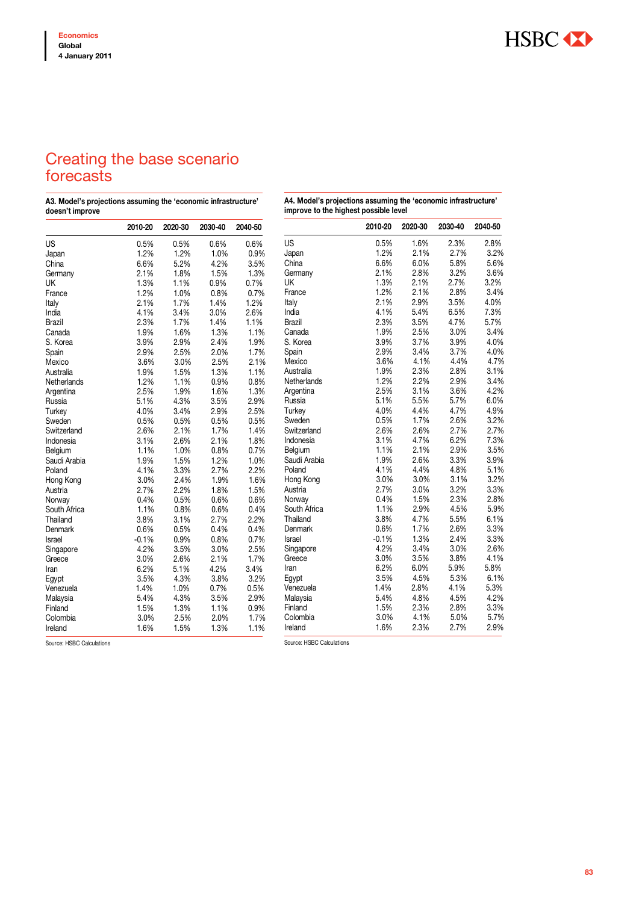## Creating the base scenario forecasts

**A3. Model's projections assuming the 'economic infrastructure' doesn't improve**

| | 2010-20 | 2020-30 | 2030-40 | 2040-50 |
|---|---|---|---|---|
| US | 0.5% | 0.5% | 0.6% | 0.6% |
| Japan | 1.2% | 1.2% | 1.0% | 0.9% |
| China | 6.6% | 5.2% | 4.2% | 3.5% |
| Germany | 2.1% | 1.8% | 1.5% | 1.3% |
| UK | 1.3% | 1.1% | 0.9% | 0.7% |
| France | 1.2% | 1.0% | 0.8% | 0.7% |
| Italy | 2.1% | 1.7% | 1.4% | 1.2% |
| India | 4.1% | 3.4% | 3.0% | 2.6% |
| Brazil | 2.3% | 1.7% | 1.4% | 1.1% |
| Canada | 1.9% | 1.6% | 1.3% | 1.1% |
| S. Korea | 3.9% | 2.9% | 2.4% | 1.9% |
| Spain | 2.9% | 2.5% | 2.0% | 1.7% |
| Mexico | 3.6% | 3.0% | 2.5% | 2.1% |
| Australia | 1.9% | 1.5% | 1.3% | 1.1% |
| Netherlands | 1.2% | 1.1% | 0.9% | 0.8% |
| Argentina | 2.5% | 1.9% | 1.6% | 1.3% |
| Russia | 5.1% | 4.3% | 3.5% | 2.9% |
| Turkey | 4.0% | 3.4% | 2.9% | 2.5% |
| Sweden | 0.5% | 0.5% | 0.5% | 0.5% |
| Switzerland | 2.6% | 2.1% | 1.7% | 1.4% |
| Indonesia | 3.1% | 2.6% | 2.1% | 1.8% |
| Belgium | 1.1% | 1.0% | 0.8% | 0.7% |
| Saudi Arabia | 1.9% | 1.5% | 1.2% | 1.0% |
| Poland | 4.1% | 3.3% | 2.7% | 2.2% |
| Hong Kong | 3.0% | 2.4% | 1.9% | 1.6% |
| Austria | 2.7% | 2.2% | 1.8% | 1.5% |
| Norway | 0.4% | 0.5% | 0.6% | 0.6% |
| South Africa | 1.1% | 0.8% | 0.6% | 0.4% |
| Thailand | 3.8% | 3.1% | 2.7% | 2.2% |
| Denmark | 0.6% | 0.5% | 0.4% | 0.4% |
| Israel | -0.1% | 0.9% | 0.8% | 0.7% |
| Singapore | 4.2% | 3.5% | 3.0% | 2.5% |
| Greece | 3.0% | 2.6% | 2.1% | 1.7% |
| Iran | 6.2% | 5.1% | 4.2% | 3.4% |
| Egypt | 3.5% | 4.3% | 3.8% | 3.2% |
| Venezuela | 1.4% | 1.0% | 0.7% | 0.5% |
| Malaysia | 5.4% | 4.3% | 3.5% | 2.9% |
| Finland | 1.5% | 1.3% | 1.1% | 0.9% |
| Colombia | 3.0% | 2.5% | 2.0% | 1.7% |
| Ireland | 1.6% | 1.5% | 1.3% | 1.1% |

Source: HSBC Calculations

**A4. Model's projections assuming the 'economic infrastructure' improve to the highest possible level**

| | 2010-20 | 2020-30 | 2030-40 | 2040-50 |
|---|---|---|---|---|
| US | 0.5% | 1.6% | 2.3% | 2.8% |
| Japan | 1.2% | 2.1% | 2.7% | 3.2% |
| China | 6.6% | 6.0% | 5.8% | 5.6% |
| Germany | 2.1% | 2.8% | 3.2% | 3.6% |
| UK | 1.3% | 2.1% | 2.7% | 3.2% |
| France | 1.2% | 2.1% | 2.8% | 3.4% |
| Italy | 2.1% | 2.9% | 3.5% | 4.0% |
| India | 4.1% | 5.4% | 6.5% | 7.3% |
| Brazil | 2.3% | 3.5% | 4.7% | 5.7% |
| Canada | 1.9% | 2.5% | 3.0% | 3.4% |
| S. Korea | 3.9% | 3.7% | 3.9% | 4.0% |
| Spain | 2.9% | 3.4% | 3.7% | 4.0% |
| Mexico | 3.6% | 4.1% | 4.4% | 4.7% |
| Australia | 1.9% | 2.3% | 2.8% | 3.1% |
| Netherlands | 1.2% | 2.2% | 2.9% | 3.4% |
| Argentina | 2.5% | 3.1% | 3.6% | 4.2% |
| Russia | 5.1% | 5.5% | 5.7% | 6.0% |
| Turkey | 4.0% | 4.4% | 4.7% | 4.9% |
| Sweden | 0.5% | 1.7% | 2.6% | 3.2% |
| Switzerland | 2.6% | 2.6% | 2.7% | 2.7% |
| Indonesia | 3.1% | 4.7% | 6.2% | 7.3% |
| Belgium | 1.1% | 2.1% | 2.9% | 3.5% |
| Saudi Arabia | 1.9% | 2.6% | 3.3% | 3.9% |
| Poland | 4.1% | 4.4% | 4.8% | 5.1% |
| Hong Kong | 3.0% | 3.0% | 3.1% | 3.2% |
| Austria | 2.7% | 3.0% | 3.2% | 3.3% |
| Norway | 0.4% | 1.5% | 2.3% | 2.8% |
| South Africa | 1.1% | 2.9% | 4.5% | 5.9% |
| Thailand | 3.8% | 4.7% | 5.5% | 6.1% |
| Denmark | 0.6% | 1.7% | 2.6% | 3.3% |
| Israel | -0.1% | 1.3% | 2.4% | 3.3% |
| Singapore | 4.2% | 3.4% | 3.0% | 2.6% |
| Greece | 3.0% | 3.5% | 3.8% | 4.1% |
| Iran | 6.2% | 6.0% | 5.9% | 5.8% |
| Egypt | 3.5% | 4.5% | 5.3% | 6.1% |
| Venezuela | 1.4% | 2.8% | 4.1% | 5.3% |
| Malaysia | 5.4% | 4.8% | 4.5% | 4.2% |
| Finland | 1.5% | 2.3% | 2.8% | 3.3% |
| Colombia | 3.0% | 4.1% | 5.0% | 5.7% |
| Ireland | 1.6% | 2.3% | 2.7% | 2.9% |

Source: HSBC Calculations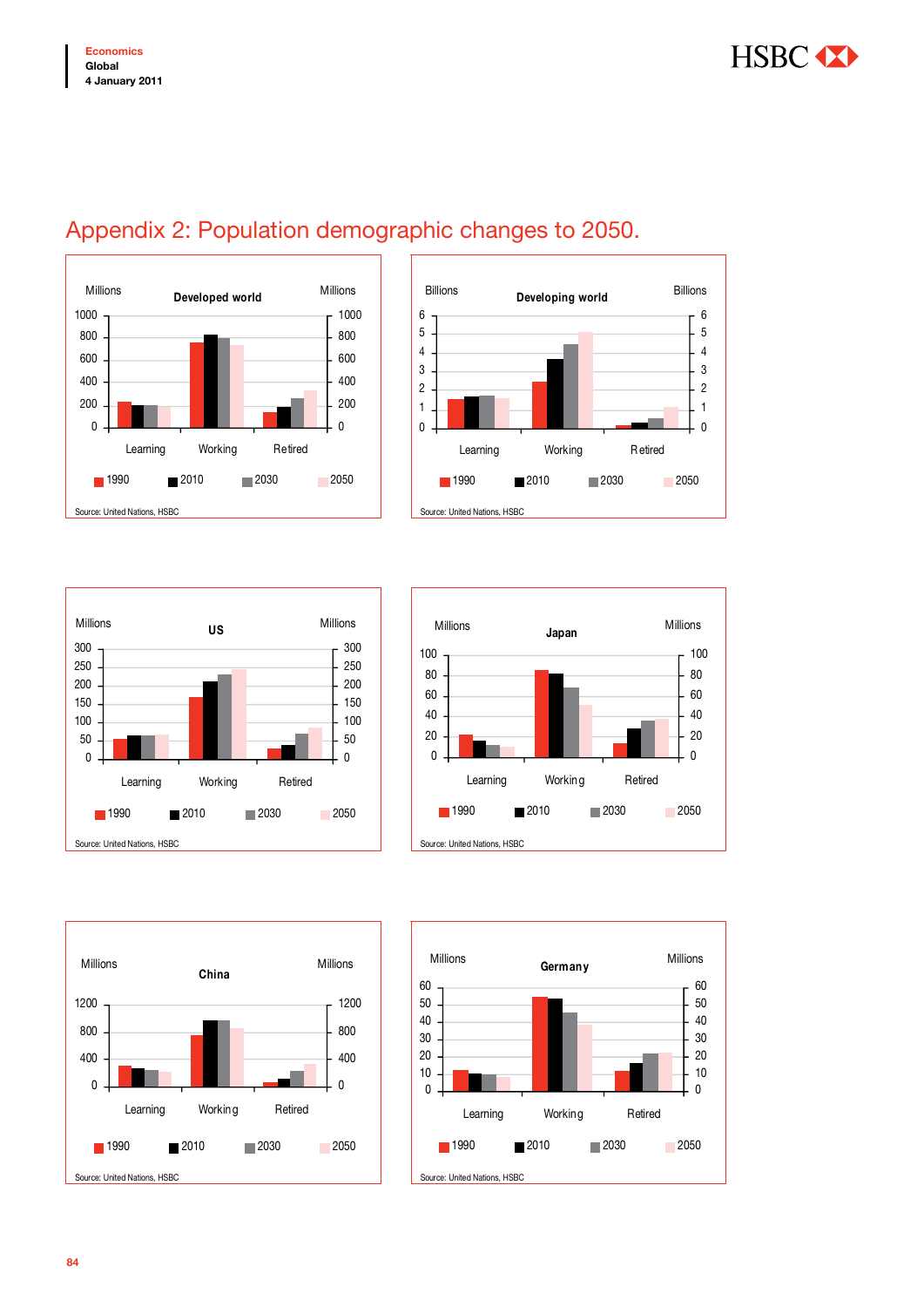# Appendix 2: Population demographic changes to 2050.

**Developed world**

Millions

Learning | Working | Retired

1990 | 2010 | 2030 | 2050

Source: United Nations, HSBC

**Developing world**

Billions

Learning | Working | Retired

1990 | 2010 | 2030 | 2050

Source: United Nations, HSBC

**US**

Millions

Learning | Working | Retired

1990 | 2010 | 2030 | 2050

Source: United Nations, HSBC

**Japan**

Millions

Learning | Working | Retired

1990 | 2010 | 2030 | 2050

Source: United Nations, HSBC

**China**

Millions

Learning | Working | Retired

1990 | 2010 | 2030 | 2050

Source: United Nations, HSBC

**Germany**

Millions

Learning | Working | Retired

1990 | 2010 | 2030 | 2050

Source: United Nations, HSBC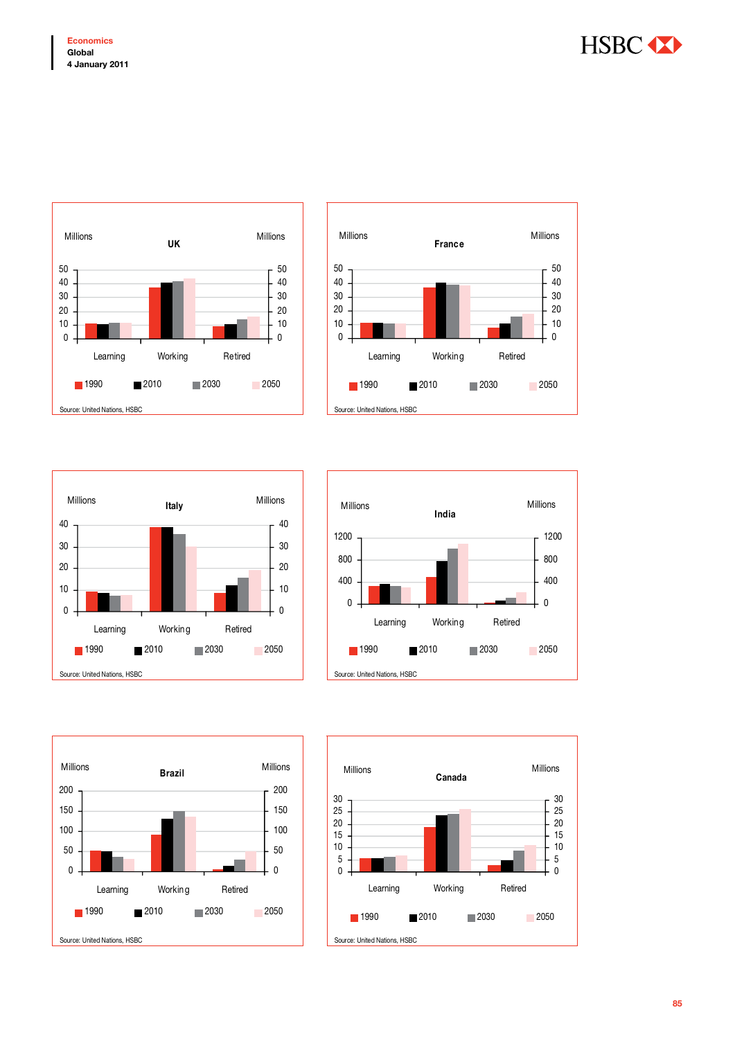Millions **UK** Millions

Learning Working Retired

1990 2010 2030 2050

Source: United Nations, HSBC

Millions **France** Millions

Learning Working Retired

1990 2010 2030 2050

Source: United Nations, HSBC

Millions **Italy** Millions

Learning Working Retired

1990 2010 2030 2050

Source: United Nations, HSBC

Millions **India** Millions

Learning Working Retired

1990 2010 2030 2050

Source: United Nations, HSBC

Millions **Brazil** Millions

Learning Working Retired

1990 2010 2030 2050

Source: United Nations, HSBC

Millions **Canada** Millions

Learning Working Retired

1990 2010 2030 2050

Source: United Nations, HSBC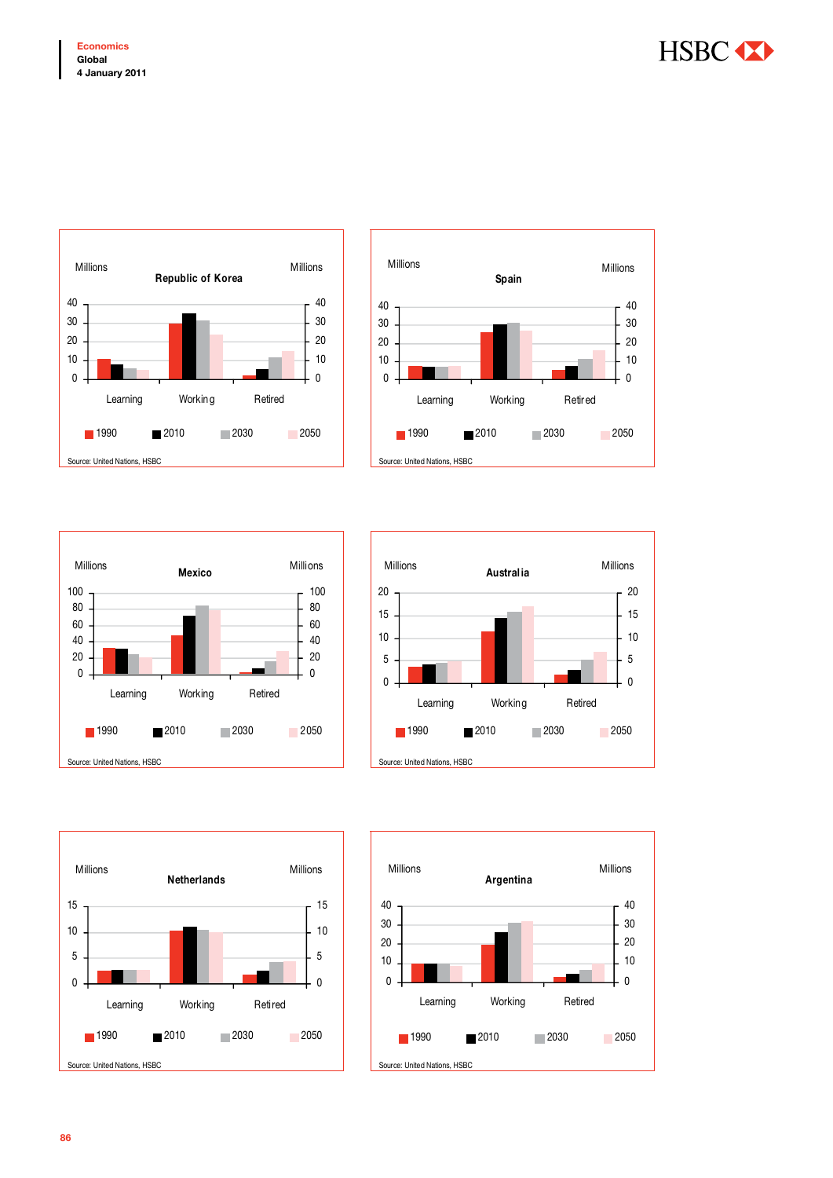**Republic of Korea**

Millions | Millions

Learning · Working · Retired

■ 1990 ■ 2010 ■ 2030 ■ 2050

Source: United Nations, HSBC

**Spain**

Millions | Millions

Learning · Working · Retired

■ 1990 ■ 2010 ■ 2030 ■ 2050

Source: United Nations, HSBC

**Mexico**

Millions | Millions

Learning · Working · Retired

■ 1990 ■ 2010 ■ 2030 ■ 2050

Source: United Nations, HSBC

**Australia**

Millions | Millions

Learning · Working · Retired

■ 1990 ■ 2010 ■ 2030 ■ 2050

Source: United Nations, HSBC

**Netherlands**

Millions | Millions

Learning · Working · Retired

■ 1990 ■ 2010 ■ 2030 ■ 2050

Source: United Nations, HSBC

**Argentina**

Millions | Millions

Learning · Working · Retired

■ 1990 ■ 2010 ■ 2030 ■ 2050

Source: United Nations, HSBC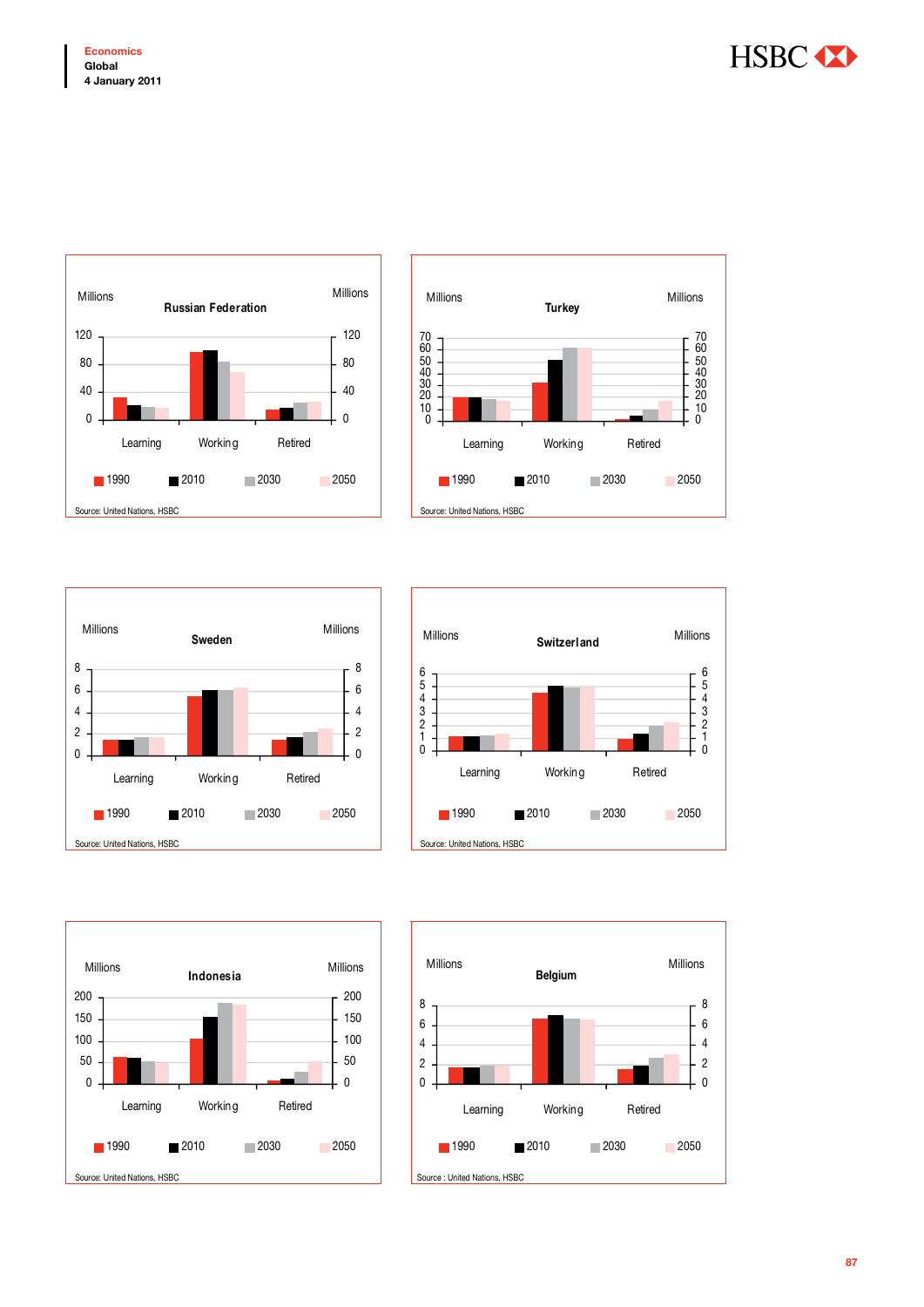**Russian Federation**

Millions | Millions

Learning | Working | Retired

1990 | 2010 | 2030 | 2050

Source: United Nations, HSBC

**Turkey**

Millions | Millions

Learning | Working | Retired

1990 | 2010 | 2030 | 2050

Source: United Nations, HSBC

**Sweden**

Millions | Millions

Learning | Working | Retired

1990 | 2010 | 2030 | 2050

Source: United Nations, HSBC

**Switzerland**

Millions | Millions

Learning | Working | Retired

1990 | 2010 | 2030 | 2050

Source: United Nations, HSBC

**Indonesia**

Millions | Millions

Learning | Working | Retired

1990 | 2010 | 2030 | 2050

Source: United Nations, HSBC

**Belgium**

Millions | Millions

Learning | Working | Retired

1990 | 2010 | 2030 | 2050

Source : United Nations, HSBC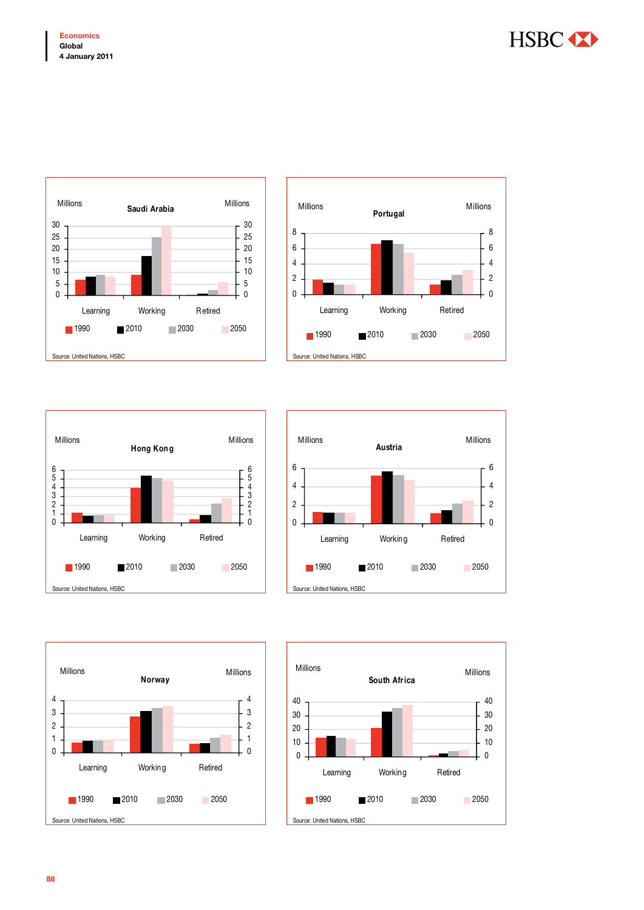**Saudi Arabia**

Millions

Learning, Working, Retired

1990, 2010, 2030, 2050

Source: United Nations, HSBC

**Portugal**

Millions

Learning, Working, Retired

1990, 2010, 2030, 2050

Source: United Nations, HSBC

**Hong Kong**

Millions

Learning, Working, Retired

1990, 2010, 2030, 2050

Source: United Nations, HSBC

**Austria**

Millions

Learning, Working, Retired

1990, 2010, 2030, 2050

Source: United Nations, HSBC

**Norway**

Millions

Learning, Working, Retired

1990, 2010, 2030, 2050

Source: United Nations, HSBC

**South Africa**

Millions

Learning, Working, Retired

1990, 2010, 2030, 2050

Source: United Nations, HSBC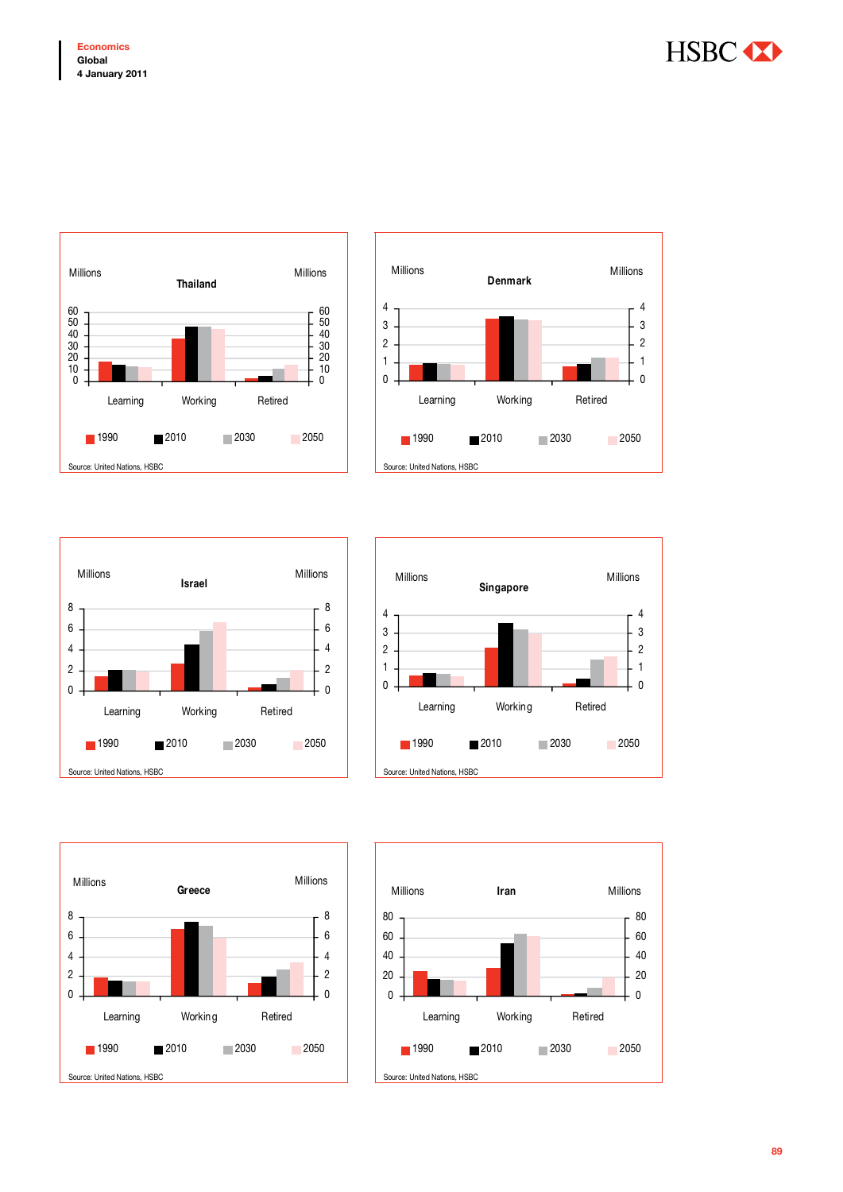Millions **Thailand** Millions

Learning | Working | Retired

1990 | 2010 | 2030 | 2050

Source: United Nations, HSBC

Millions **Denmark** Millions

Learning | Working | Retired

1990 | 2010 | 2030 | 2050

Source: United Nations, HSBC

Millions **Israel** Millions

Learning | Working | Retired

1990 | 2010 | 2030 | 2050

Source: United Nations, HSBC

Millions **Singapore** Millions

Learning | Working | Retired

1990 | 2010 | 2030 | 2050

Source: United Nations, HSBC

Millions **Greece** Millions

Learning | Working | Retired

1990 | 2010 | 2030 | 2050

Source: United Nations, HSBC

Millions **Iran** Millions

Learning | Working | Retired

1990 | 2010 | 2030 | 2050

Source: United Nations, HSBC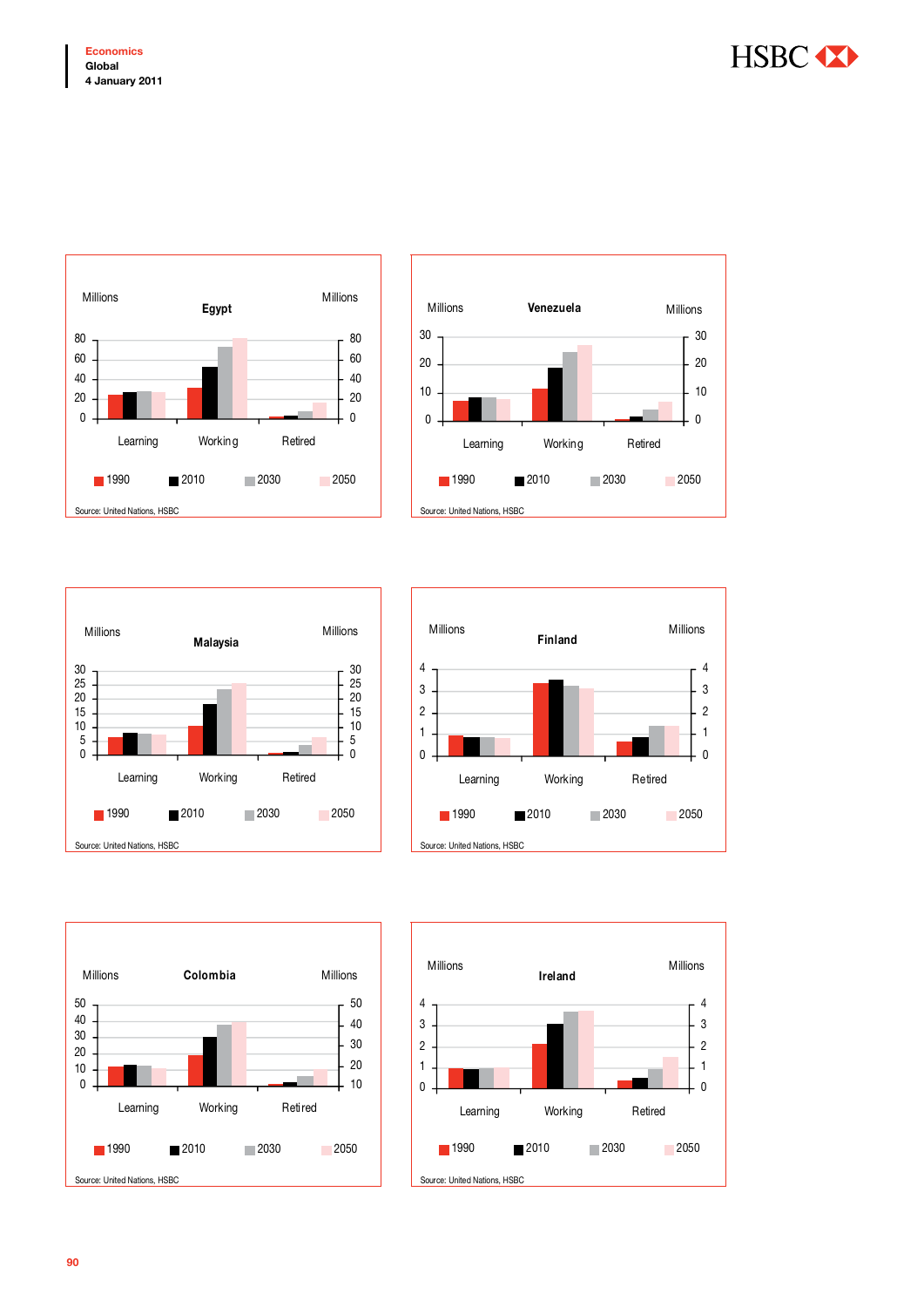**Egypt**

Millions

| | 1990 | 2010 | 2030 | 2050 |
|---|---|---|---|---|
| Learning | | | | |
| Working | | | | |
| Retired | | | | |

Source: United Nations, HSBC

**Venezuela**

Millions

| | 1990 | 2010 | 2030 | 2050 |
|---|---|---|---|---|
| Learning | | | | |
| Working | | | | |
| Retired | | | | |

Source: United Nations, HSBC

**Malaysia**

Millions

| | 1990 | 2010 | 2030 | 2050 |
|---|---|---|---|---|
| Learning | | | | |
| Working | | | | |
| Retired | | | | |

Source: United Nations, HSBC

**Finland**

Millions

| | 1990 | 2010 | 2030 | 2050 |
|---|---|---|---|---|
| Learning | | | | |
| Working | | | | |
| Retired | | | | |

Source: United Nations, HSBC

**Colombia**

Millions

| | 1990 | 2010 | 2030 | 2050 |
|---|---|---|---|---|
| Learning | | | | |
| Working | | | | |
| Retired | | | | |

Source: United Nations, HSBC

**Ireland**

Millions

| | 1990 | 2010 | 2030 | 2050 |
|---|---|---|---|---|
| Learning | | | | |
| Working | | | | |
| Retired | | | | |

Source: United Nations, HSBC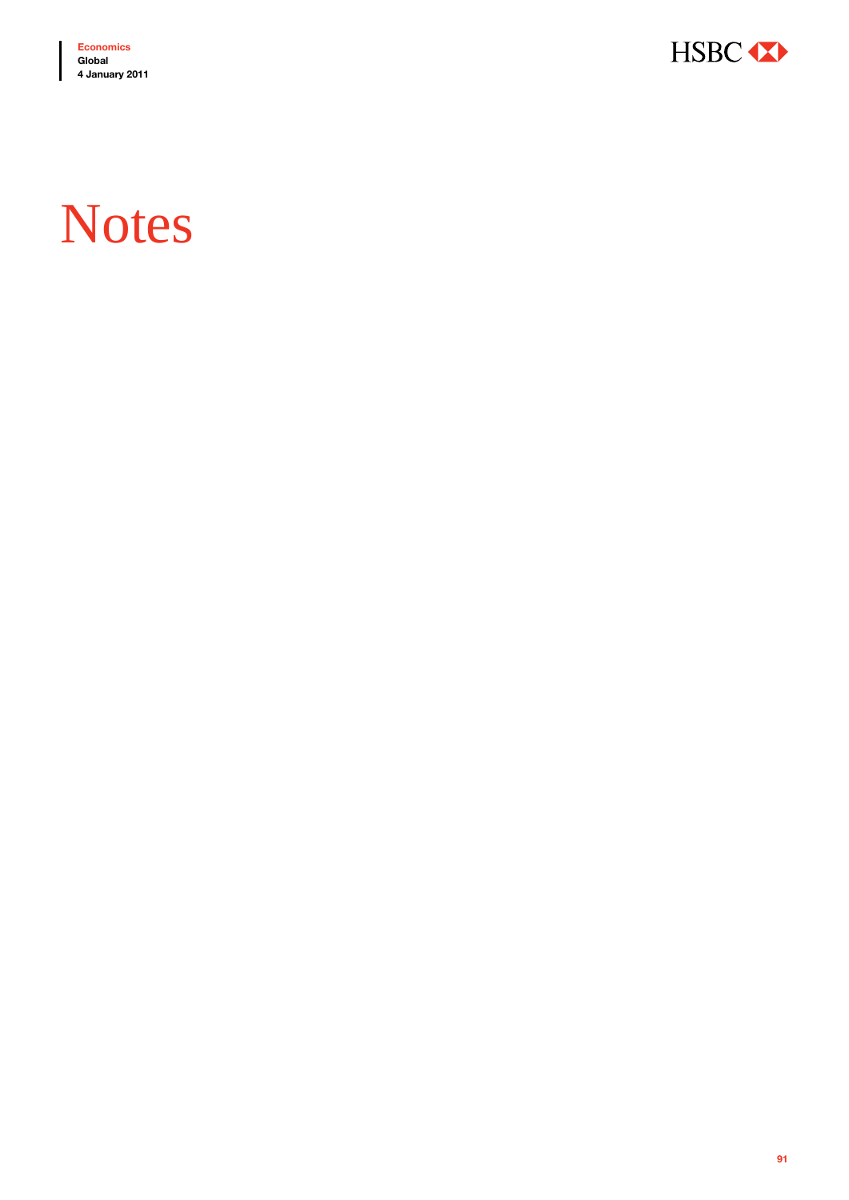# Notes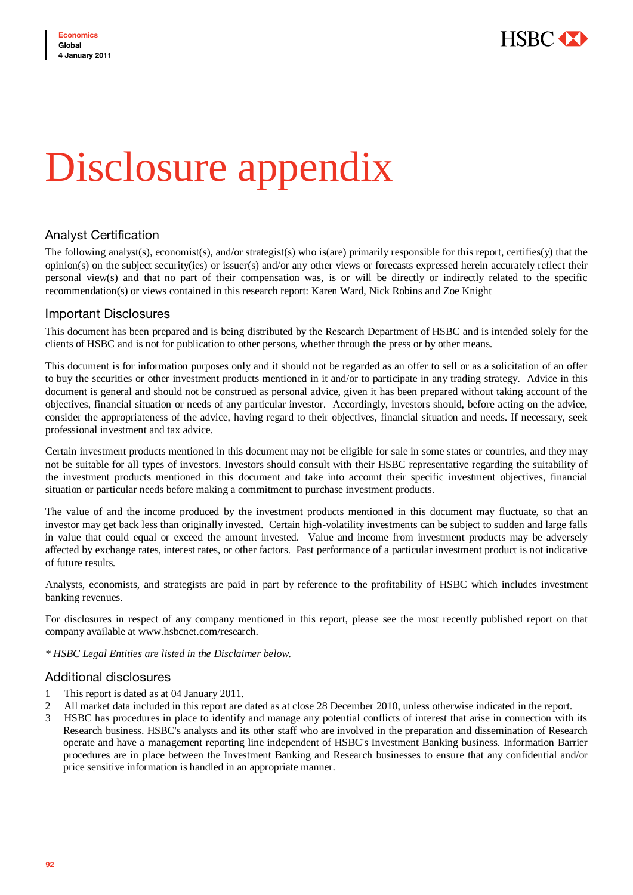# Disclosure appendix

## Analyst Certification

The following analyst(s), economist(s), and/or strategist(s) who is(are) primarily responsible for this report, certifies(y) that the opinion(s) on the subject security(ies) or issuer(s) and/or any other views or forecasts expressed herein accurately reflect their personal view(s) and that no part of their compensation was, is or will be directly or indirectly related to the specific recommendation(s) or views contained in this research report: Karen Ward, Nick Robins and Zoe Knight

## Important Disclosures

This document has been prepared and is being distributed by the Research Department of HSBC and is intended solely for the clients of HSBC and is not for publication to other persons, whether through the press or by other means.

This document is for information purposes only and it should not be regarded as an offer to sell or as a solicitation of an offer to buy the securities or other investment products mentioned in it and/or to participate in any trading strategy. Advice in this document is general and should not be construed as personal advice, given it has been prepared without taking account of the objectives, financial situation or needs of any particular investor. Accordingly, investors should, before acting on the advice, consider the appropriateness of the advice, having regard to their objectives, financial situation and needs. If necessary, seek professional investment and tax advice.

Certain investment products mentioned in this document may not be eligible for sale in some states or countries, and they may not be suitable for all types of investors. Investors should consult with their HSBC representative regarding the suitability of the investment products mentioned in this document and take into account their specific investment objectives, financial situation or particular needs before making a commitment to purchase investment products.

The value of and the income produced by the investment products mentioned in this document may fluctuate, so that an investor may get back less than originally invested. Certain high-volatility investments can be subject to sudden and large falls in value that could equal or exceed the amount invested. Value and income from investment products may be adversely affected by exchange rates, interest rates, or other factors. Past performance of a particular investment product is not indicative of future results.

Analysts, economists, and strategists are paid in part by reference to the profitability of HSBC which includes investment banking revenues.

For disclosures in respect of any company mentioned in this report, please see the most recently published report on that company available at www.hsbcnet.com/research.

*\* HSBC Legal Entities are listed in the Disclaimer below.*

## Additional disclosures

1. This report is dated as at 04 January 2011.
2. All market data included in this report are dated as at close 28 December 2010, unless otherwise indicated in the report.
3. HSBC has procedures in place to identify and manage any potential conflicts of interest that arise in connection with its Research business. HSBC's analysts and its other staff who are involved in the preparation and dissemination of Research operate and have a management reporting line independent of HSBC's Investment Banking business. Information Barrier procedures are in place between the Investment Banking and Research businesses to ensure that any confidential and/or price sensitive information is handled in an appropriate manner.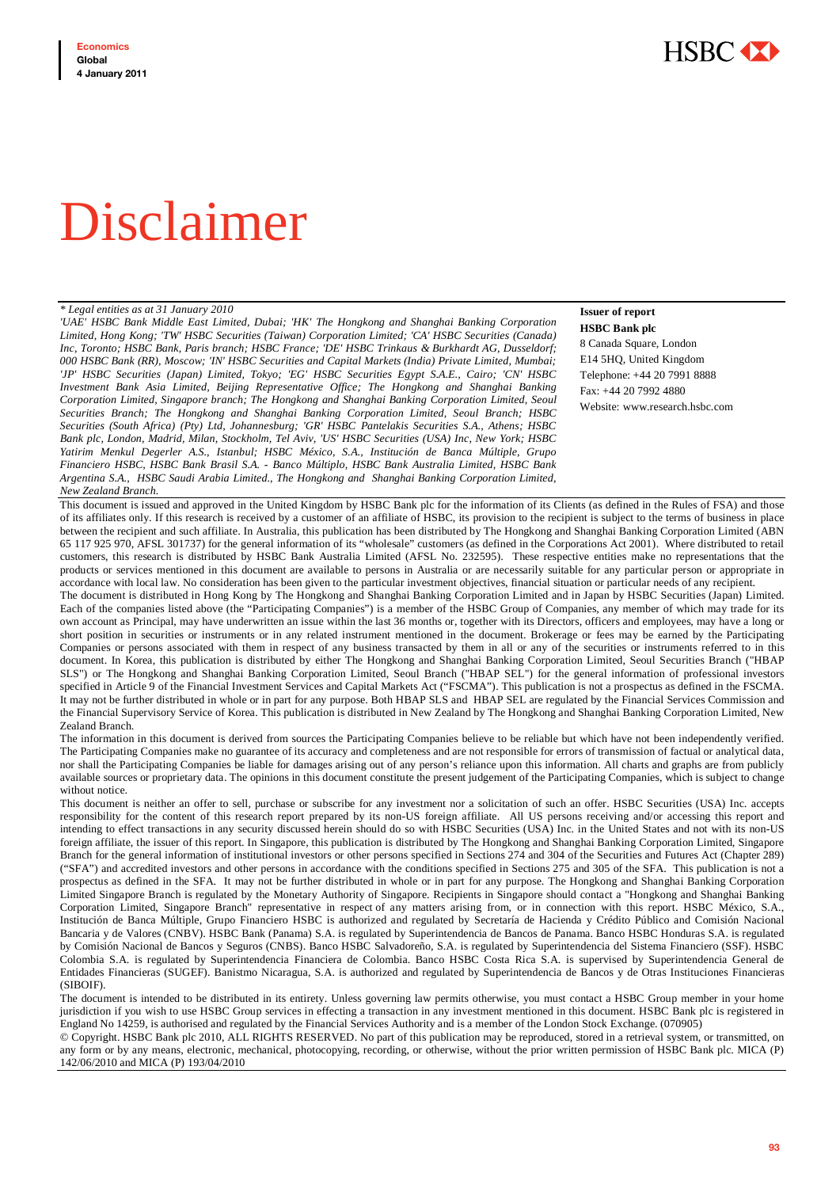# Disclaimer

*\* Legal entities as at 31 January 2010*

*'UAE' HSBC Bank Middle East Limited, Dubai; 'HK' The Hongkong and Shanghai Banking Corporation Limited, Hong Kong; 'TW' HSBC Securities (Taiwan) Corporation Limited; 'CA' HSBC Securities (Canada) Inc, Toronto; HSBC Bank, Paris branch; HSBC France; 'DE' HSBC Trinkaus & Burkhardt AG, Dusseldorf; 000 HSBC Bank (RR), Moscow; 'IN' HSBC Securities and Capital Markets (India) Private Limited, Mumbai; 'JP' HSBC Securities (Japan) Limited, Tokyo; 'EG' HSBC Securities Egypt S.A.E., Cairo; 'CN' HSBC Investment Bank Asia Limited, Beijing Representative Office; The Hongkong and Shanghai Banking Corporation Limited, Singapore branch; The Hongkong and Shanghai Banking Corporation Limited, Seoul Securities Branch; The Hongkong and Shanghai Banking Corporation Limited, Seoul Branch; HSBC Securities (South Africa) (Pty) Ltd, Johannesburg; 'GR' HSBC Pantelakis Securities S.A., Athens; HSBC Bank plc, London, Madrid, Milan, Stockholm, Tel Aviv, 'US' HSBC Securities (USA) Inc, New York; HSBC Yatirim Menkul Degerler A.S., Istanbul; HSBC México, S.A., Institución de Banca Múltiple, Grupo Financiero HSBC, HSBC Bank Brasil S.A. - Banco Múltiplo, HSBC Bank Australia Limited, HSBC Bank Argentina S.A., HSBC Saudi Arabia Limited., The Hongkong and Shanghai Banking Corporation Limited, New Zealand Branch.*

**Issuer of report**
**HSBC Bank plc**
8 Canada Square, London
E14 5HQ, United Kingdom
Telephone: +44 20 7991 8888
Fax: +44 20 7992 4880
Website: www.research.hsbc.com

This document is issued and approved in the United Kingdom by HSBC Bank plc for the information of its Clients (as defined in the Rules of FSA) and those of its affiliates only. If this research is received by a customer of an affiliate of HSBC, its provision to the recipient is subject to the terms of business in place between the recipient and such affiliate. In Australia, this publication has been distributed by The Hongkong and Shanghai Banking Corporation Limited (ABN 65 117 925 970, AFSL 301737) for the general information of its "wholesale" customers (as defined in the Corporations Act 2001). Where distributed to retail customers, this research is distributed by HSBC Bank Australia Limited (AFSL No. 232595). These respective entities make no representations that the products or services mentioned in this document are available to persons in Australia or are necessarily suitable for any particular person or appropriate in accordance with local law. No consideration has been given to the particular investment objectives, financial situation or particular needs of any recipient.

The document is distributed in Hong Kong by The Hongkong and Shanghai Banking Corporation Limited and in Japan by HSBC Securities (Japan) Limited. Each of the companies listed above (the "Participating Companies") is a member of the HSBC Group of Companies, any member of which may trade for its own account as Principal, may have underwritten an issue within the last 36 months or, together with its Directors, officers and employees, may have a long or short position in securities or instruments or in any related instrument mentioned in the document. Brokerage or fees may be earned by the Participating Companies or persons associated with them in respect of any business transacted by them in all or any of the securities or instruments referred to in this document. In Korea, this publication is distributed by either The Hongkong and Shanghai Banking Corporation Limited, Seoul Securities Branch ("HBAP SLS") or The Hongkong and Shanghai Banking Corporation Limited, Seoul Branch ("HBAP SEL") for the general information of professional investors specified in Article 9 of the Financial Investment Services and Capital Markets Act ("FSCMA"). This publication is not a prospectus as defined in the FSCMA. It may not be further distributed in whole or in part for any purpose. Both HBAP SLS and HBAP SEL are regulated by the Financial Services Commission and the Financial Supervisory Service of Korea. This publication is distributed in New Zealand by The Hongkong and Shanghai Banking Corporation Limited, New Zealand Branch.

The information in this document is derived from sources the Participating Companies believe to be reliable but which have not been independently verified. The Participating Companies make no guarantee of its accuracy and completeness and are not responsible for errors of transmission of factual or analytical data, nor shall the Participating Companies be liable for damages arising out of any person's reliance upon this information. All charts and graphs are from publicly available sources or proprietary data. The opinions in this document constitute the present judgement of the Participating Companies, which is subject to change without notice.

This document is neither an offer to sell, purchase or subscribe for any investment nor a solicitation of such an offer. HSBC Securities (USA) Inc. accepts responsibility for the content of this research report prepared by its non-US foreign affiliate. All US persons receiving and/or accessing this report and intending to effect transactions in any security discussed herein should do so with HSBC Securities (USA) Inc. in the United States and not with its non-US foreign affiliate, the issuer of this report. In Singapore, this publication is distributed by The Hongkong and Shanghai Banking Corporation Limited, Singapore Branch for the general information of institutional investors or other persons specified in Sections 274 and 304 of the Securities and Futures Act (Chapter 289) ("SFA") and accredited investors and other persons in accordance with the conditions specified in Sections 275 and 305 of the SFA. This publication is not a prospectus as defined in the SFA. It may not be further distributed in whole or in part for any purpose. The Hongkong and Shanghai Banking Corporation Limited Singapore Branch is regulated by the Monetary Authority of Singapore. Recipients in Singapore should contact a "Hongkong and Shanghai Banking Corporation Limited, Singapore Branch" representative in respect of any matters arising from, or in connection with this report. HSBC México, S.A., Institución de Banca Múltiple, Grupo Financiero HSBC is authorized and regulated by Secretaría de Hacienda y Crédito Público and Comisión Nacional Bancaria y de Valores (CNBV). HSBC Bank (Panama) S.A. is regulated by Superintendencia de Bancos de Panama. Banco HSBC Honduras S.A. is regulated by Comisión Nacional de Bancos y Seguros (CNBS). Banco HSBC Salvadoreño, S.A. is regulated by Superintendencia del Sistema Financiero (SSF). HSBC Colombia S.A. is regulated by Superintendencia Financiera de Colombia. Banco HSBC Costa Rica S.A. is supervised by Superintendencia General de Entidades Financieras (SUGEF). Banistmo Nicaragua, S.A. is authorized and regulated by Superintendencia de Bancos y de Otras Instituciones Financieras (SIBOIF).

The document is intended to be distributed in its entirety. Unless governing law permits otherwise, you must contact a HSBC Group member in your home jurisdiction if you wish to use HSBC Group services in effecting a transaction in any investment mentioned in this document. HSBC Bank plc is registered in England No 14259, is authorised and regulated by the Financial Services Authority and is a member of the London Stock Exchange. (070905)

© Copyright. HSBC Bank plc 2010, ALL RIGHTS RESERVED. No part of this publication may be reproduced, stored in a retrieval system, or transmitted, on any form or by any means, electronic, mechanical, photocopying, recording, or otherwise, without the prior written permission of HSBC Bank plc. MICA (P) 142/06/2010 and MICA (P) 193/04/2010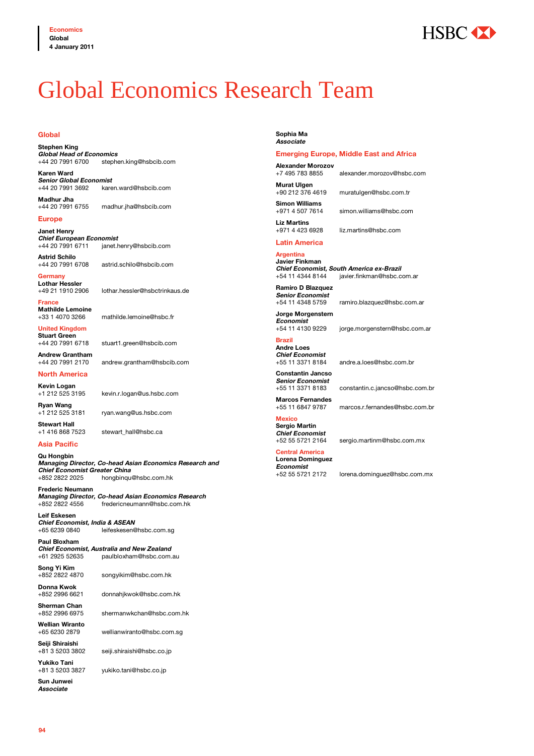# Global Economics Research Team

## Global

**Stephen King**
***Global Head of Economics***
+44 20 7991 6700 stephen.king@hsbcib.com

**Karen Ward**
***Senior Global Economist***
+44 20 7991 3692 karen.ward@hsbcib.com

**Madhur Jha**
+44 20 7991 6755 madhur.jha@hsbcib.com

## Europe

**Janet Henry**
***Chief European Economist***
+44 20 7991 6711 janet.henry@hsbcib.com

**Astrid Schilo**
+44 20 7991 6708 astrid.schilo@hsbcib.com

### Germany

**Lothar Hessler**
+49 21 1910 2906 lothar.hessler@hsbctrinkaus.de

### France

**Mathilde Lemoine**
+33 1 4070 3266 mathilde.lemoine@hsbc.fr

### United Kingdom

**Stuart Green**
+44 20 7991 6718 stuart1.green@hsbcib.com

**Andrew Grantham**
+44 20 7991 2170 andrew.grantham@hsbcib.com

## North America

**Kevin Logan**
+1 212 525 3195 kevin.r.logan@us.hsbc.com

**Ryan Wang**
+1 212 525 3181 ryan.wang@us.hsbc.com

**Stewart Hall**
+1 416 868 7523 stewart_hall@hsbc.ca

## Asia Pacific

**Qu Hongbin**
***Managing Director, Co-head Asian Economics Research and Chief Economist Greater China***
+852 2822 2025 hongbinqu@hsbc.com.hk

**Frederic Neumann**
***Managing Director, Co-head Asian Economics Research***
+852 2822 4556 fredericneumann@hsbc.com.hk

**Leif Eskesen**
***Chief Economist, India & ASEAN***
+65 6239 0840 leifeskesen@hsbc.com.sg

**Paul Bloxham**
***Chief Economist, Australia and New Zealand***
+61 2925 52635 paulbloxham@hsbc.com.au

**Song Yi Kim**
+852 2822 4870 songyikim@hsbc.com.hk

**Donna Kwok**
+852 2996 6621 donnahjkwok@hsbc.com.hk

**Sherman Chan**
+852 2996 6975 shermanwkchan@hsbc.com.hk

**Wellian Wiranto**
+65 6230 2879 wellianwiranto@hsbc.com.sg

**Seiji Shiraishi**
+81 3 5203 3802 seiji.shiraishi@hsbc.co.jp

**Yukiko Tani**
+81 3 5203 3827 yukiko.tani@hsbc.co.jp

**Sun Junwei**
***Associate***

**Sophia Ma**
***Associate***

## Emerging Europe, Middle East and Africa

**Alexander Morozov**
+7 495 783 8855 alexander.morozov@hsbc.com

**Murat Ulgen**
+90 212 376 4619 muratulgen@hsbc.com.tr

**Simon Williams**
+971 4 507 7614 simon.williams@hsbc.com

**Liz Martins**
+971 4 423 6928 liz.martins@hsbc.com

## Latin America

### Argentina

**Javier Finkman**
***Chief Economist, South America ex-Brazil***
+54 11 4344 8144 javier.finkman@hsbc.com.ar

**Ramiro D Blazquez**
***Senior Economist***
+54 11 4348 5759 ramiro.blazquez@hsbc.com.ar

**Jorge Morgenstern**
***Economist***
+54 11 4130 9229 jorge.morgenstern@hsbc.com.ar

### Brazil

**Andre Loes**
***Chief Economist***
+55 11 3371 8184 andre.a.loes@hsbc.com.br

**Constantin Jancso**
***Senior Economist***
+55 11 3371 8183 constantin.c.jancso@hsbc.com.br

**Marcos Fernandes**
+55 11 6847 9787 marcos.r.fernandes@hsbc.com.br

### Mexico

**Sergio Martin**
***Chief Economist***
+52 55 5721 2164 sergio.martinm@hsbc.com.mx

### Central America

**Lorena Dominguez**
***Economist***
+52 55 5721 2172 lorena.dominguez@hsbc.com.mx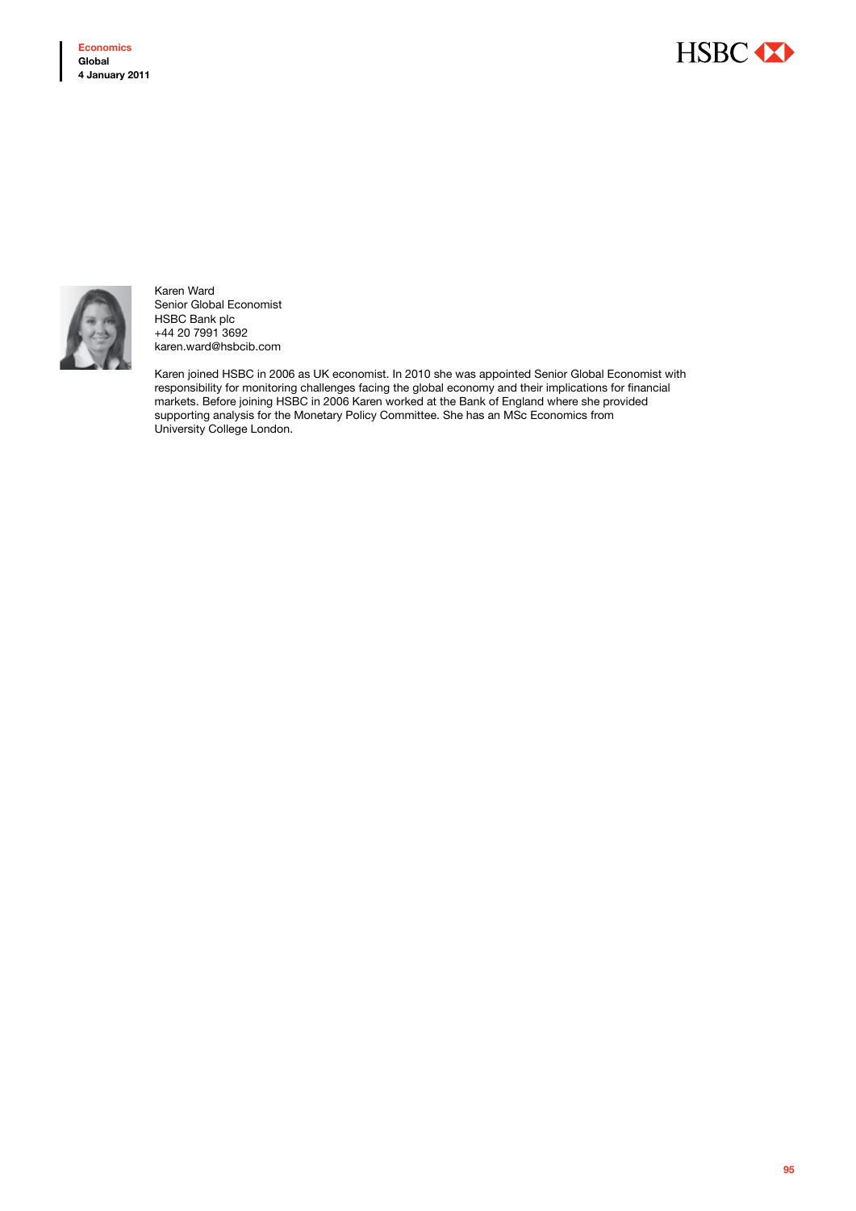Karen Ward
Senior Global Economist
HSBC Bank plc
+44 20 7991 3692
karen.ward@hsbcib.com

Karen joined HSBC in 2006 as UK economist. In 2010 she was appointed Senior Global Economist with responsibility for monitoring challenges facing the global economy and their implications for financial markets. Before joining HSBC in 2006 Karen worked at the Bank of England where she provided supporting analysis for the Monetary Policy Committee. She has an MSc Economics from University College London.